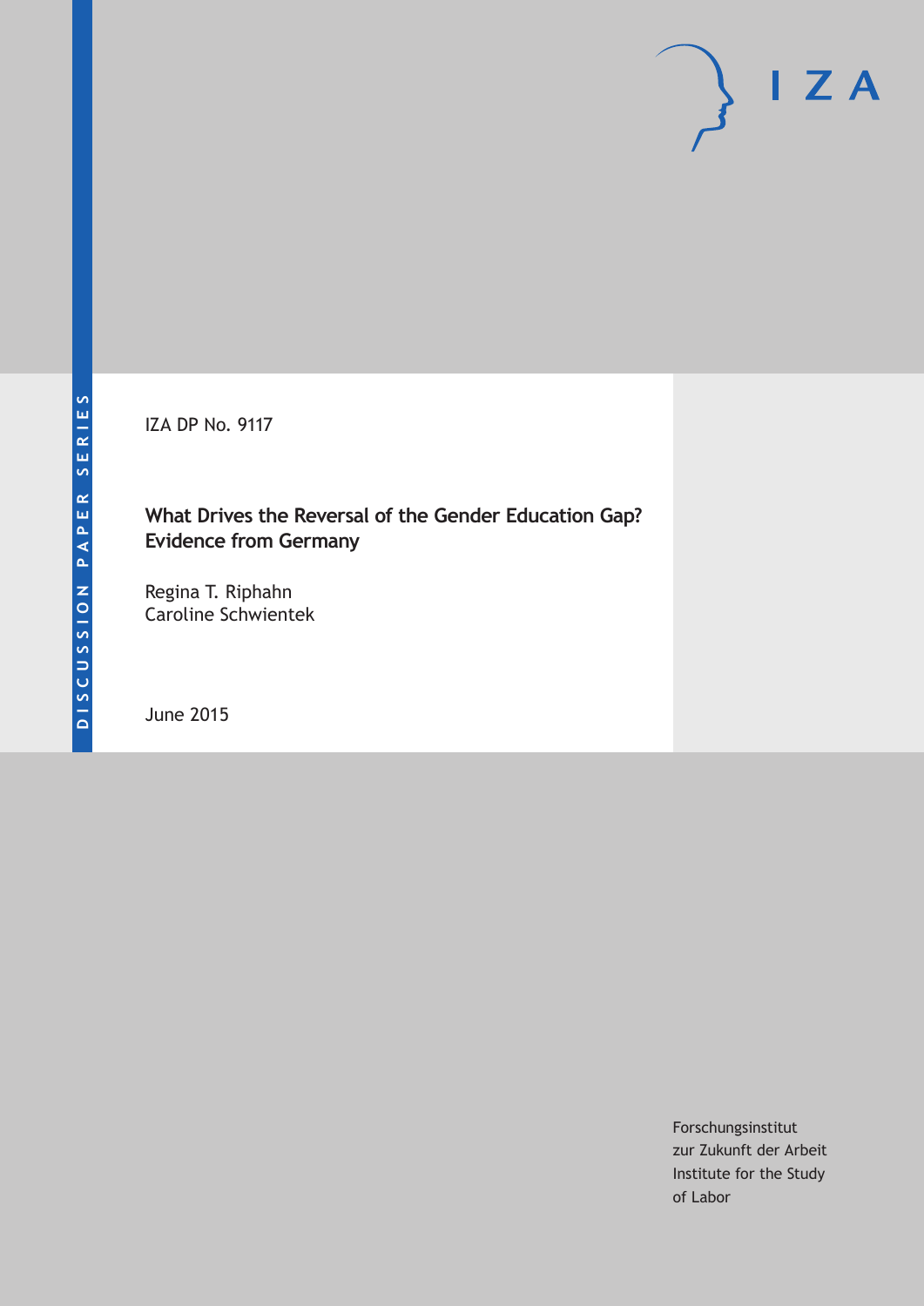IZA DP No. 9117

# What Drives the Reversal of the Gender Education Gap? Evidence from Germany

Regina T. Riphahn
Caroline Schwientek

June 2015

DISCUSSION PAPER SERIES

Forschungsinstitut
zur Zukunft der Arbeit
Institute for the Study
of Labor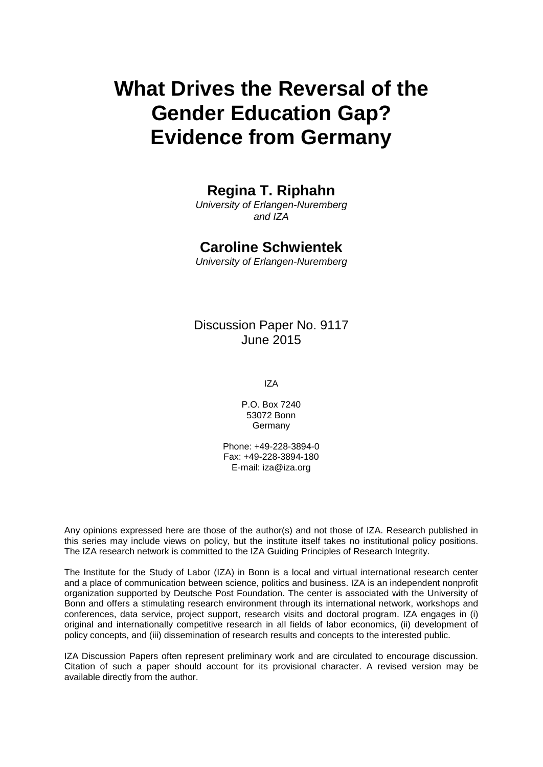# What Drives the Reversal of the Gender Education Gap? Evidence from Germany

**Regina T. Riphahn**

*University of Erlangen-Nuremberg and IZA*

**Caroline Schwientek**

*University of Erlangen-Nuremberg*

Discussion Paper No. 9117
June 2015

IZA

P.O. Box 7240
53072 Bonn
Germany

Phone: +49-228-3894-0
Fax: +49-228-3894-180
E-mail: iza@iza.org

Any opinions expressed here are those of the author(s) and not those of IZA. Research published in this series may include views on policy, but the institute itself takes no institutional policy positions. The IZA research network is committed to the IZA Guiding Principles of Research Integrity.

The Institute for the Study of Labor (IZA) in Bonn is a local and virtual international research center and a place of communication between science, politics and business. IZA is an independent nonprofit organization supported by Deutsche Post Foundation. The center is associated with the University of Bonn and offers a stimulating research environment through its international network, workshops and conferences, data service, project support, research visits and doctoral program. IZA engages in (i) original and internationally competitive research in all fields of labor economics, (ii) development of policy concepts, and (iii) dissemination of research results and concepts to the interested public.

IZA Discussion Papers often represent preliminary work and are circulated to encourage discussion. Citation of such a paper should account for its provisional character. A revised version may be available directly from the author.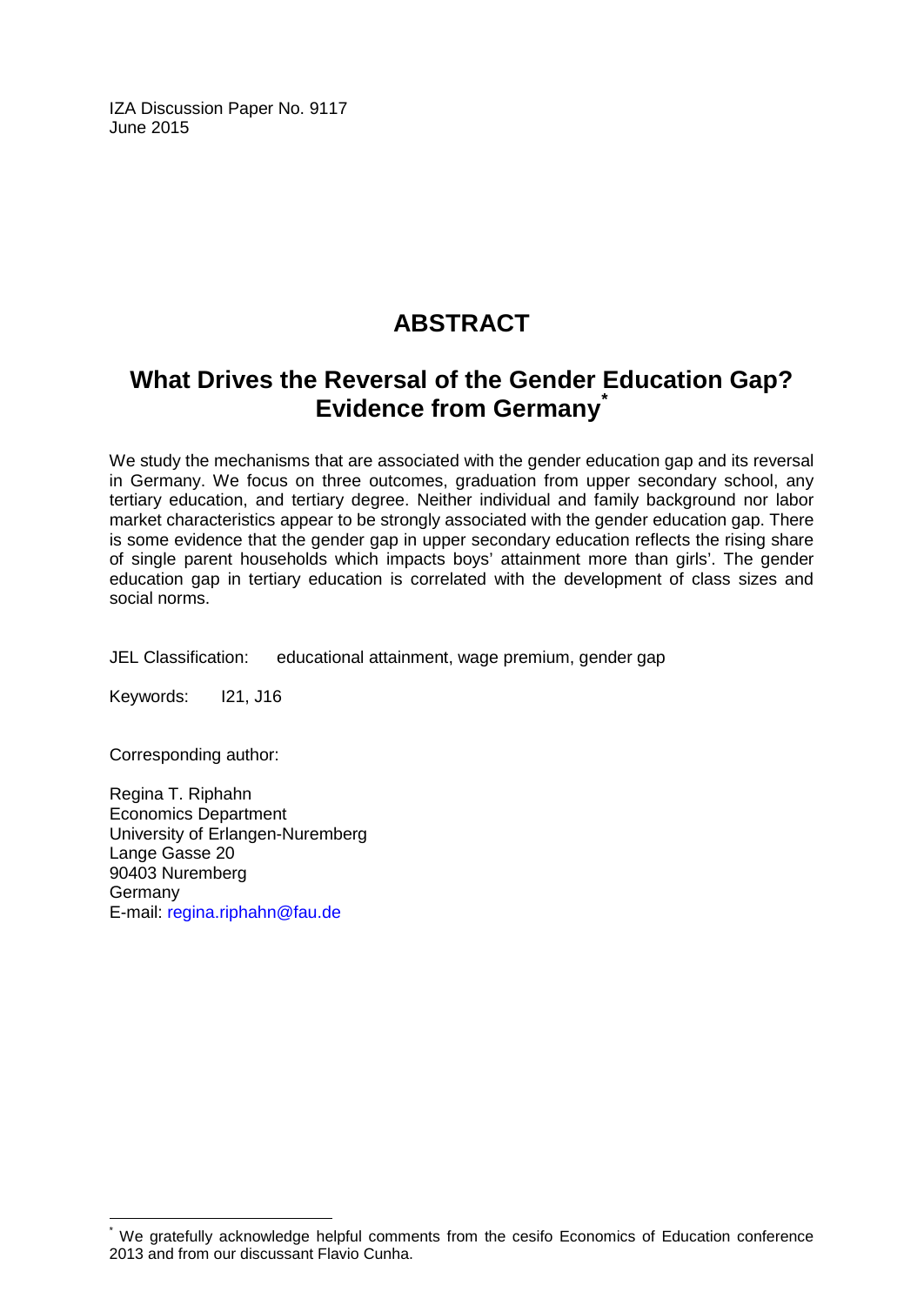IZA Discussion Paper No. 9117
June 2015

# ABSTRACT

## What Drives the Reversal of the Gender Education Gap? Evidence from Germany[*]

We study the mechanisms that are associated with the gender education gap and its reversal in Germany. We focus on three outcomes, graduation from upper secondary school, any tertiary education, and tertiary degree. Neither individual and family background nor labor market characteristics appear to be strongly associated with the gender education gap. There is some evidence that the gender gap in upper secondary education reflects the rising share of single parent households which impacts boys' attainment more than girls'. The gender education gap in tertiary education is correlated with the development of class sizes and social norms.

JEL Classification: educational attainment, wage premium, gender gap

Keywords: I21, J16

Corresponding author:

Regina T. Riphahn
Economics Department
University of Erlangen-Nuremberg
Lange Gasse 20
90403 Nuremberg
Germany
E-mail: regina.riphahn@fau.de

[*] We gratefully acknowledge helpful comments from the cesifo Economics of Education conference 2013 and from our discussant Flavio Cunha.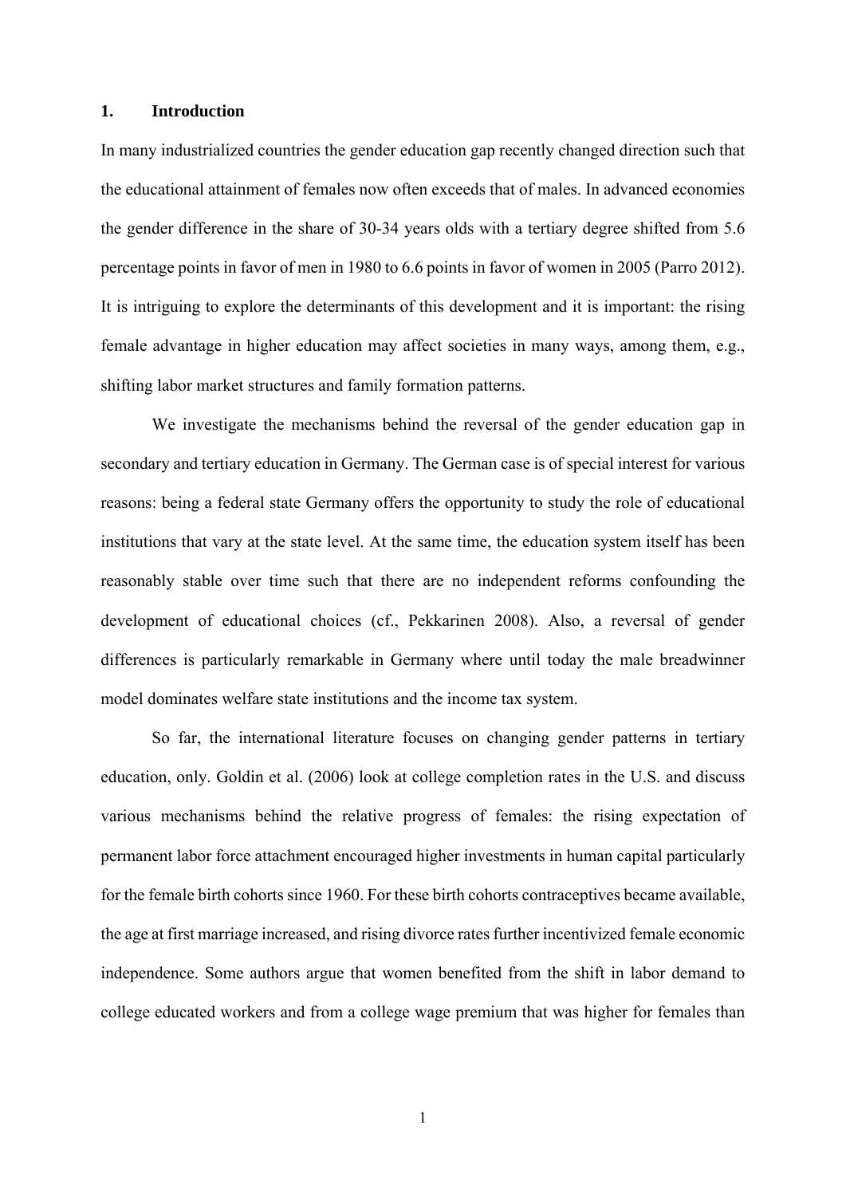## 1. Introduction

In many industrialized countries the gender education gap recently changed direction such that the educational attainment of females now often exceeds that of males. In advanced economies the gender difference in the share of 30-34 years olds with a tertiary degree shifted from 5.6 percentage points in favor of men in 1980 to 6.6 points in favor of women in 2005 (Parro 2012). It is intriguing to explore the determinants of this development and it is important: the rising female advantage in higher education may affect societies in many ways, among them, e.g., shifting labor market structures and family formation patterns.

We investigate the mechanisms behind the reversal of the gender education gap in secondary and tertiary education in Germany. The German case is of special interest for various reasons: being a federal state Germany offers the opportunity to study the role of educational institutions that vary at the state level. At the same time, the education system itself has been reasonably stable over time such that there are no independent reforms confounding the development of educational choices (cf., Pekkarinen 2008). Also, a reversal of gender differences is particularly remarkable in Germany where until today the male breadwinner model dominates welfare state institutions and the income tax system.

So far, the international literature focuses on changing gender patterns in tertiary education, only. Goldin et al. (2006) look at college completion rates in the U.S. and discuss various mechanisms behind the relative progress of females: the rising expectation of permanent labor force attachment encouraged higher investments in human capital particularly for the female birth cohorts since 1960. For these birth cohorts contraceptives became available, the age at first marriage increased, and rising divorce rates further incentivized female economic independence. Some authors argue that women benefited from the shift in labor demand to college educated workers and from a college wage premium that was higher for females than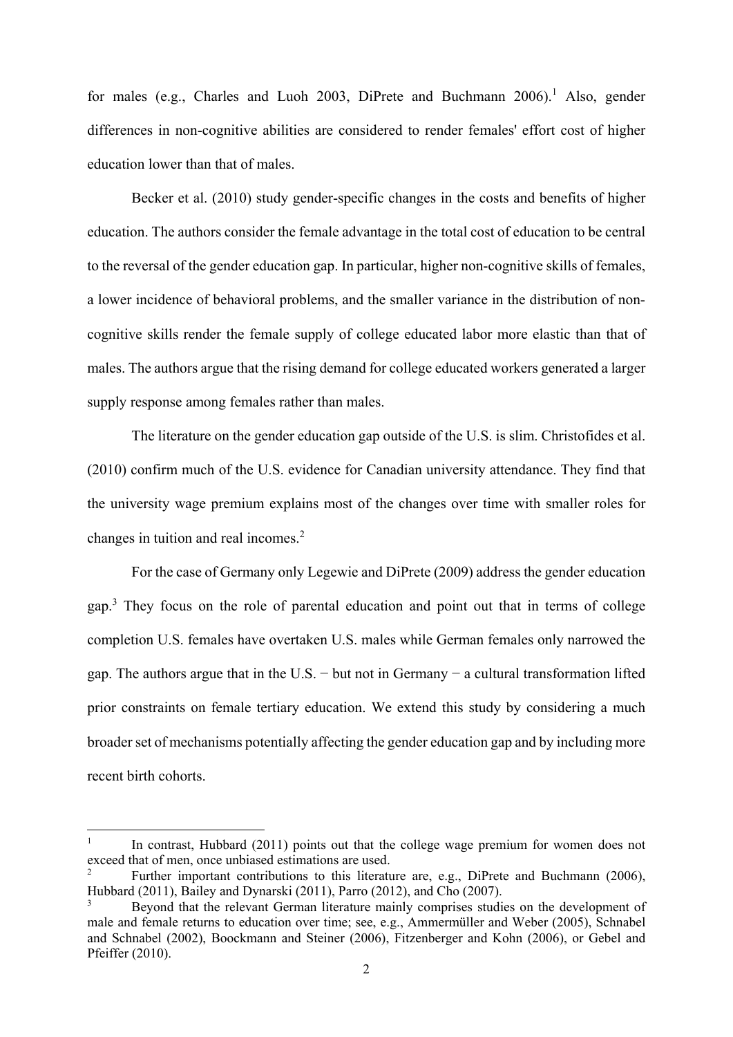for males (e.g., Charles and Luoh 2003, DiPrete and Buchmann 2006).[1] Also, gender differences in non-cognitive abilities are considered to render females' effort cost of higher education lower than that of males.

Becker et al. (2010) study gender-specific changes in the costs and benefits of higher education. The authors consider the female advantage in the total cost of education to be central to the reversal of the gender education gap. In particular, higher non-cognitive skills of females, a lower incidence of behavioral problems, and the smaller variance in the distribution of non-cognitive skills render the female supply of college educated labor more elastic than that of males. The authors argue that the rising demand for college educated workers generated a larger supply response among females rather than males.

The literature on the gender education gap outside of the U.S. is slim. Christofides et al. (2010) confirm much of the U.S. evidence for Canadian university attendance. They find that the university wage premium explains most of the changes over time with smaller roles for changes in tuition and real incomes.[2]

For the case of Germany only Legewie and DiPrete (2009) address the gender education gap.[3] They focus on the role of parental education and point out that in terms of college completion U.S. females have overtaken U.S. males while German females only narrowed the gap. The authors argue that in the U.S. − but not in Germany − a cultural transformation lifted prior constraints on female tertiary education. We extend this study by considering a much broader set of mechanisms potentially affecting the gender education gap and by including more recent birth cohorts.

---

[1] In contrast, Hubbard (2011) points out that the college wage premium for women does not exceed that of men, once unbiased estimations are used.

[2] Further important contributions to this literature are, e.g., DiPrete and Buchmann (2006), Hubbard (2011), Bailey and Dynarski (2011), Parro (2012), and Cho (2007).

[3] Beyond that the relevant German literature mainly comprises studies on the development of male and female returns to education over time; see, e.g., Ammermüller and Weber (2005), Schnabel and Schnabel (2002), Boockmann and Steiner (2006), Fitzenberger and Kohn (2006), or Gebel and Pfeiffer (2010).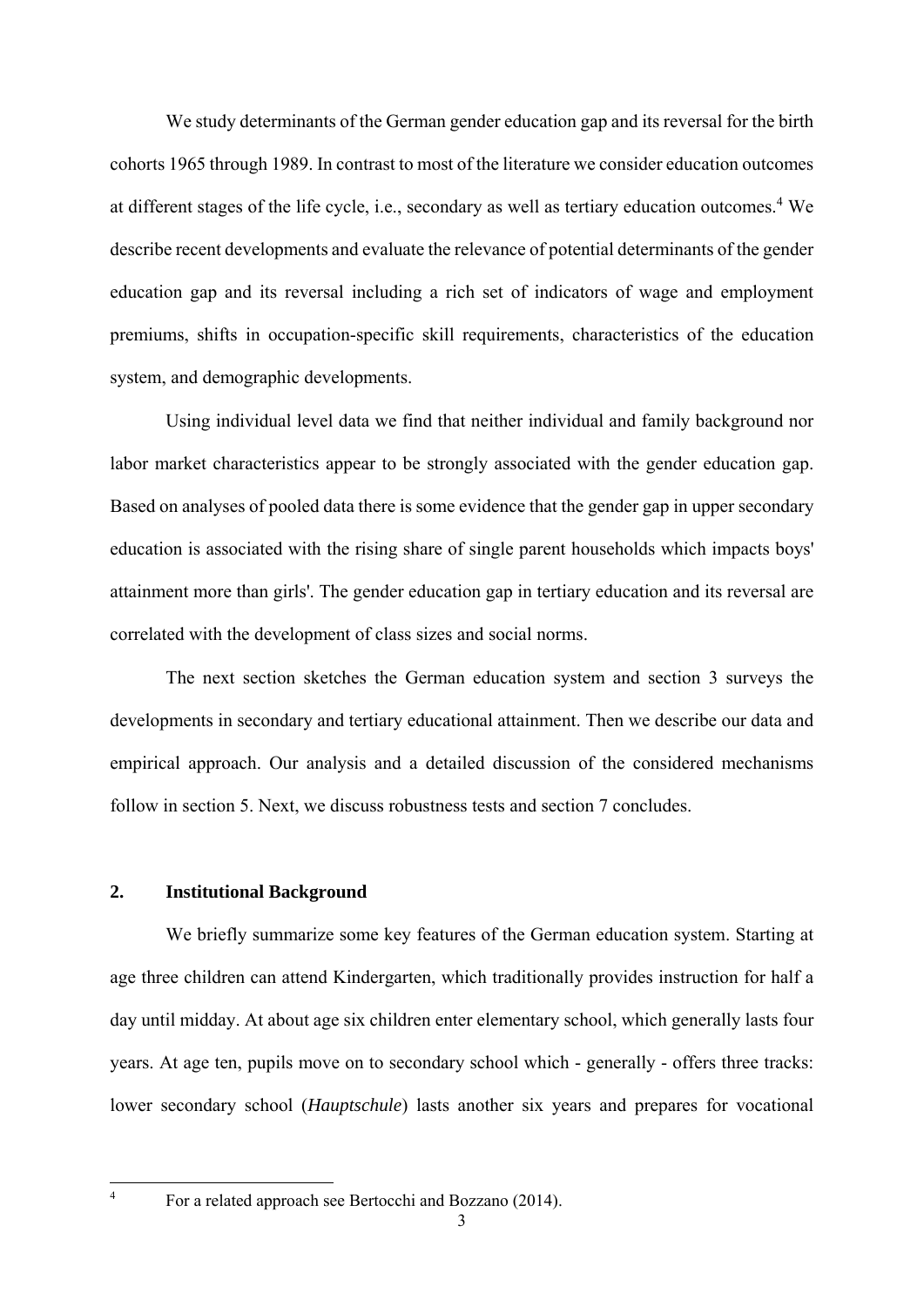We study determinants of the German gender education gap and its reversal for the birth cohorts 1965 through 1989. In contrast to most of the literature we consider education outcomes at different stages of the life cycle, i.e., secondary as well as tertiary education outcomes.[4] We describe recent developments and evaluate the relevance of potential determinants of the gender education gap and its reversal including a rich set of indicators of wage and employment premiums, shifts in occupation-specific skill requirements, characteristics of the education system, and demographic developments.

Using individual level data we find that neither individual and family background nor labor market characteristics appear to be strongly associated with the gender education gap. Based on analyses of pooled data there is some evidence that the gender gap in upper secondary education is associated with the rising share of single parent households which impacts boys' attainment more than girls'. The gender education gap in tertiary education and its reversal are correlated with the development of class sizes and social norms.

The next section sketches the German education system and section 3 surveys the developments in secondary and tertiary educational attainment. Then we describe our data and empirical approach. Our analysis and a detailed discussion of the considered mechanisms follow in section 5. Next, we discuss robustness tests and section 7 concludes.

## 2. Institutional Background

We briefly summarize some key features of the German education system. Starting at age three children can attend Kindergarten, which traditionally provides instruction for half a day until midday. At about age six children enter elementary school, which generally lasts four years. At age ten, pupils move on to secondary school which - generally - offers three tracks: lower secondary school (*Hauptschule*) lasts another six years and prepares for vocational

[4] For a related approach see Bertocchi and Bozzano (2014).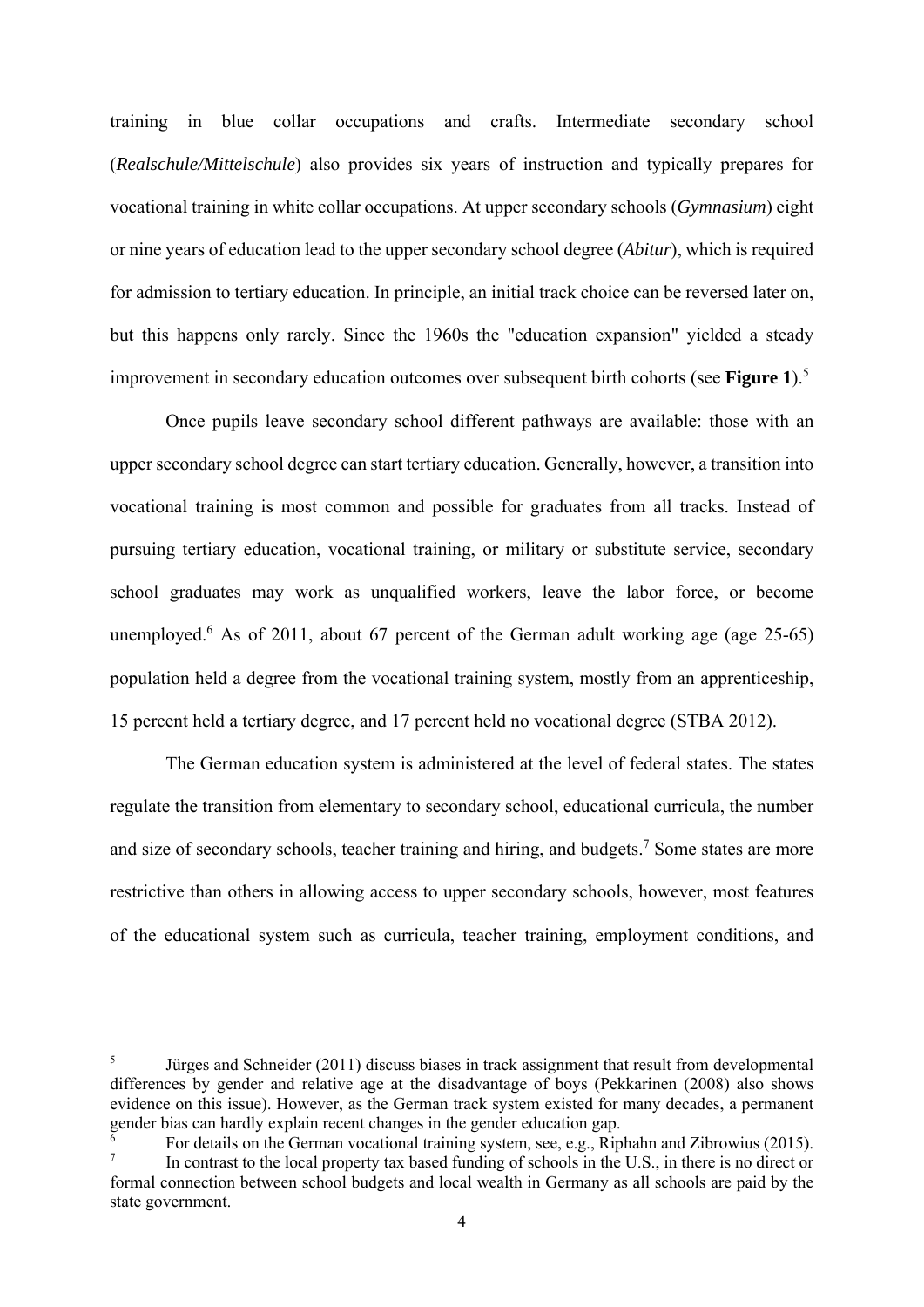training in blue collar occupations and crafts. Intermediate secondary school (*Realschule/Mittelschule*) also provides six years of instruction and typically prepares for vocational training in white collar occupations. At upper secondary schools (*Gymnasium*) eight or nine years of education lead to the upper secondary school degree (*Abitur*), which is required for admission to tertiary education. In principle, an initial track choice can be reversed later on, but this happens only rarely. Since the 1960s the "education expansion" yielded a steady improvement in secondary education outcomes over subsequent birth cohorts (see **Figure 1**).[5]

Once pupils leave secondary school different pathways are available: those with an upper secondary school degree can start tertiary education. Generally, however, a transition into vocational training is most common and possible for graduates from all tracks. Instead of pursuing tertiary education, vocational training, or military or substitute service, secondary school graduates may work as unqualified workers, leave the labor force, or become unemployed.[6] As of 2011, about 67 percent of the German adult working age (age 25-65) population held a degree from the vocational training system, mostly from an apprenticeship, 15 percent held a tertiary degree, and 17 percent held no vocational degree (STBA 2012).

The German education system is administered at the level of federal states. The states regulate the transition from elementary to secondary school, educational curricula, the number and size of secondary schools, teacher training and hiring, and budgets.[7] Some states are more restrictive than others in allowing access to upper secondary schools, however, most features of the educational system such as curricula, teacher training, employment conditions, and

---

[5] Jürges and Schneider (2011) discuss biases in track assignment that result from developmental differences by gender and relative age at the disadvantage of boys (Pekkarinen (2008) also shows evidence on this issue). However, as the German track system existed for many decades, a permanent gender bias can hardly explain recent changes in the gender education gap.

[6] For details on the German vocational training system, see, e.g., Riphahn and Zibrowius (2015).

[7] In contrast to the local property tax based funding of schools in the U.S., in there is no direct or formal connection between school budgets and local wealth in Germany as all schools are paid by the state government.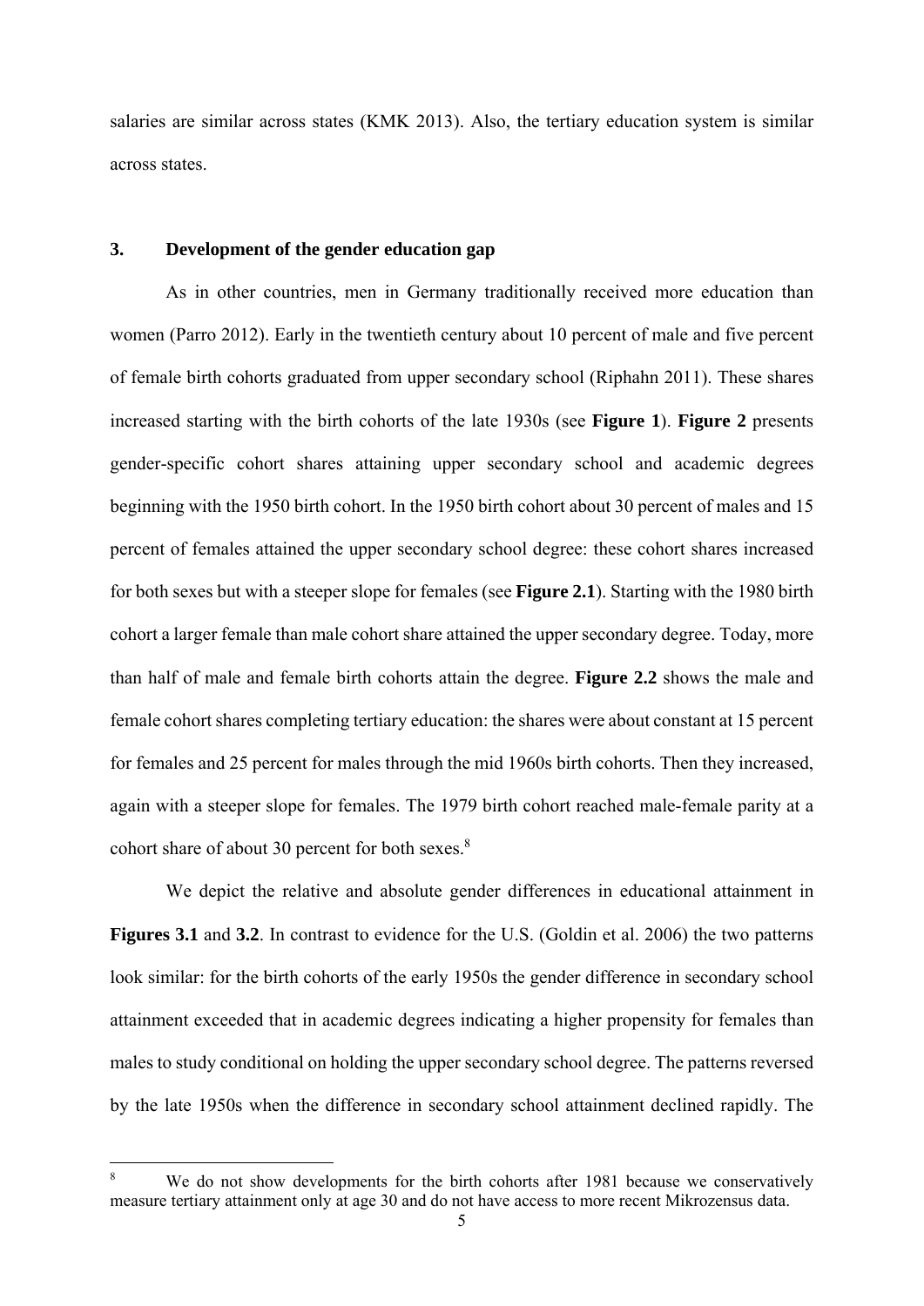salaries are similar across states (KMK 2013). Also, the tertiary education system is similar across states.

## 3. Development of the gender education gap

As in other countries, men in Germany traditionally received more education than women (Parro 2012). Early in the twentieth century about 10 percent of male and five percent of female birth cohorts graduated from upper secondary school (Riphahn 2011). These shares increased starting with the birth cohorts of the late 1930s (see **Figure 1**). **Figure 2** presents gender-specific cohort shares attaining upper secondary school and academic degrees beginning with the 1950 birth cohort. In the 1950 birth cohort about 30 percent of males and 15 percent of females attained the upper secondary school degree: these cohort shares increased for both sexes but with a steeper slope for females (see **Figure 2.1**). Starting with the 1980 birth cohort a larger female than male cohort share attained the upper secondary degree. Today, more than half of male and female birth cohorts attain the degree. **Figure 2.2** shows the male and female cohort shares completing tertiary education: the shares were about constant at 15 percent for females and 25 percent for males through the mid 1960s birth cohorts. Then they increased, again with a steeper slope for females. The 1979 birth cohort reached male-female parity at a cohort share of about 30 percent for both sexes.[8]

We depict the relative and absolute gender differences in educational attainment in **Figures 3.1** and **3.2**. In contrast to evidence for the U.S. (Goldin et al. 2006) the two patterns look similar: for the birth cohorts of the early 1950s the gender difference in secondary school attainment exceeded that in academic degrees indicating a higher propensity for females than males to study conditional on holding the upper secondary school degree. The patterns reversed by the late 1950s when the difference in secondary school attainment declined rapidly. The

[8] We do not show developments for the birth cohorts after 1981 because we conservatively measure tertiary attainment only at age 30 and do not have access to more recent Mikrozensus data.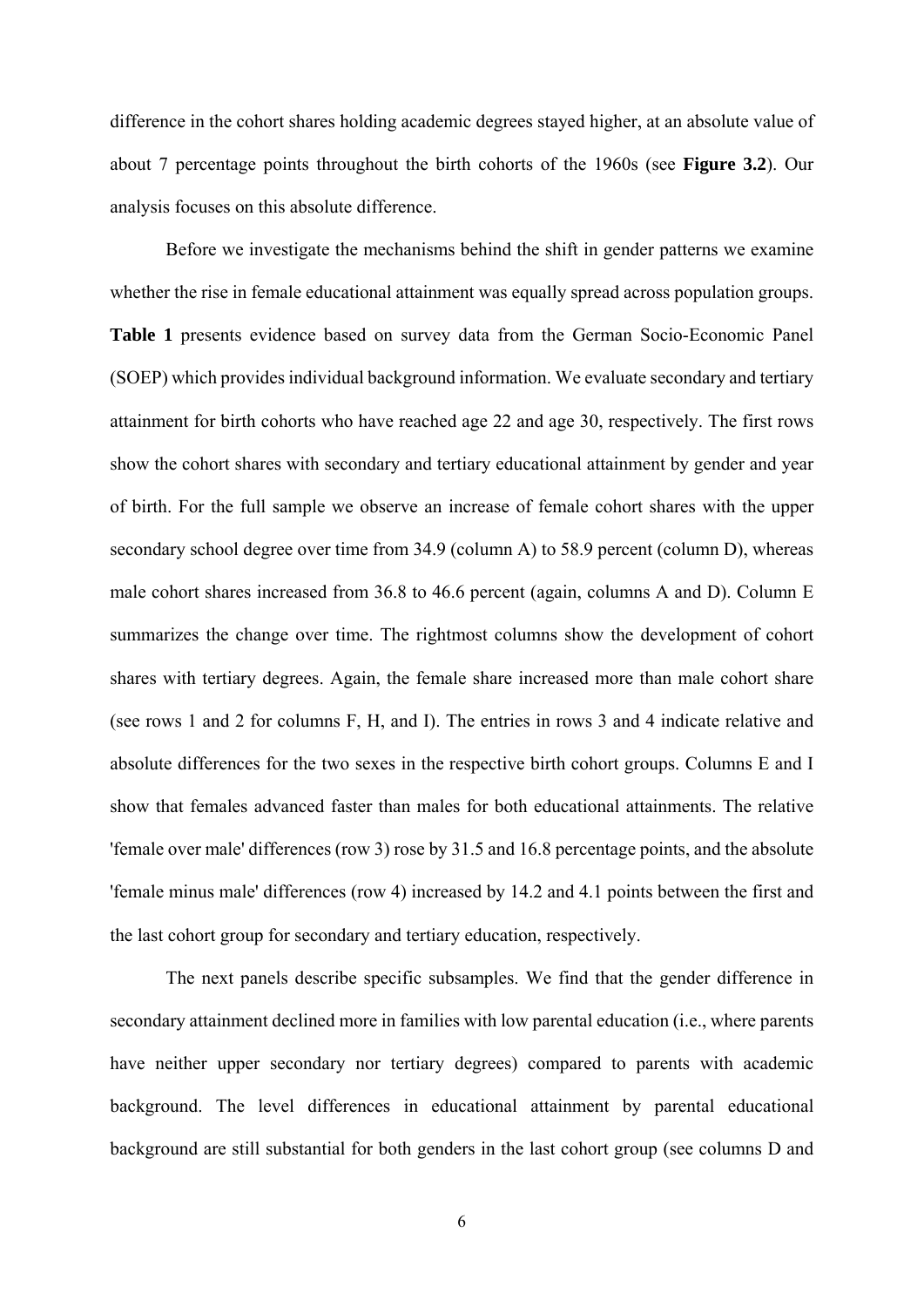difference in the cohort shares holding academic degrees stayed higher, at an absolute value of about 7 percentage points throughout the birth cohorts of the 1960s (see **Figure 3.2**). Our analysis focuses on this absolute difference.

Before we investigate the mechanisms behind the shift in gender patterns we examine whether the rise in female educational attainment was equally spread across population groups. **Table 1** presents evidence based on survey data from the German Socio-Economic Panel (SOEP) which provides individual background information. We evaluate secondary and tertiary attainment for birth cohorts who have reached age 22 and age 30, respectively. The first rows show the cohort shares with secondary and tertiary educational attainment by gender and year of birth. For the full sample we observe an increase of female cohort shares with the upper secondary school degree over time from 34.9 (column A) to 58.9 percent (column D), whereas male cohort shares increased from 36.8 to 46.6 percent (again, columns A and D). Column E summarizes the change over time. The rightmost columns show the development of cohort shares with tertiary degrees. Again, the female share increased more than male cohort share (see rows 1 and 2 for columns F, H, and I). The entries in rows 3 and 4 indicate relative and absolute differences for the two sexes in the respective birth cohort groups. Columns E and I show that females advanced faster than males for both educational attainments. The relative 'female over male' differences (row 3) rose by 31.5 and 16.8 percentage points, and the absolute 'female minus male' differences (row 4) increased by 14.2 and 4.1 points between the first and the last cohort group for secondary and tertiary education, respectively.

The next panels describe specific subsamples. We find that the gender difference in secondary attainment declined more in families with low parental education (i.e., where parents have neither upper secondary nor tertiary degrees) compared to parents with academic background. The level differences in educational attainment by parental educational background are still substantial for both genders in the last cohort group (see columns D and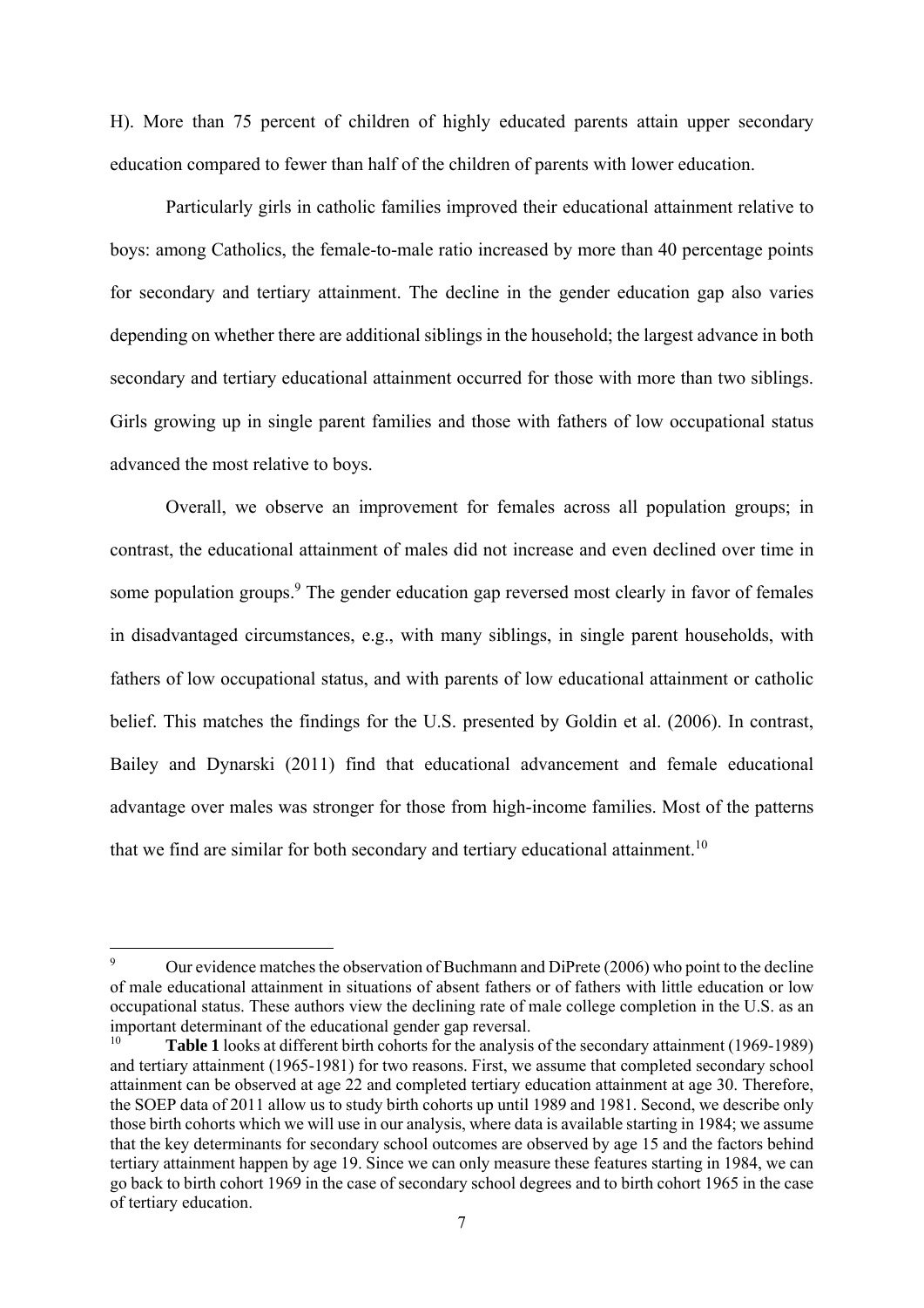H). More than 75 percent of children of highly educated parents attain upper secondary education compared to fewer than half of the children of parents with lower education.

Particularly girls in catholic families improved their educational attainment relative to boys: among Catholics, the female-to-male ratio increased by more than 40 percentage points for secondary and tertiary attainment. The decline in the gender education gap also varies depending on whether there are additional siblings in the household; the largest advance in both secondary and tertiary educational attainment occurred for those with more than two siblings. Girls growing up in single parent families and those with fathers of low occupational status advanced the most relative to boys.

Overall, we observe an improvement for females across all population groups; in contrast, the educational attainment of males did not increase and even declined over time in some population groups.[9] The gender education gap reversed most clearly in favor of females in disadvantaged circumstances, e.g., with many siblings, in single parent households, with fathers of low occupational status, and with parents of low educational attainment or catholic belief. This matches the findings for the U.S. presented by Goldin et al. (2006). In contrast, Bailey and Dynarski (2011) find that educational advancement and female educational advantage over males was stronger for those from high-income families. Most of the patterns that we find are similar for both secondary and tertiary educational attainment.[10]

---

[9] Our evidence matches the observation of Buchmann and DiPrete (2006) who point to the decline of male educational attainment in situations of absent fathers or of fathers with little education or low occupational status. These authors view the declining rate of male college completion in the U.S. as an important determinant of the educational gender gap reversal.

[10] **Table 1** looks at different birth cohorts for the analysis of the secondary attainment (1969-1989) and tertiary attainment (1965-1981) for two reasons. First, we assume that completed secondary school attainment can be observed at age 22 and completed tertiary education attainment at age 30. Therefore, the SOEP data of 2011 allow us to study birth cohorts up until 1989 and 1981. Second, we describe only those birth cohorts which we will use in our analysis, where data is available starting in 1984; we assume that the key determinants for secondary school outcomes are observed by age 15 and the factors behind tertiary attainment happen by age 19. Since we can only measure these features starting in 1984, we can go back to birth cohort 1969 in the case of secondary school degrees and to birth cohort 1965 in the case of tertiary education.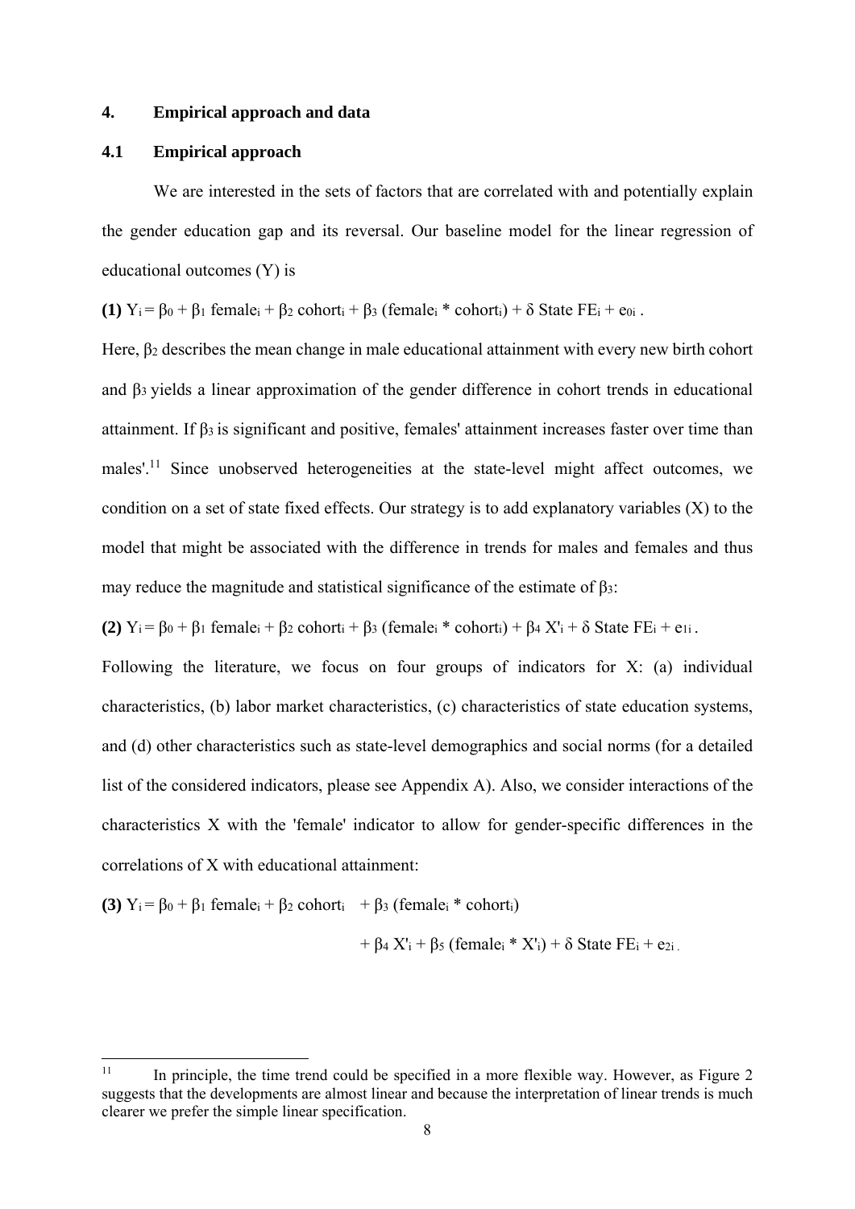## 4. Empirical approach and data

### 4.1 Empirical approach

We are interested in the sets of factors that are correlated with and potentially explain the gender education gap and its reversal. Our baseline model for the linear regression of educational outcomes (Y) is

**(1)** $Y_i = \beta_0 + \beta_1 \text{ female}_i + \beta_2 \text{ cohort}_i + \beta_3 (\text{female}_i * \text{cohort}_i) + \delta \text{ State FE}_i + e_{0i}$ .

Here, $\beta_2$ describes the mean change in male educational attainment with every new birth cohort and $\beta_3$ yields a linear approximation of the gender difference in cohort trends in educational attainment. If $\beta_3$ is significant and positive, females' attainment increases faster over time than males'.[11] Since unobserved heterogeneities at the state-level might affect outcomes, we condition on a set of state fixed effects. Our strategy is to add explanatory variables (X) to the model that might be associated with the difference in trends for males and females and thus may reduce the magnitude and statistical significance of the estimate of $\beta_3$:

**(2)** $Y_i = \beta_0 + \beta_1 \text{ female}_i + \beta_2 \text{ cohort}_i + \beta_3 (\text{female}_i * \text{cohort}_i) + \beta_4 X'_i + \delta \text{ State FE}_i + e_{1i}$ .

Following the literature, we focus on four groups of indicators for X: (a) individual characteristics, (b) labor market characteristics, (c) characteristics of state education systems, and (d) other characteristics such as state-level demographics and social norms (for a detailed list of the considered indicators, please see Appendix A). Also, we consider interactions of the characteristics X with the 'female' indicator to allow for gender-specific differences in the correlations of X with educational attainment:

**(3)** $Y_i = \beta_0 + \beta_1 \text{ female}_i + \beta_2 \text{ cohort}_i + \beta_3 (\text{female}_i * \text{cohort}_i) + \beta_4 X'_i + \beta_5 (\text{female}_i * X'_i) + \delta \text{ State FE}_i + e_{2i}$ .

---

[11] In principle, the time trend could be specified in a more flexible way. However, as Figure 2 suggests that the developments are almost linear and because the interpretation of linear trends is much clearer we prefer the simple linear specification.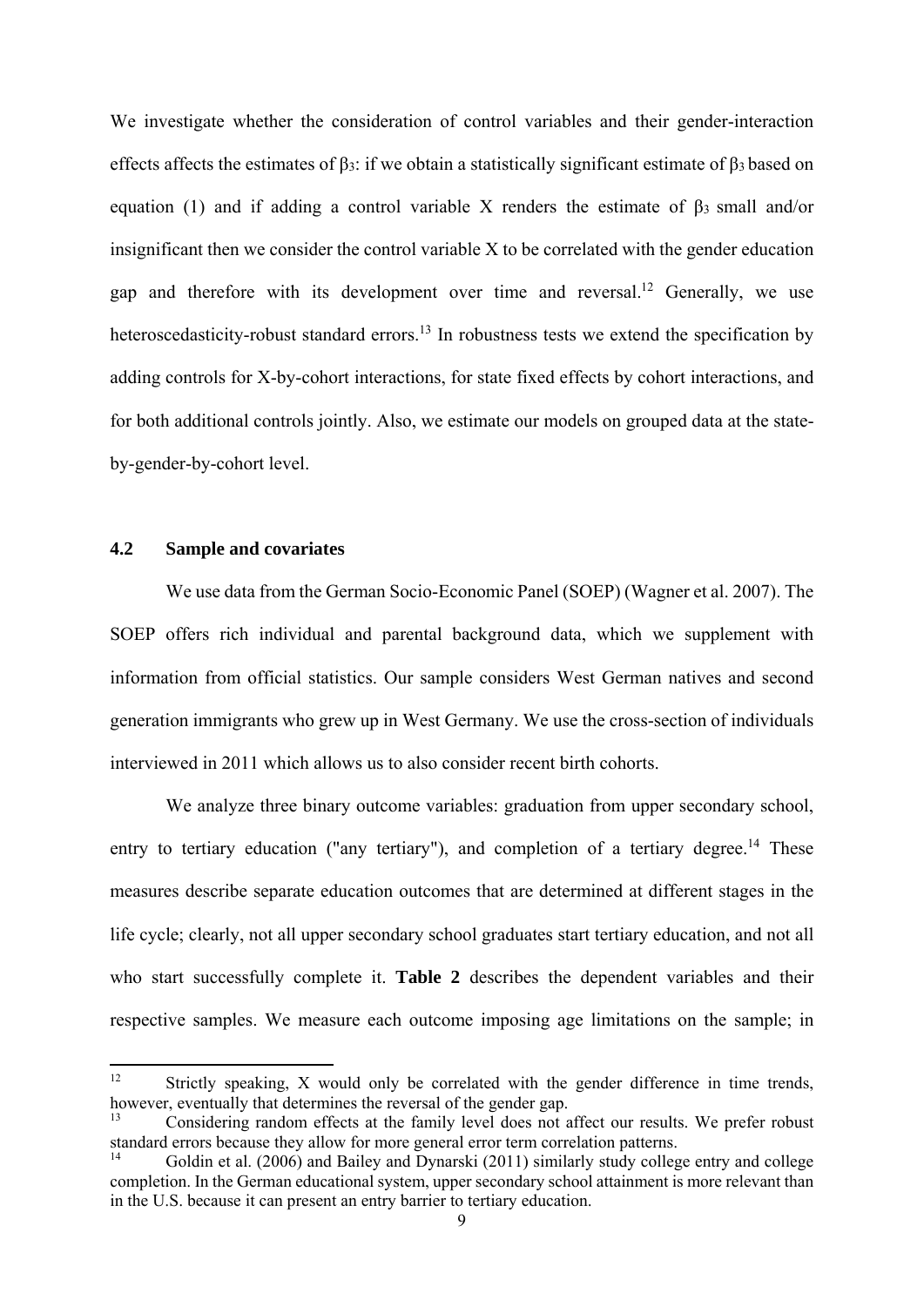We investigate whether the consideration of control variables and their gender-interaction effects affects the estimates of $\beta_3$: if we obtain a statistically significant estimate of $\beta_3$ based on equation (1) and if adding a control variable X renders the estimate of $\beta_3$ small and/or insignificant then we consider the control variable X to be correlated with the gender education gap and therefore with its development over time and reversal.[12] Generally, we use heteroscedasticity-robust standard errors.[13] In robustness tests we extend the specification by adding controls for X-by-cohort interactions, for state fixed effects by cohort interactions, and for both additional controls jointly. Also, we estimate our models on grouped data at the state-by-gender-by-cohort level.

### 4.2 Sample and covariates

We use data from the German Socio-Economic Panel (SOEP) (Wagner et al. 2007). The SOEP offers rich individual and parental background data, which we supplement with information from official statistics. Our sample considers West German natives and second generation immigrants who grew up in West Germany. We use the cross-section of individuals interviewed in 2011 which allows us to also consider recent birth cohorts.

We analyze three binary outcome variables: graduation from upper secondary school, entry to tertiary education ("any tertiary"), and completion of a tertiary degree.[14] These measures describe separate education outcomes that are determined at different stages in the life cycle; clearly, not all upper secondary school graduates start tertiary education, and not all who start successfully complete it. **Table 2** describes the dependent variables and their respective samples. We measure each outcome imposing age limitations on the sample; in

---

[12] Strictly speaking, X would only be correlated with the gender difference in time trends, however, eventually that determines the reversal of the gender gap.

[13] Considering random effects at the family level does not affect our results. We prefer robust standard errors because they allow for more general error term correlation patterns.

[14] Goldin et al. (2006) and Bailey and Dynarski (2011) similarly study college entry and college completion. In the German educational system, upper secondary school attainment is more relevant than in the U.S. because it can present an entry barrier to tertiary education.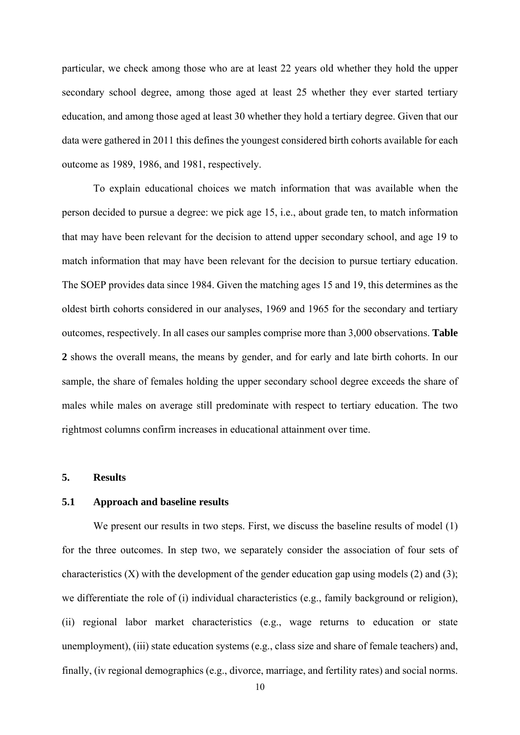particular, we check among those who are at least 22 years old whether they hold the upper secondary school degree, among those aged at least 25 whether they ever started tertiary education, and among those aged at least 30 whether they hold a tertiary degree. Given that our data were gathered in 2011 this defines the youngest considered birth cohorts available for each outcome as 1989, 1986, and 1981, respectively.

To explain educational choices we match information that was available when the person decided to pursue a degree: we pick age 15, i.e., about grade ten, to match information that may have been relevant for the decision to attend upper secondary school, and age 19 to match information that may have been relevant for the decision to pursue tertiary education. The SOEP provides data since 1984. Given the matching ages 15 and 19, this determines as the oldest birth cohorts considered in our analyses, 1969 and 1965 for the secondary and tertiary outcomes, respectively. In all cases our samples comprise more than 3,000 observations. **Table 2** shows the overall means, the means by gender, and for early and late birth cohorts. In our sample, the share of females holding the upper secondary school degree exceeds the share of males while males on average still predominate with respect to tertiary education. The two rightmost columns confirm increases in educational attainment over time.

## 5. Results

### 5.1 Approach and baseline results

We present our results in two steps. First, we discuss the baseline results of model (1) for the three outcomes. In step two, we separately consider the association of four sets of characteristics (X) with the development of the gender education gap using models (2) and (3); we differentiate the role of (i) individual characteristics (e.g., family background or religion), (ii) regional labor market characteristics (e.g., wage returns to education or state unemployment), (iii) state education systems (e.g., class size and share of female teachers) and, finally, (iv regional demographics (e.g., divorce, marriage, and fertility rates) and social norms.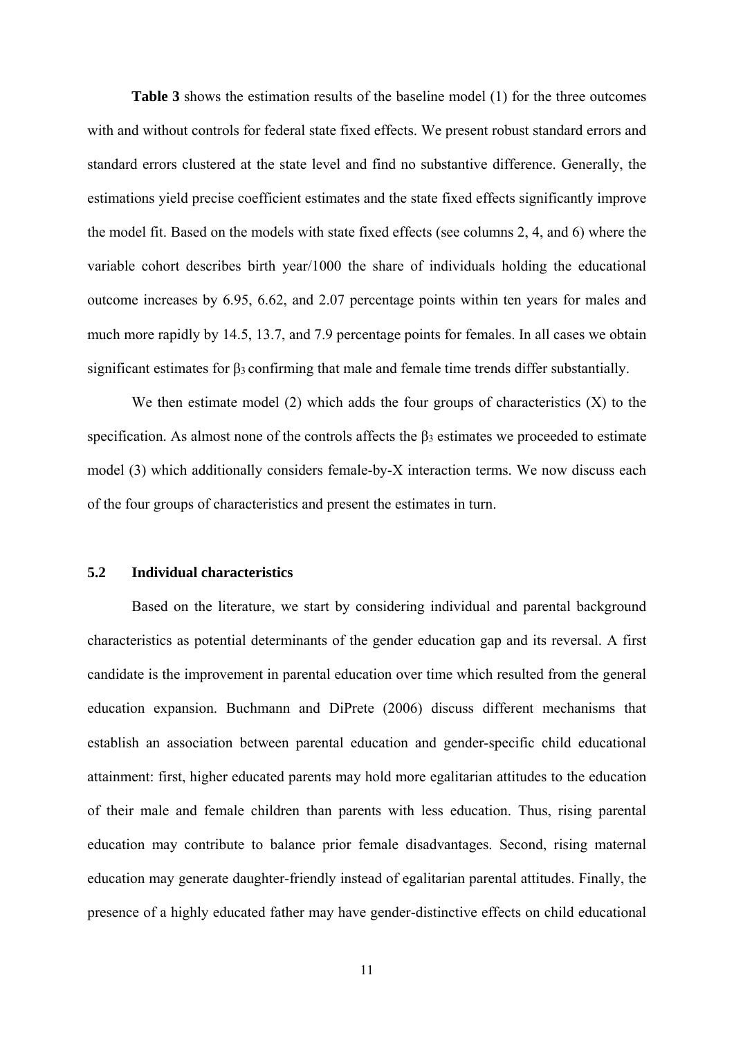**Table 3** shows the estimation results of the baseline model (1) for the three outcomes with and without controls for federal state fixed effects. We present robust standard errors and standard errors clustered at the state level and find no substantive difference. Generally, the estimations yield precise coefficient estimates and the state fixed effects significantly improve the model fit. Based on the models with state fixed effects (see columns 2, 4, and 6) where the variable cohort describes birth year/1000 the share of individuals holding the educational outcome increases by 6.95, 6.62, and 2.07 percentage points within ten years for males and much more rapidly by 14.5, 13.7, and 7.9 percentage points for females. In all cases we obtain significant estimates for $\beta_3$ confirming that male and female time trends differ substantially.

We then estimate model (2) which adds the four groups of characteristics (X) to the specification. As almost none of the controls affects the $\beta_3$ estimates we proceeded to estimate model (3) which additionally considers female-by-X interaction terms. We now discuss each of the four groups of characteristics and present the estimates in turn.

### 5.2 Individual characteristics

Based on the literature, we start by considering individual and parental background characteristics as potential determinants of the gender education gap and its reversal. A first candidate is the improvement in parental education over time which resulted from the general education expansion. Buchmann and DiPrete (2006) discuss different mechanisms that establish an association between parental education and gender-specific child educational attainment: first, higher educated parents may hold more egalitarian attitudes to the education of their male and female children than parents with less education. Thus, rising parental education may contribute to balance prior female disadvantages. Second, rising maternal education may generate daughter-friendly instead of egalitarian parental attitudes. Finally, the presence of a highly educated father may have gender-distinctive effects on child educational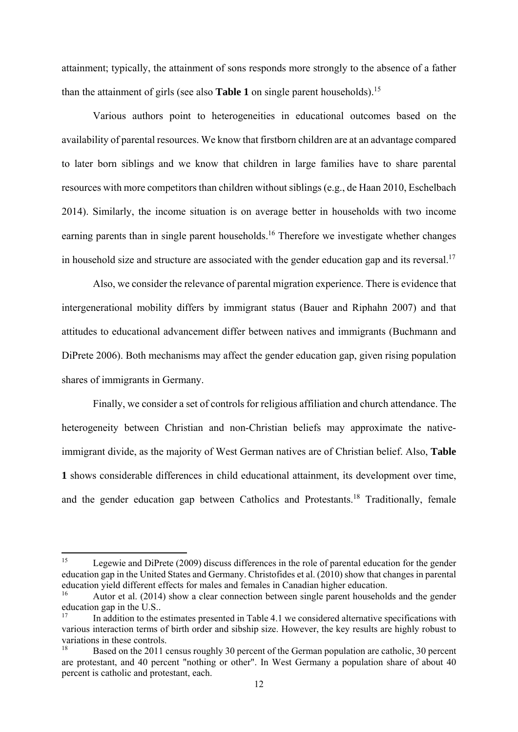attainment; typically, the attainment of sons responds more strongly to the absence of a father than the attainment of girls (see also **Table 1** on single parent households).[15]

Various authors point to heterogeneities in educational outcomes based on the availability of parental resources. We know that firstborn children are at an advantage compared to later born siblings and we know that children in large families have to share parental resources with more competitors than children without siblings (e.g., de Haan 2010, Eschelbach 2014). Similarly, the income situation is on average better in households with two income earning parents than in single parent households.[16] Therefore we investigate whether changes in household size and structure are associated with the gender education gap and its reversal.[17]

Also, we consider the relevance of parental migration experience. There is evidence that intergenerational mobility differs by immigrant status (Bauer and Riphahn 2007) and that attitudes to educational advancement differ between natives and immigrants (Buchmann and DiPrete 2006). Both mechanisms may affect the gender education gap, given rising population shares of immigrants in Germany.

Finally, we consider a set of controls for religious affiliation and church attendance. The heterogeneity between Christian and non-Christian beliefs may approximate the native-immigrant divide, as the majority of West German natives are of Christian belief. Also, **Table 1** shows considerable differences in child educational attainment, its development over time, and the gender education gap between Catholics and Protestants.[18] Traditionally, female

---

[15] Legewie and DiPrete (2009) discuss differences in the role of parental education for the gender education gap in the United States and Germany. Christofides et al. (2010) show that changes in parental education yield different effects for males and females in Canadian higher education.

[16] Autor et al. (2014) show a clear connection between single parent households and the gender education gap in the U.S..

[17] In addition to the estimates presented in Table 4.1 we considered alternative specifications with various interaction terms of birth order and sibship size. However, the key results are highly robust to variations in these controls.

[18] Based on the 2011 census roughly 30 percent of the German population are catholic, 30 percent are protestant, and 40 percent "nothing or other". In West Germany a population share of about 40 percent is catholic and protestant, each.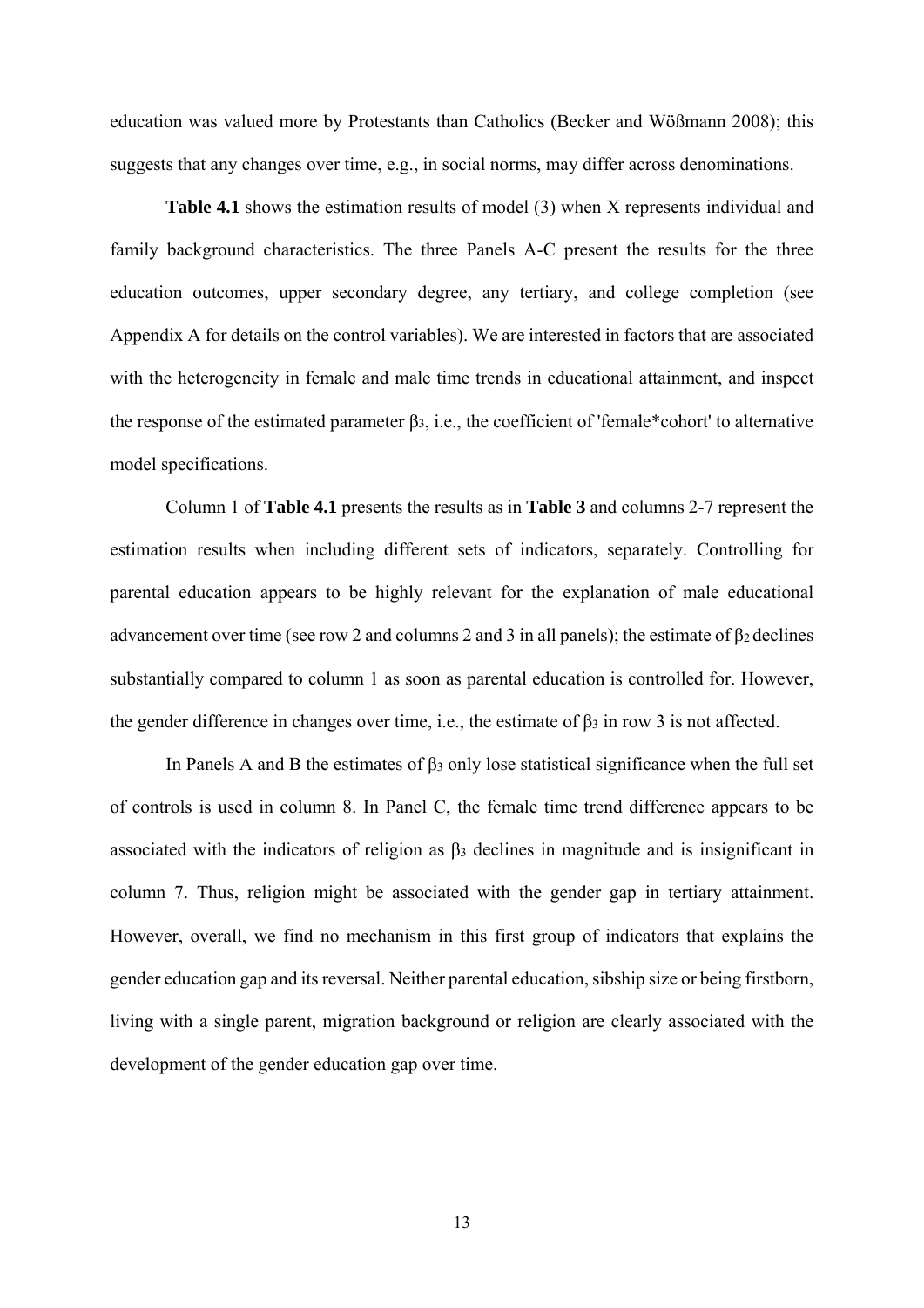education was valued more by Protestants than Catholics (Becker and Wößmann 2008); this suggests that any changes over time, e.g., in social norms, may differ across denominations.

**Table 4.1** shows the estimation results of model (3) when X represents individual and family background characteristics. The three Panels A-C present the results for the three education outcomes, upper secondary degree, any tertiary, and college completion (see Appendix A for details on the control variables). We are interested in factors that are associated with the heterogeneity in female and male time trends in educational attainment, and inspect the response of the estimated parameter $\beta_3$, i.e., the coefficient of 'female*cohort' to alternative model specifications.

Column 1 of **Table 4.1** presents the results as in **Table 3** and columns 2-7 represent the estimation results when including different sets of indicators, separately. Controlling for parental education appears to be highly relevant for the explanation of male educational advancement over time (see row 2 and columns 2 and 3 in all panels); the estimate of $\beta_2$ declines substantially compared to column 1 as soon as parental education is controlled for. However, the gender difference in changes over time, i.e., the estimate of $\beta_3$ in row 3 is not affected.

In Panels A and B the estimates of $\beta_3$ only lose statistical significance when the full set of controls is used in column 8. In Panel C, the female time trend difference appears to be associated with the indicators of religion as $\beta_3$ declines in magnitude and is insignificant in column 7. Thus, religion might be associated with the gender gap in tertiary attainment. However, overall, we find no mechanism in this first group of indicators that explains the gender education gap and its reversal. Neither parental education, sibship size or being firstborn, living with a single parent, migration background or religion are clearly associated with the development of the gender education gap over time.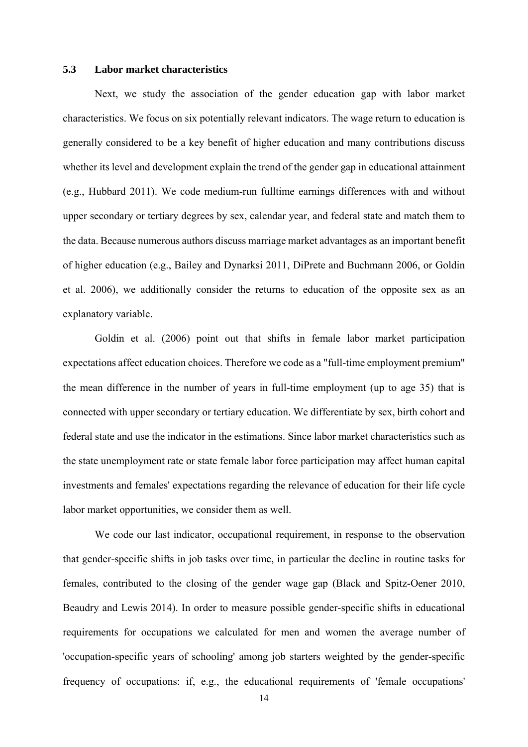### 5.3 Labor market characteristics

Next, we study the association of the gender education gap with labor market characteristics. We focus on six potentially relevant indicators. The wage return to education is generally considered to be a key benefit of higher education and many contributions discuss whether its level and development explain the trend of the gender gap in educational attainment (e.g., Hubbard 2011). We code medium-run fulltime earnings differences with and without upper secondary or tertiary degrees by sex, calendar year, and federal state and match them to the data. Because numerous authors discuss marriage market advantages as an important benefit of higher education (e.g., Bailey and Dynarksi 2011, DiPrete and Buchmann 2006, or Goldin et al. 2006), we additionally consider the returns to education of the opposite sex as an explanatory variable.

Goldin et al. (2006) point out that shifts in female labor market participation expectations affect education choices. Therefore we code as a "full-time employment premium" the mean difference in the number of years in full-time employment (up to age 35) that is connected with upper secondary or tertiary education. We differentiate by sex, birth cohort and federal state and use the indicator in the estimations. Since labor market characteristics such as the state unemployment rate or state female labor force participation may affect human capital investments and females' expectations regarding the relevance of education for their life cycle labor market opportunities, we consider them as well.

We code our last indicator, occupational requirement, in response to the observation that gender-specific shifts in job tasks over time, in particular the decline in routine tasks for females, contributed to the closing of the gender wage gap (Black and Spitz-Oener 2010, Beaudry and Lewis 2014). In order to measure possible gender-specific shifts in educational requirements for occupations we calculated for men and women the average number of 'occupation-specific years of schooling' among job starters weighted by the gender-specific frequency of occupations: if, e.g., the educational requirements of 'female occupations'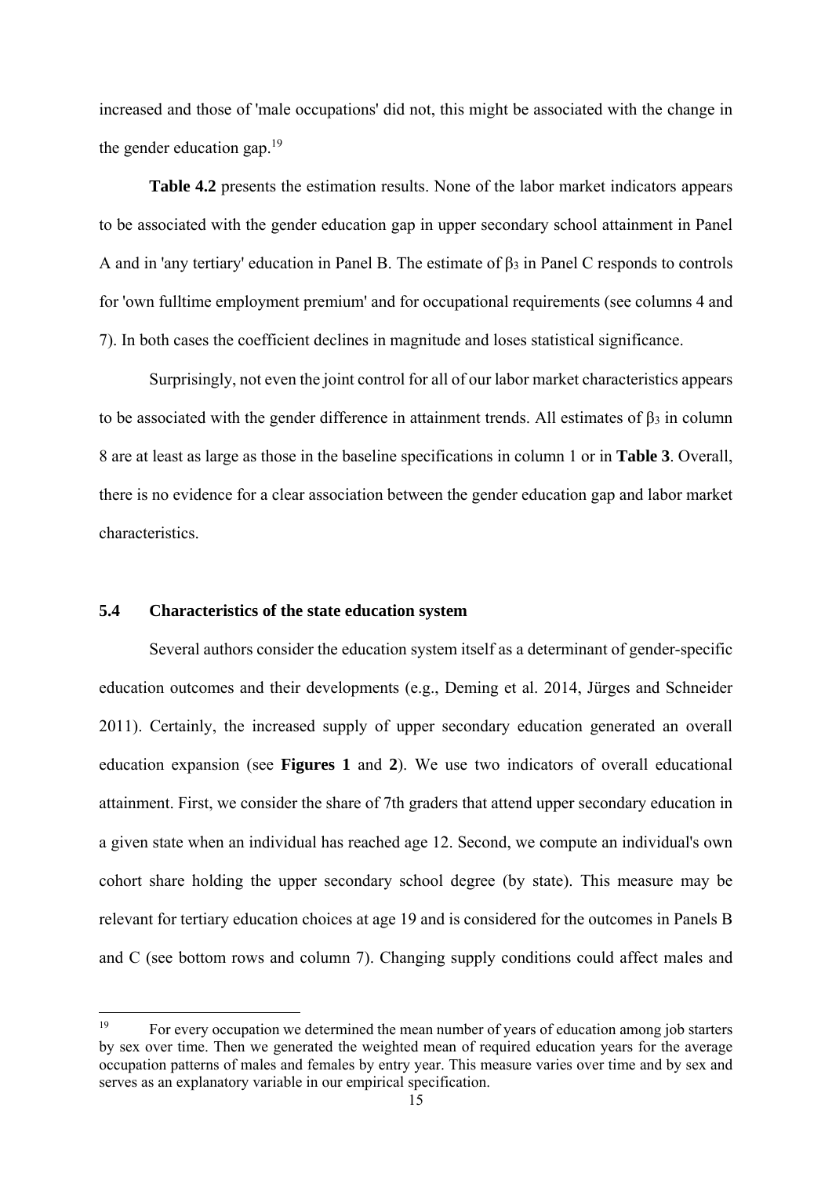increased and those of 'male occupations' did not, this might be associated with the change in the gender education gap.[19]

**Table 4.2** presents the estimation results. None of the labor market indicators appears to be associated with the gender education gap in upper secondary school attainment in Panel A and in 'any tertiary' education in Panel B. The estimate of $\beta_3$ in Panel C responds to controls for 'own fulltime employment premium' and for occupational requirements (see columns 4 and 7). In both cases the coefficient declines in magnitude and loses statistical significance.

Surprisingly, not even the joint control for all of our labor market characteristics appears to be associated with the gender difference in attainment trends. All estimates of $\beta_3$ in column 8 are at least as large as those in the baseline specifications in column 1 or in **Table 3**. Overall, there is no evidence for a clear association between the gender education gap and labor market characteristics.

### 5.4 Characteristics of the state education system

Several authors consider the education system itself as a determinant of gender-specific education outcomes and their developments (e.g., Deming et al. 2014, Jürges and Schneider 2011). Certainly, the increased supply of upper secondary education generated an overall education expansion (see **Figures 1** and **2**). We use two indicators of overall educational attainment. First, we consider the share of 7th graders that attend upper secondary education in a given state when an individual has reached age 12. Second, we compute an individual's own cohort share holding the upper secondary school degree (by state). This measure may be relevant for tertiary education choices at age 19 and is considered for the outcomes in Panels B and C (see bottom rows and column 7). Changing supply conditions could affect males and

[19] For every occupation we determined the mean number of years of education among job starters by sex over time. Then we generated the weighted mean of required education years for the average occupation patterns of males and females by entry year. This measure varies over time and by sex and serves as an explanatory variable in our empirical specification.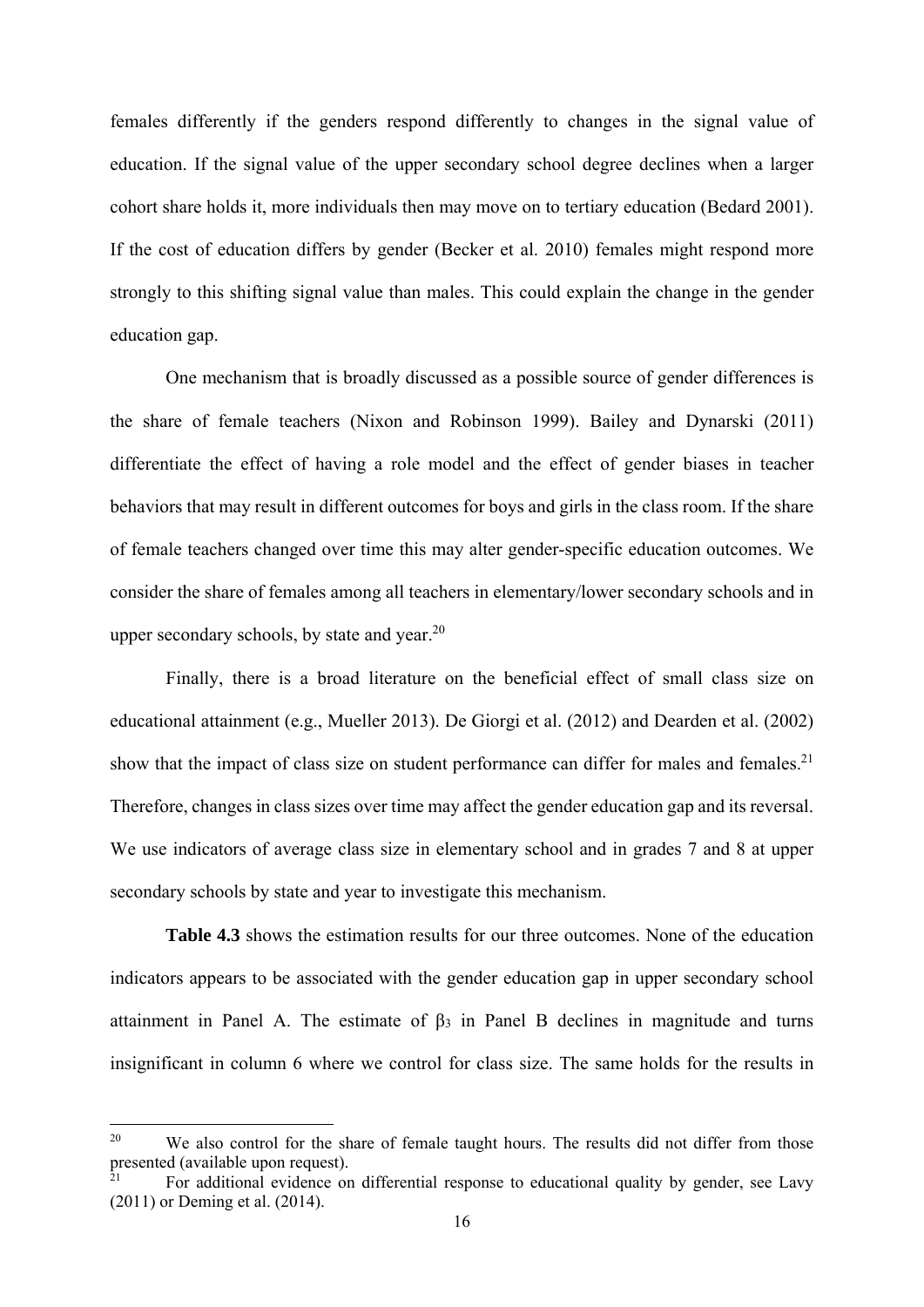females differently if the genders respond differently to changes in the signal value of education. If the signal value of the upper secondary school degree declines when a larger cohort share holds it, more individuals then may move on to tertiary education (Bedard 2001). If the cost of education differs by gender (Becker et al. 2010) females might respond more strongly to this shifting signal value than males. This could explain the change in the gender education gap.

One mechanism that is broadly discussed as a possible source of gender differences is the share of female teachers (Nixon and Robinson 1999). Bailey and Dynarski (2011) differentiate the effect of having a role model and the effect of gender biases in teacher behaviors that may result in different outcomes for boys and girls in the class room. If the share of female teachers changed over time this may alter gender-specific education outcomes. We consider the share of females among all teachers in elementary/lower secondary schools and in upper secondary schools, by state and year.[20]

Finally, there is a broad literature on the beneficial effect of small class size on educational attainment (e.g., Mueller 2013). De Giorgi et al. (2012) and Dearden et al. (2002) show that the impact of class size on student performance can differ for males and females.[21] Therefore, changes in class sizes over time may affect the gender education gap and its reversal. We use indicators of average class size in elementary school and in grades 7 and 8 at upper secondary schools by state and year to investigate this mechanism.

**Table 4.3** shows the estimation results for our three outcomes. None of the education indicators appears to be associated with the gender education gap in upper secondary school attainment in Panel A. The estimate of $\beta_3$ in Panel B declines in magnitude and turns insignificant in column 6 where we control for class size. The same holds for the results in

---

[20] We also control for the share of female taught hours. The results did not differ from those presented (available upon request).

[21] For additional evidence on differential response to educational quality by gender, see Lavy (2011) or Deming et al. (2014).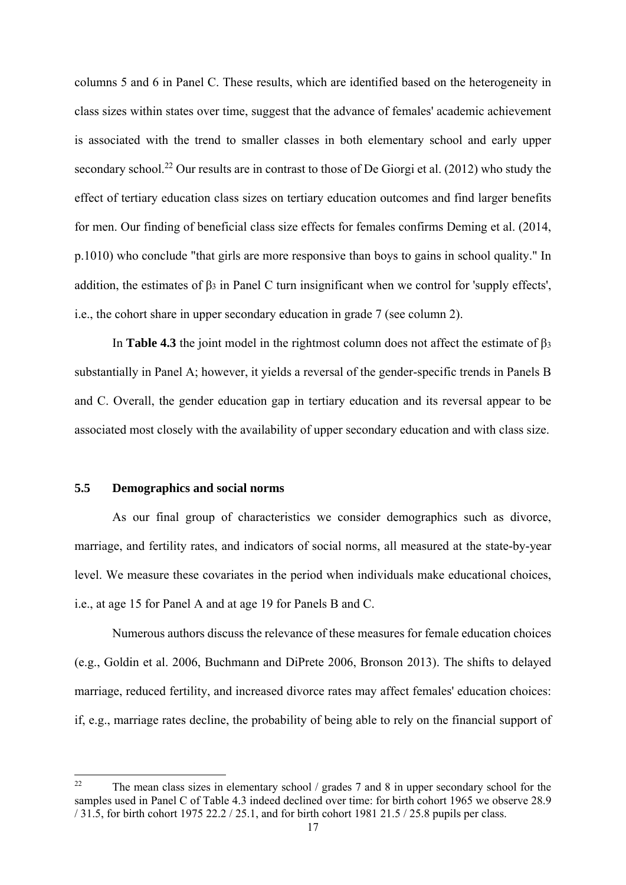columns 5 and 6 in Panel C. These results, which are identified based on the heterogeneity in class sizes within states over time, suggest that the advance of females' academic achievement is associated with the trend to smaller classes in both elementary school and early upper secondary school.[22] Our results are in contrast to those of De Giorgi et al. (2012) who study the effect of tertiary education class sizes on tertiary education outcomes and find larger benefits for men. Our finding of beneficial class size effects for females confirms Deming et al. (2014, p.1010) who conclude "that girls are more responsive than boys to gains in school quality." In addition, the estimates of $\beta_3$ in Panel C turn insignificant when we control for 'supply effects', i.e., the cohort share in upper secondary education in grade 7 (see column 2).

In **Table 4.3** the joint model in the rightmost column does not affect the estimate of $\beta_3$ substantially in Panel A; however, it yields a reversal of the gender-specific trends in Panels B and C. Overall, the gender education gap in tertiary education and its reversal appear to be associated most closely with the availability of upper secondary education and with class size.

### 5.5 Demographics and social norms

As our final group of characteristics we consider demographics such as divorce, marriage, and fertility rates, and indicators of social norms, all measured at the state-by-year level. We measure these covariates in the period when individuals make educational choices, i.e., at age 15 for Panel A and at age 19 for Panels B and C.

Numerous authors discuss the relevance of these measures for female education choices (e.g., Goldin et al. 2006, Buchmann and DiPrete 2006, Bronson 2013). The shifts to delayed marriage, reduced fertility, and increased divorce rates may affect females' education choices: if, e.g., marriage rates decline, the probability of being able to rely on the financial support of

[22] The mean class sizes in elementary school / grades 7 and 8 in upper secondary school for the samples used in Panel C of Table 4.3 indeed declined over time: for birth cohort 1965 we observe 28.9 / 31.5, for birth cohort 1975 22.2 / 25.1, and for birth cohort 1981 21.5 / 25.8 pupils per class.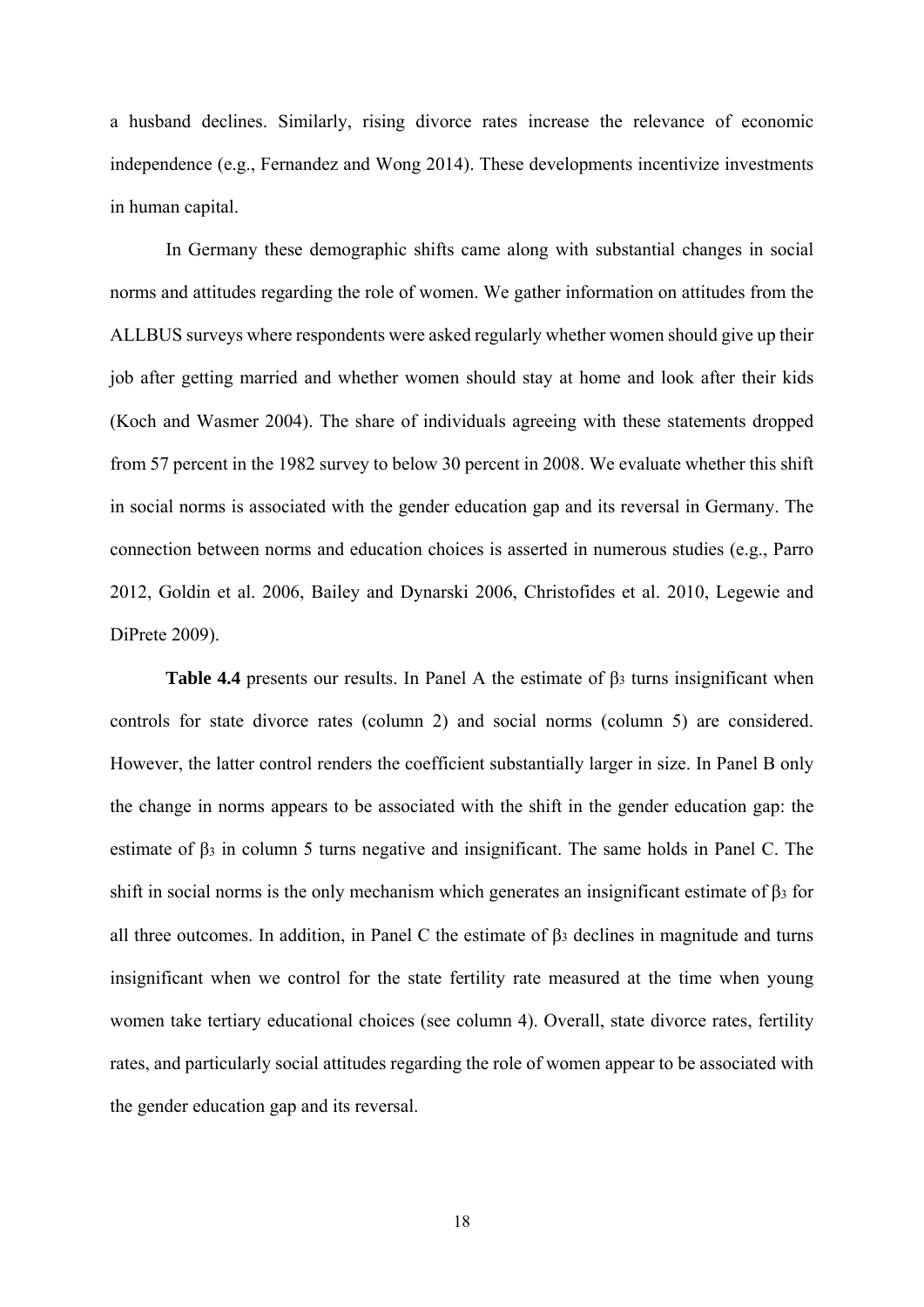a husband declines. Similarly, rising divorce rates increase the relevance of economic independence (e.g., Fernandez and Wong 2014). These developments incentivize investments in human capital.

In Germany these demographic shifts came along with substantial changes in social norms and attitudes regarding the role of women. We gather information on attitudes from the ALLBUS surveys where respondents were asked regularly whether women should give up their job after getting married and whether women should stay at home and look after their kids (Koch and Wasmer 2004). The share of individuals agreeing with these statements dropped from 57 percent in the 1982 survey to below 30 percent in 2008. We evaluate whether this shift in social norms is associated with the gender education gap and its reversal in Germany. The connection between norms and education choices is asserted in numerous studies (e.g., Parro 2012, Goldin et al. 2006, Bailey and Dynarski 2006, Christofides et al. 2010, Legewie and DiPrete 2009).

**Table 4.4** presents our results. In Panel A the estimate of $\beta_3$ turns insignificant when controls for state divorce rates (column 2) and social norms (column 5) are considered. However, the latter control renders the coefficient substantially larger in size. In Panel B only the change in norms appears to be associated with the shift in the gender education gap: the estimate of $\beta_3$ in column 5 turns negative and insignificant. The same holds in Panel C. The shift in social norms is the only mechanism which generates an insignificant estimate of $\beta_3$ for all three outcomes. In addition, in Panel C the estimate of $\beta_3$ declines in magnitude and turns insignificant when we control for the state fertility rate measured at the time when young women take tertiary educational choices (see column 4). Overall, state divorce rates, fertility rates, and particularly social attitudes regarding the role of women appear to be associated with the gender education gap and its reversal.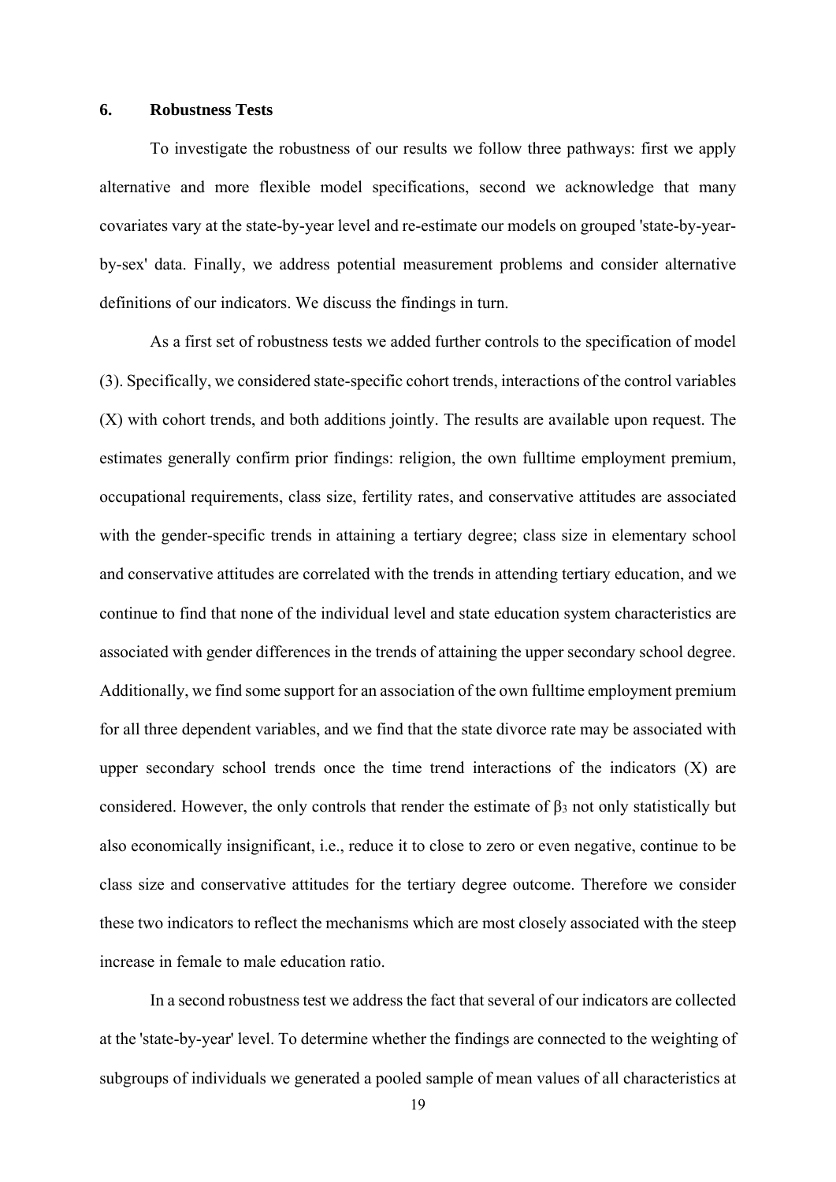## 6. Robustness Tests

To investigate the robustness of our results we follow three pathways: first we apply alternative and more flexible model specifications, second we acknowledge that many covariates vary at the state-by-year level and re-estimate our models on grouped 'state-by-year-by-sex' data. Finally, we address potential measurement problems and consider alternative definitions of our indicators. We discuss the findings in turn.

As a first set of robustness tests we added further controls to the specification of model (3). Specifically, we considered state-specific cohort trends, interactions of the control variables (X) with cohort trends, and both additions jointly. The results are available upon request. The estimates generally confirm prior findings: religion, the own fulltime employment premium, occupational requirements, class size, fertility rates, and conservative attitudes are associated with the gender-specific trends in attaining a tertiary degree; class size in elementary school and conservative attitudes are correlated with the trends in attending tertiary education, and we continue to find that none of the individual level and state education system characteristics are associated with gender differences in the trends of attaining the upper secondary school degree. Additionally, we find some support for an association of the own fulltime employment premium for all three dependent variables, and we find that the state divorce rate may be associated with upper secondary school trends once the time trend interactions of the indicators (X) are considered. However, the only controls that render the estimate of $\beta_3$ not only statistically but also economically insignificant, i.e., reduce it to close to zero or even negative, continue to be class size and conservative attitudes for the tertiary degree outcome. Therefore we consider these two indicators to reflect the mechanisms which are most closely associated with the steep increase in female to male education ratio.

In a second robustness test we address the fact that several of our indicators are collected at the 'state-by-year' level. To determine whether the findings are connected to the weighting of subgroups of individuals we generated a pooled sample of mean values of all characteristics at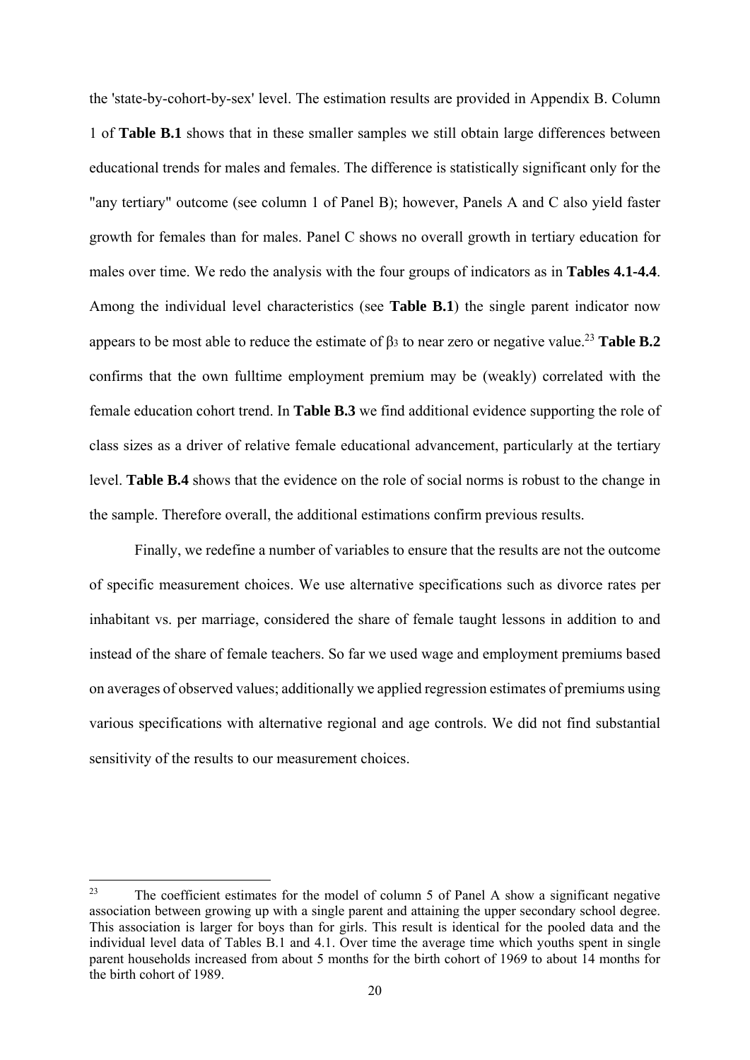the 'state-by-cohort-by-sex' level. The estimation results are provided in Appendix B. Column 1 of **Table B.1** shows that in these smaller samples we still obtain large differences between educational trends for males and females. The difference is statistically significant only for the "any tertiary" outcome (see column 1 of Panel B); however, Panels A and C also yield faster growth for females than for males. Panel C shows no overall growth in tertiary education for males over time. We redo the analysis with the four groups of indicators as in **Tables 4.1-4.4**. Among the individual level characteristics (see **Table B.1**) the single parent indicator now appears to be most able to reduce the estimate of $\beta_3$ to near zero or negative value.[23] **Table B.2** confirms that the own fulltime employment premium may be (weakly) correlated with the female education cohort trend. In **Table B.3** we find additional evidence supporting the role of class sizes as a driver of relative female educational advancement, particularly at the tertiary level. **Table B.4** shows that the evidence on the role of social norms is robust to the change in the sample. Therefore overall, the additional estimations confirm previous results.

Finally, we redefine a number of variables to ensure that the results are not the outcome of specific measurement choices. We use alternative specifications such as divorce rates per inhabitant vs. per marriage, considered the share of female taught lessons in addition to and instead of the share of female teachers. So far we used wage and employment premiums based on averages of observed values; additionally we applied regression estimates of premiums using various specifications with alternative regional and age controls. We did not find substantial sensitivity of the results to our measurement choices.

---

[23] The coefficient estimates for the model of column 5 of Panel A show a significant negative association between growing up with a single parent and attaining the upper secondary school degree. This association is larger for boys than for girls. This result is identical for the pooled data and the individual level data of Tables B.1 and 4.1. Over time the average time which youths spent in single parent households increased from about 5 months for the birth cohort of 1969 to about 14 months for the birth cohort of 1989.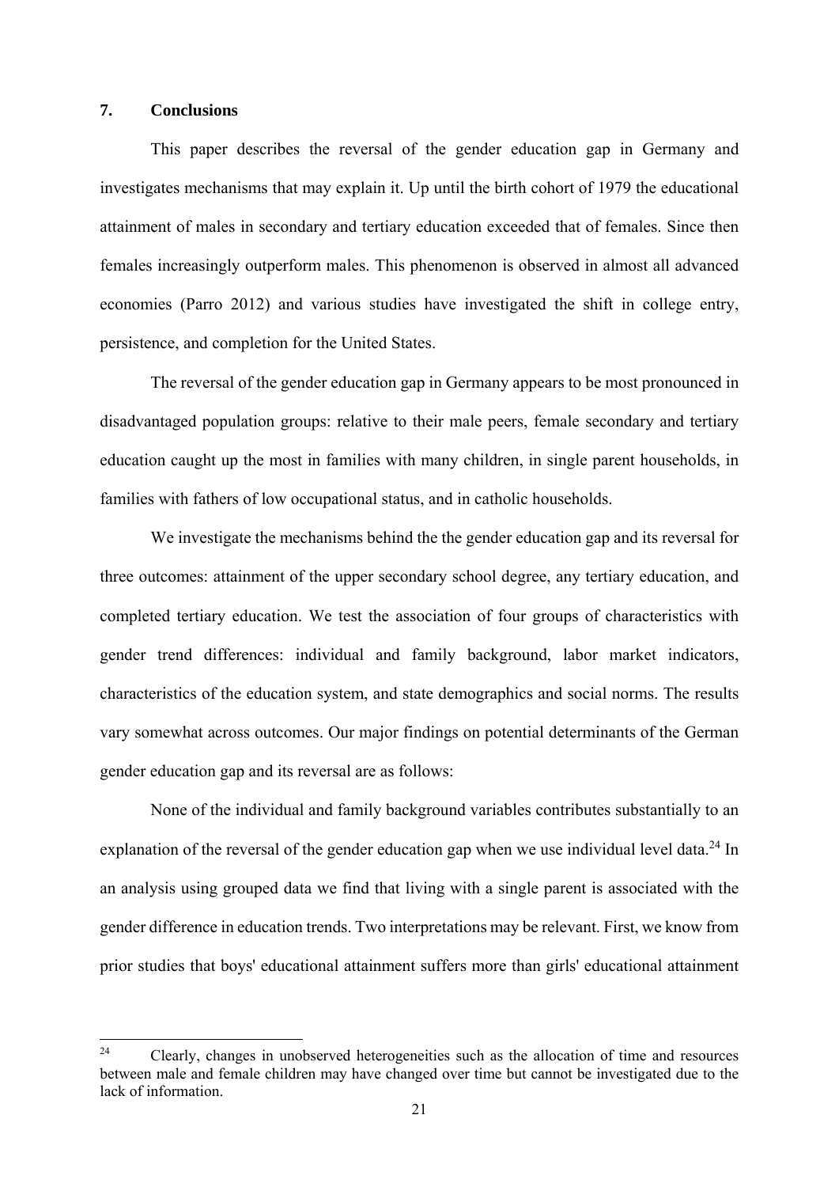## 7. Conclusions

This paper describes the reversal of the gender education gap in Germany and investigates mechanisms that may explain it. Up until the birth cohort of 1979 the educational attainment of males in secondary and tertiary education exceeded that of females. Since then females increasingly outperform males. This phenomenon is observed in almost all advanced economies (Parro 2012) and various studies have investigated the shift in college entry, persistence, and completion for the United States.

The reversal of the gender education gap in Germany appears to be most pronounced in disadvantaged population groups: relative to their male peers, female secondary and tertiary education caught up the most in families with many children, in single parent households, in families with fathers of low occupational status, and in catholic households.

We investigate the mechanisms behind the the gender education gap and its reversal for three outcomes: attainment of the upper secondary school degree, any tertiary education, and completed tertiary education. We test the association of four groups of characteristics with gender trend differences: individual and family background, labor market indicators, characteristics of the education system, and state demographics and social norms. The results vary somewhat across outcomes. Our major findings on potential determinants of the German gender education gap and its reversal are as follows:

None of the individual and family background variables contributes substantially to an explanation of the reversal of the gender education gap when we use individual level data.[24] In an analysis using grouped data we find that living with a single parent is associated with the gender difference in education trends. Two interpretations may be relevant. First, we know from prior studies that boys' educational attainment suffers more than girls' educational attainment

[24] Clearly, changes in unobserved heterogeneities such as the allocation of time and resources between male and female children may have changed over time but cannot be investigated due to the lack of information.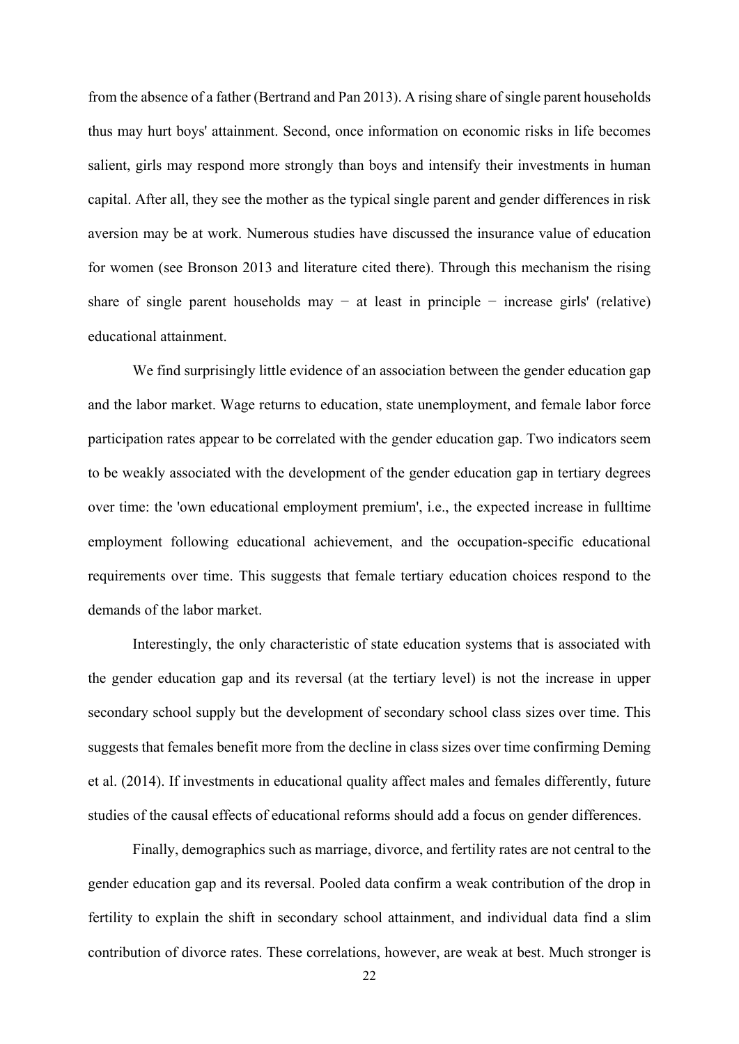from the absence of a father (Bertrand and Pan 2013). A rising share of single parent households thus may hurt boys' attainment. Second, once information on economic risks in life becomes salient, girls may respond more strongly than boys and intensify their investments in human capital. After all, they see the mother as the typical single parent and gender differences in risk aversion may be at work. Numerous studies have discussed the insurance value of education for women (see Bronson 2013 and literature cited there). Through this mechanism the rising share of single parent households may − at least in principle − increase girls' (relative) educational attainment.

We find surprisingly little evidence of an association between the gender education gap and the labor market. Wage returns to education, state unemployment, and female labor force participation rates appear to be correlated with the gender education gap. Two indicators seem to be weakly associated with the development of the gender education gap in tertiary degrees over time: the 'own educational employment premium', i.e., the expected increase in fulltime employment following educational achievement, and the occupation-specific educational requirements over time. This suggests that female tertiary education choices respond to the demands of the labor market.

Interestingly, the only characteristic of state education systems that is associated with the gender education gap and its reversal (at the tertiary level) is not the increase in upper secondary school supply but the development of secondary school class sizes over time. This suggests that females benefit more from the decline in class sizes over time confirming Deming et al. (2014). If investments in educational quality affect males and females differently, future studies of the causal effects of educational reforms should add a focus on gender differences.

Finally, demographics such as marriage, divorce, and fertility rates are not central to the gender education gap and its reversal. Pooled data confirm a weak contribution of the drop in fertility to explain the shift in secondary school attainment, and individual data find a slim contribution of divorce rates. These correlations, however, are weak at best. Much stronger is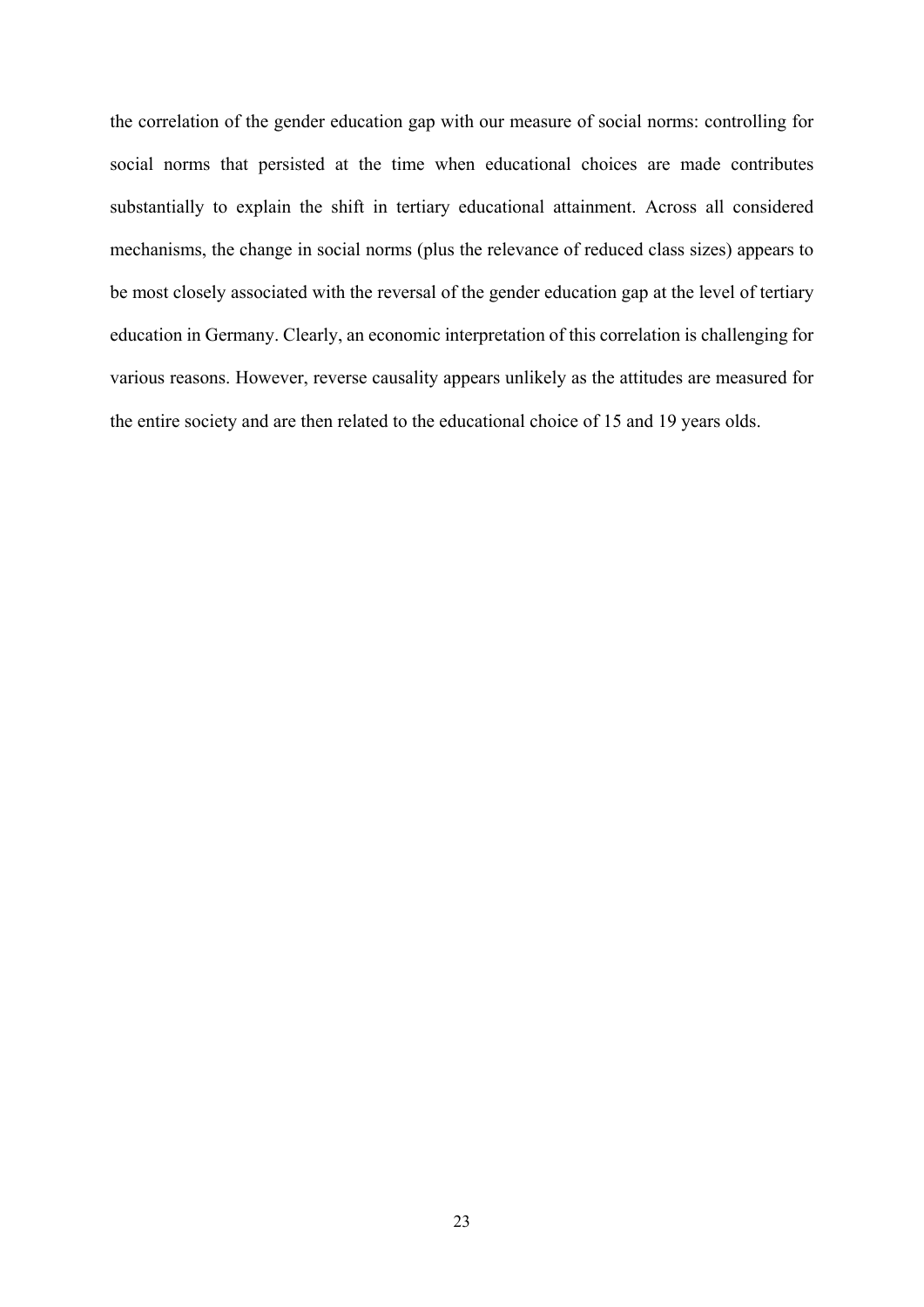the correlation of the gender education gap with our measure of social norms: controlling for social norms that persisted at the time when educational choices are made contributes substantially to explain the shift in tertiary educational attainment. Across all considered mechanisms, the change in social norms (plus the relevance of reduced class sizes) appears to be most closely associated with the reversal of the gender education gap at the level of tertiary education in Germany. Clearly, an economic interpretation of this correlation is challenging for various reasons. However, reverse causality appears unlikely as the attitudes are measured for the entire society and are then related to the educational choice of 15 and 19 years olds.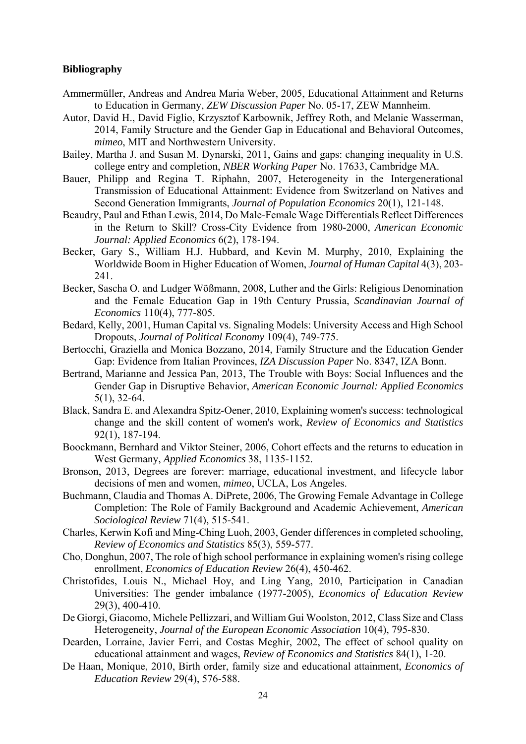**Bibliography**

Ammermüller, Andreas and Andrea Maria Weber, 2005, Educational Attainment and Returns to Education in Germany, *ZEW Discussion Paper* No. 05-17, ZEW Mannheim.

Autor, David H., David Figlio, Krzysztof Karbownik, Jeffrey Roth, and Melanie Wasserman, 2014, Family Structure and the Gender Gap in Educational and Behavioral Outcomes, *mimeo*, MIT and Northwestern University.

Bailey, Martha J. and Susan M. Dynarski, 2011, Gains and gaps: changing inequality in U.S. college entry and completion, *NBER Working Paper* No. 17633, Cambridge MA.

Bauer, Philipp and Regina T. Riphahn, 2007, Heterogeneity in the Intergenerational Transmission of Educational Attainment: Evidence from Switzerland on Natives and Second Generation Immigrants, *Journal of Population Economics* 20(1), 121-148.

Beaudry, Paul and Ethan Lewis, 2014, Do Male-Female Wage Differentials Reflect Differences in the Return to Skill? Cross-City Evidence from 1980-2000, *American Economic Journal: Applied Economics* 6(2), 178-194.

Becker, Gary S., William H.J. Hubbard, and Kevin M. Murphy, 2010, Explaining the Worldwide Boom in Higher Education of Women, *Journal of Human Capital* 4(3), 203-241.

Becker, Sascha O. and Ludger Wößmann, 2008, Luther and the Girls: Religious Denomination and the Female Education Gap in 19th Century Prussia, *Scandinavian Journal of Economics* 110(4), 777-805.

Bedard, Kelly, 2001, Human Capital vs. Signaling Models: University Access and High School Dropouts, *Journal of Political Economy* 109(4), 749-775.

Bertocchi, Graziella and Monica Bozzano, 2014, Family Structure and the Education Gender Gap: Evidence from Italian Provinces, *IZA Discussion Paper* No. 8347, IZA Bonn.

Bertrand, Marianne and Jessica Pan, 2013, The Trouble with Boys: Social Influences and the Gender Gap in Disruptive Behavior, *American Economic Journal: Applied Economics* 5(1), 32-64.

Black, Sandra E. and Alexandra Spitz-Oener, 2010, Explaining women's success: technological change and the skill content of women's work, *Review of Economics and Statistics* 92(1), 187-194.

Boockmann, Bernhard and Viktor Steiner, 2006, Cohort effects and the returns to education in West Germany, *Applied Economics* 38, 1135-1152.

Bronson, 2013, Degrees are forever: marriage, educational investment, and lifecycle labor decisions of men and women, *mimeo*, UCLA, Los Angeles.

Buchmann, Claudia and Thomas A. DiPrete, 2006, The Growing Female Advantage in College Completion: The Role of Family Background and Academic Achievement, *American Sociological Review* 71(4), 515-541.

Charles, Kerwin Kofi and Ming-Ching Luoh, 2003, Gender differences in completed schooling, *Review of Economics and Statistics* 85(3), 559-577.

Cho, Donghun, 2007, The role of high school performance in explaining women's rising college enrollment, *Economics of Education Review* 26(4), 450-462.

Christofides, Louis N., Michael Hoy, and Ling Yang, 2010, Participation in Canadian Universities: The gender imbalance (1977-2005), *Economics of Education Review* 29(3), 400-410.

De Giorgi, Giacomo, Michele Pellizzari, and William Gui Woolston, 2012, Class Size and Class Heterogeneity, *Journal of the European Economic Association* 10(4), 795-830.

Dearden, Lorraine, Javier Ferri, and Costas Meghir, 2002, The effect of school quality on educational attainment and wages, *Review of Economics and Statistics* 84(1), 1-20.

De Haan, Monique, 2010, Birth order, family size and educational attainment, *Economics of Education Review* 29(4), 576-588.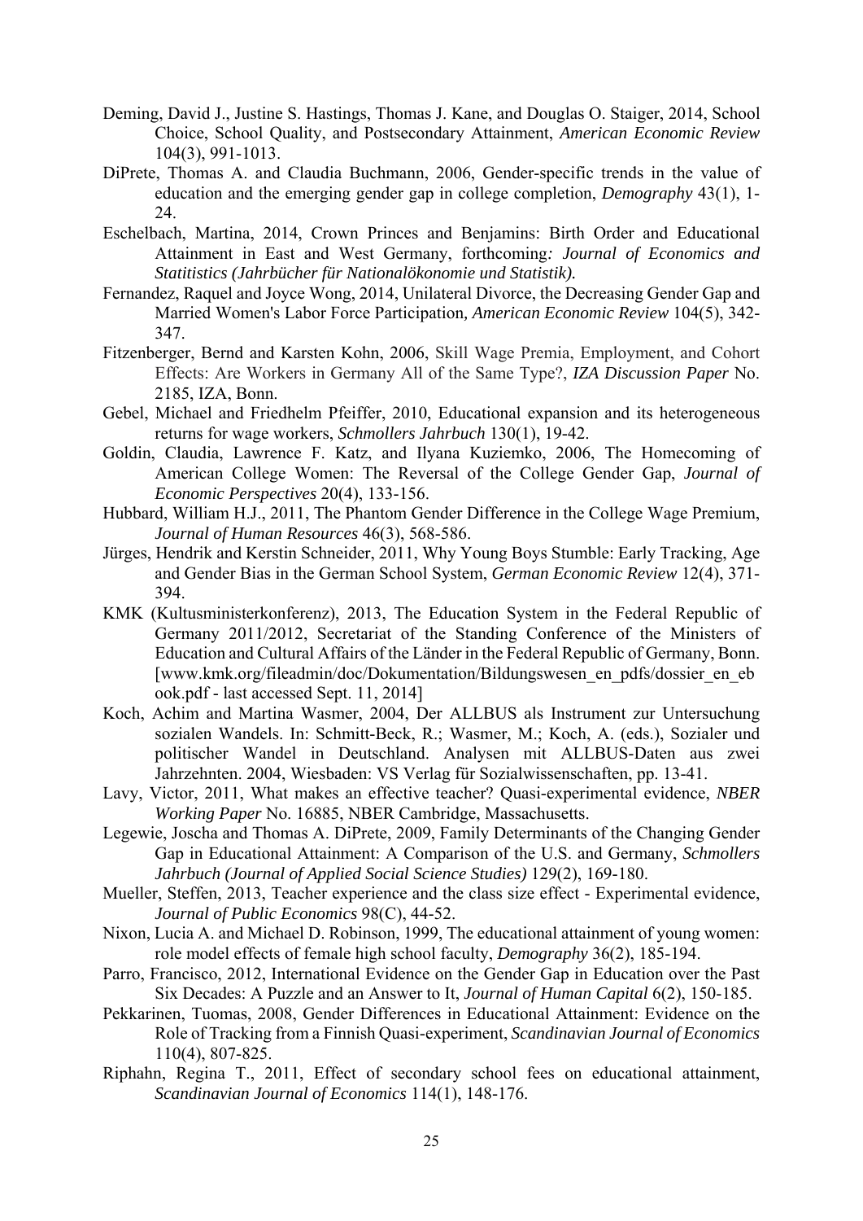Deming, David J., Justine S. Hastings, Thomas J. Kane, and Douglas O. Staiger, 2014, School Choice, School Quality, and Postsecondary Attainment, *American Economic Review* 104(3), 991-1013.

DiPrete, Thomas A. and Claudia Buchmann, 2006, Gender-specific trends in the value of education and the emerging gender gap in college completion, *Demography* 43(1), 1-24.

Eschelbach, Martina, 2014, Crown Princes and Benjamins: Birth Order and Educational Attainment in East and West Germany, forthcoming*: Journal of Economics and Statitistics (Jahrbücher für Nationalökonomie und Statistik).*

Fernandez, Raquel and Joyce Wong, 2014, Unilateral Divorce, the Decreasing Gender Gap and Married Women's Labor Force Participation*, American Economic Review* 104(5), 342-347.

Fitzenberger, Bernd and Karsten Kohn, 2006, Skill Wage Premia, Employment, and Cohort Effects: Are Workers in Germany All of the Same Type?, *IZA Discussion Paper* No. 2185, IZA, Bonn.

Gebel, Michael and Friedhelm Pfeiffer, 2010, Educational expansion and its heterogeneous returns for wage workers, *Schmollers Jahrbuch* 130(1), 19-42.

Goldin, Claudia, Lawrence F. Katz, and Ilyana Kuziemko, 2006, The Homecoming of American College Women: The Reversal of the College Gender Gap, *Journal of Economic Perspectives* 20(4), 133-156.

Hubbard, William H.J., 2011, The Phantom Gender Difference in the College Wage Premium, *Journal of Human Resources* 46(3), 568-586.

Jürges, Hendrik and Kerstin Schneider, 2011, Why Young Boys Stumble: Early Tracking, Age and Gender Bias in the German School System, *German Economic Review* 12(4), 371-394.

KMK (Kultusministerkonferenz), 2013, The Education System in the Federal Republic of Germany 2011/2012, Secretariat of the Standing Conference of the Ministers of Education and Cultural Affairs of the Länder in the Federal Republic of Germany, Bonn. [www.kmk.org/fileadmin/doc/Dokumentation/Bildungswesen_en_pdfs/dossier_en_ebook.pdf - last accessed Sept. 11, 2014]

Koch, Achim and Martina Wasmer, 2004, Der ALLBUS als Instrument zur Untersuchung sozialen Wandels. In: Schmitt-Beck, R.; Wasmer, M.; Koch, A. (eds.), Sozialer und politischer Wandel in Deutschland. Analysen mit ALLBUS-Daten aus zwei Jahrzehnten. 2004, Wiesbaden: VS Verlag für Sozialwissenschaften, pp. 13-41.

Lavy, Victor, 2011, What makes an effective teacher? Quasi-experimental evidence, *NBER Working Paper* No. 16885, NBER Cambridge, Massachusetts.

Legewie, Joscha and Thomas A. DiPrete, 2009, Family Determinants of the Changing Gender Gap in Educational Attainment: A Comparison of the U.S. and Germany, *Schmollers Jahrbuch (Journal of Applied Social Science Studies)* 129(2), 169-180.

Mueller, Steffen, 2013, Teacher experience and the class size effect - Experimental evidence, *Journal of Public Economics* 98(C), 44-52.

Nixon, Lucia A. and Michael D. Robinson, 1999, The educational attainment of young women: role model effects of female high school faculty, *Demography* 36(2), 185-194.

Parro, Francisco, 2012, International Evidence on the Gender Gap in Education over the Past Six Decades: A Puzzle and an Answer to It, *Journal of Human Capital* 6(2), 150-185.

Pekkarinen, Tuomas, 2008, Gender Differences in Educational Attainment: Evidence on the Role of Tracking from a Finnish Quasi-experiment, *Scandinavian Journal of Economics* 110(4), 807-825.

Riphahn, Regina T., 2011, Effect of secondary school fees on educational attainment, *Scandinavian Journal of Economics* 114(1), 148-176.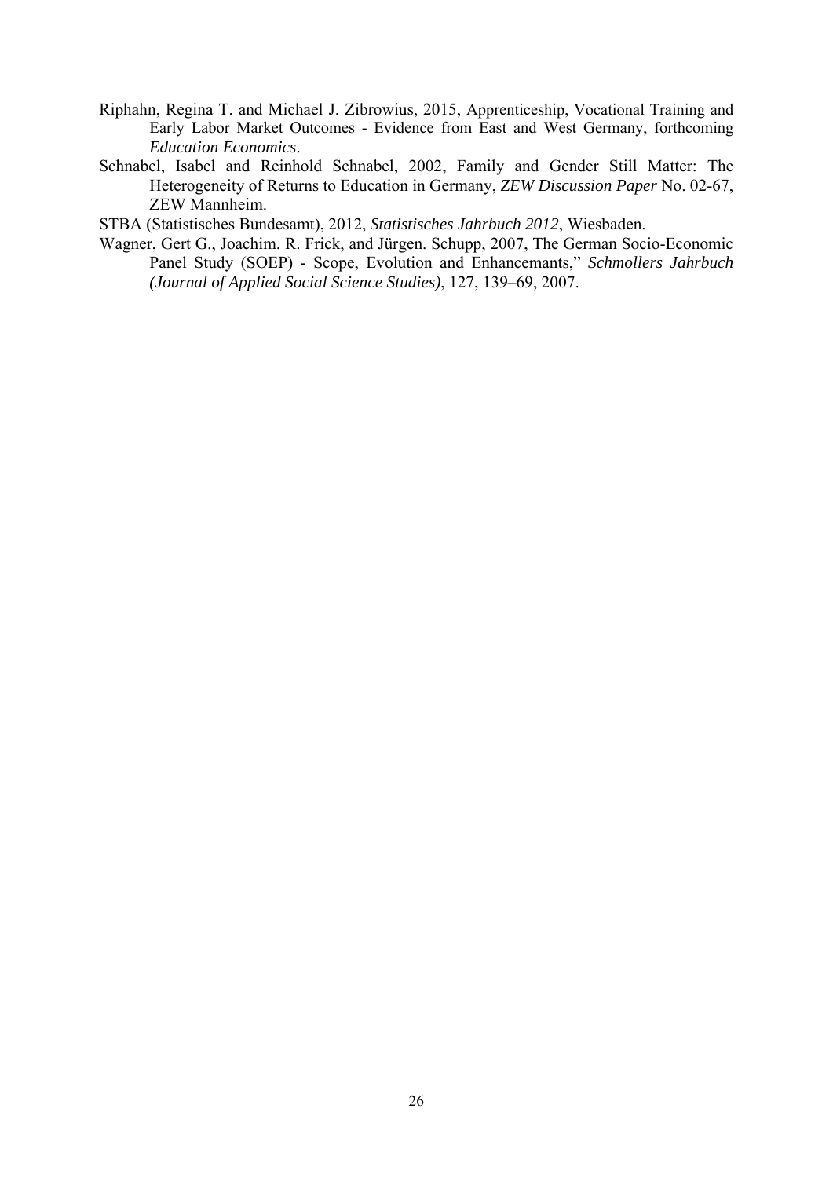Riphahn, Regina T. and Michael J. Zibrowius, 2015, Apprenticeship, Vocational Training and Early Labor Market Outcomes - Evidence from East and West Germany, forthcoming *Education Economics*.

Schnabel, Isabel and Reinhold Schnabel, 2002, Family and Gender Still Matter: The Heterogeneity of Returns to Education in Germany, *ZEW Discussion Paper* No. 02-67, ZEW Mannheim.

STBA (Statistisches Bundesamt), 2012, *Statistisches Jahrbuch 2012*, Wiesbaden.

Wagner, Gert G., Joachim. R. Frick, and Jürgen. Schupp, 2007, The German Socio-Economic Panel Study (SOEP) - Scope, Evolution and Enhancemants," *Schmollers Jahrbuch (Journal of Applied Social Science Studies)*, 127, 139–69, 2007.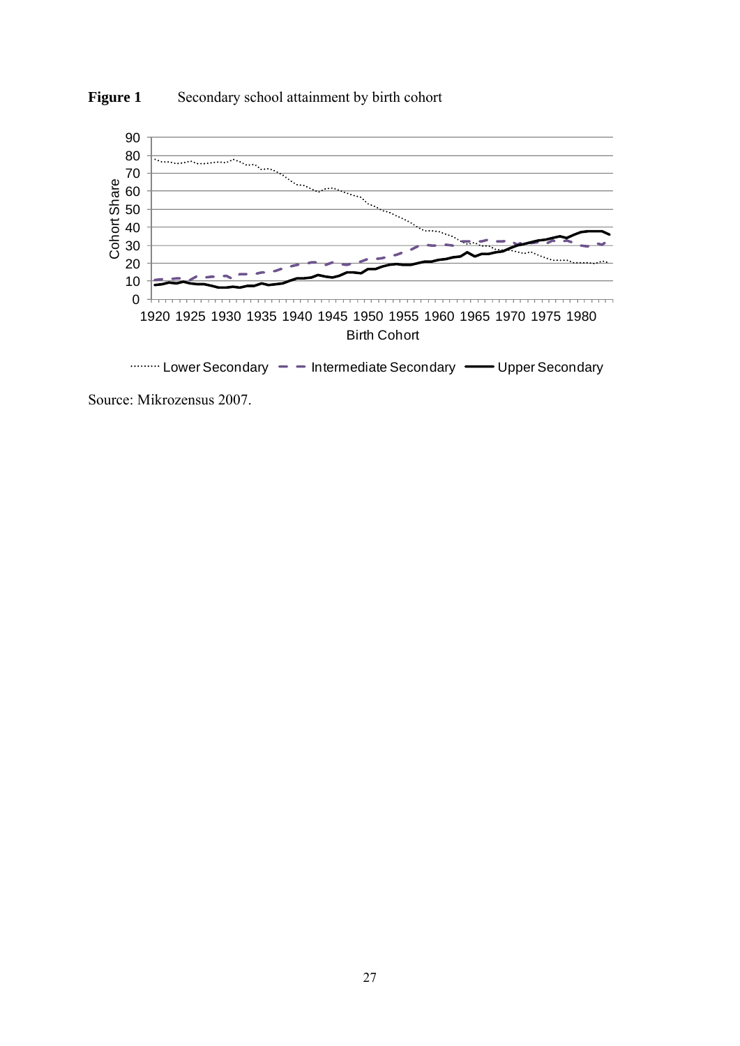**Figure 1** Secondary school attainment by birth cohort

Source: Mikrozensus 2007.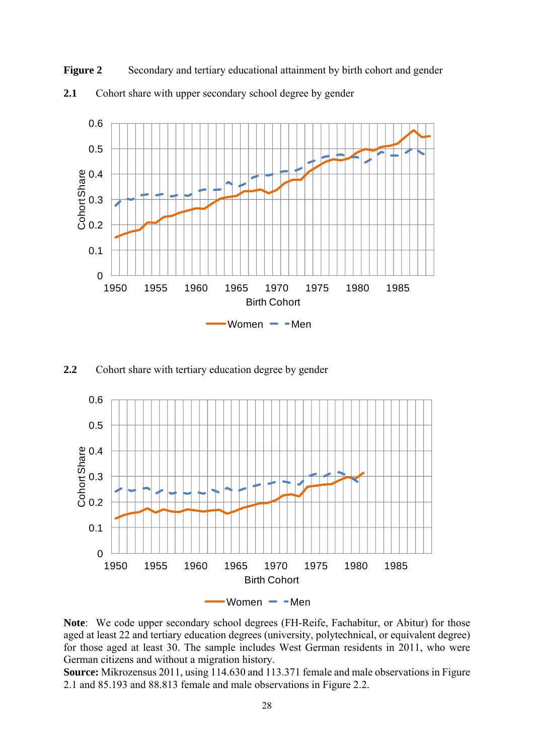**Figure 2** Secondary and tertiary educational attainment by birth cohort and gender

**2.1** Cohort share with upper secondary school degree by gender

**2.2** Cohort share with tertiary education degree by gender

**Note**: We code upper secondary school degrees (FH-Reife, Fachabitur, or Abitur) for those aged at least 22 and tertiary education degrees (university, polytechnical, or equivalent degree) for those aged at least 30. The sample includes West German residents in 2011, who were German citizens and without a migration history.

**Source:** Mikrozensus 2011, using 114.630 and 113.371 female and male observations in Figure 2.1 and 85.193 and 88.813 female and male observations in Figure 2.2.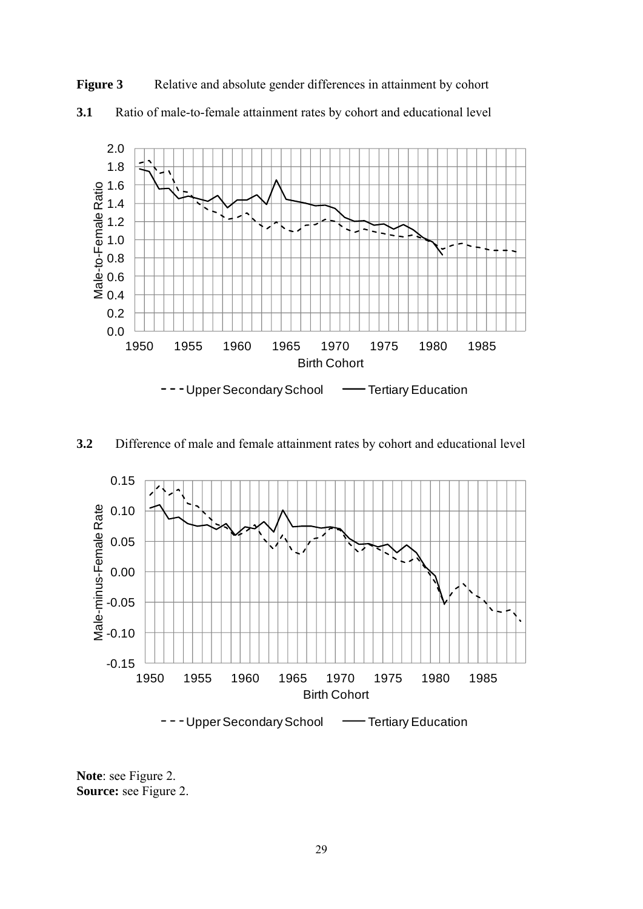**Figure 3** Relative and absolute gender differences in attainment by cohort

**3.1** Ratio of male-to-female attainment rates by cohort and educational level

**3.2** Difference of male and female attainment rates by cohort and educational level

**Note**: see Figure 2.
**Source:** see Figure 2.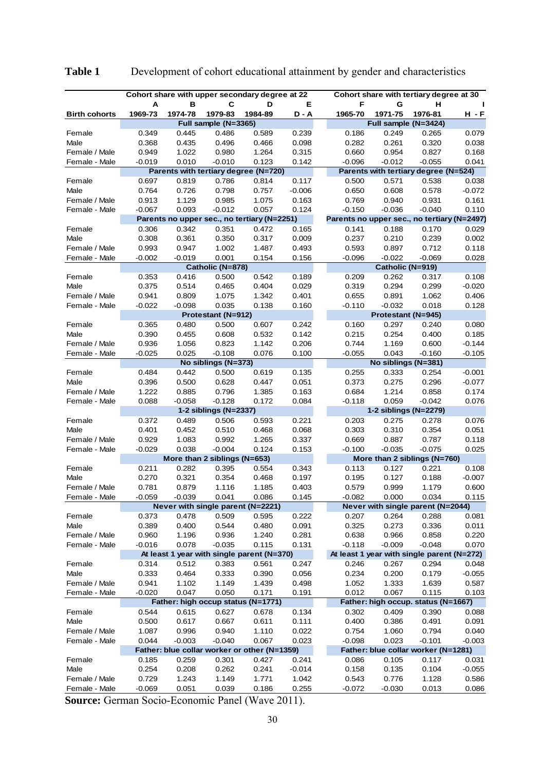**Table 1** Development of cohort educational attainment by gender and characteristics

| | Cohort share with upper secondary degree at 22 | | | | | Cohort share with tertiary degree at 30 | | | |
|---|---|---|---|---|---|---|---|---|---|
| | A | B | C | D | E | F | G | H | I |
| **Birth cohorts** | 1969-73 | 1974-78 | 1979-83 | 1984-89 | D - A | 1965-70 | 1971-75 | 1976-81 | H - F |
| | Full sample (N=3365) | | | | | Full sample (N=3424) | | | |
| Female | 0.349 | 0.445 | 0.486 | 0.589 | 0.239 | 0.186 | 0.249 | 0.265 | 0.079 |
| Male | 0.368 | 0.435 | 0.496 | 0.466 | 0.098 | 0.282 | 0.261 | 0.320 | 0.038 |
| Female / Male | 0.949 | 1.022 | 0.980 | 1.264 | 0.315 | 0.660 | 0.954 | 0.827 | 0.168 |
| Female - Male | -0.019 | 0.010 | -0.010 | 0.123 | 0.142 | -0.096 | -0.012 | -0.055 | 0.041 |
| | Parents with tertiary degree (N=720) | | | | | Parents with tertiary degree (N=524) | | | |
| Female | 0.697 | 0.819 | 0.786 | 0.814 | 0.117 | 0.500 | 0.571 | 0.538 | 0.038 |
| Male | 0.764 | 0.726 | 0.798 | 0.757 | -0.006 | 0.650 | 0.608 | 0.578 | -0.072 |
| Female / Male | 0.913 | 1.129 | 0.985 | 1.075 | 0.163 | 0.769 | 0.940 | 0.931 | 0.161 |
| Female - Male | -0.067 | 0.093 | -0.012 | 0.057 | 0.124 | -0.150 | -0.036 | -0.040 | 0.110 |
| | Parents no upper sec., no tertiary (N=2251) | | | | | Parents no upper sec., no tertiary (N=2497) | | | |
| Female | 0.306 | 0.342 | 0.351 | 0.472 | 0.165 | 0.141 | 0.188 | 0.170 | 0.029 |
| Male | 0.308 | 0.361 | 0.350 | 0.317 | 0.009 | 0.237 | 0.210 | 0.239 | 0.002 |
| Female / Male | 0.993 | 0.947 | 1.002 | 1.487 | 0.493 | 0.593 | 0.897 | 0.712 | 0.118 |
| Female - Male | -0.002 | -0.019 | 0.001 | 0.154 | 0.156 | -0.096 | -0.022 | -0.069 | 0.028 |
| | Catholic (N=878) | | | | | Catholic (N=919) | | | |
| Female | 0.353 | 0.416 | 0.500 | 0.542 | 0.189 | 0.209 | 0.262 | 0.317 | 0.108 |
| Male | 0.375 | 0.514 | 0.465 | 0.404 | 0.029 | 0.319 | 0.294 | 0.299 | -0.020 |
| Female / Male | 0.941 | 0.809 | 1.075 | 1.342 | 0.401 | 0.655 | 0.891 | 1.062 | 0.406 |
| Female - Male | -0.022 | -0.098 | 0.035 | 0.138 | 0.160 | -0.110 | -0.032 | 0.018 | 0.128 |
| | Protestant (N=912) | | | | | Protestant (N=945) | | | |
| Female | 0.365 | 0.480 | 0.500 | 0.607 | 0.242 | 0.160 | 0.297 | 0.240 | 0.080 |
| Male | 0.390 | 0.455 | 0.608 | 0.532 | 0.142 | 0.215 | 0.254 | 0.400 | 0.185 |
| Female / Male | 0.936 | 1.056 | 0.823 | 1.142 | 0.206 | 0.744 | 1.169 | 0.600 | -0.144 |
| Female - Male | -0.025 | 0.025 | -0.108 | 0.076 | 0.100 | -0.055 | 0.043 | -0.160 | -0.105 |
| | No siblings (N=373) | | | | | No siblings (N=381) | | | |
| Female | 0.484 | 0.442 | 0.500 | 0.619 | 0.135 | 0.255 | 0.333 | 0.254 | -0.001 |
| Male | 0.396 | 0.500 | 0.628 | 0.447 | 0.051 | 0.373 | 0.275 | 0.296 | -0.077 |
| Female / Male | 1.222 | 0.885 | 0.796 | 1.385 | 0.163 | 0.684 | 1.214 | 0.858 | 0.174 |
| Female - Male | 0.088 | -0.058 | -0.128 | 0.172 | 0.084 | -0.118 | 0.059 | -0.042 | 0.076 |
| | 1-2 siblings (N=2337) | | | | | 1-2 siblings (N=2279) | | | |
| Female | 0.372 | 0.489 | 0.506 | 0.593 | 0.221 | 0.203 | 0.275 | 0.278 | 0.076 |
| Male | 0.401 | 0.452 | 0.510 | 0.468 | 0.068 | 0.303 | 0.310 | 0.354 | 0.051 |
| Female / Male | 0.929 | 1.083 | 0.992 | 1.265 | 0.337 | 0.669 | 0.887 | 0.787 | 0.118 |
| Female - Male | -0.029 | 0.038 | -0.004 | 0.124 | 0.153 | -0.100 | -0.035 | -0.075 | 0.025 |
| | More than 2 siblings (N=653) | | | | | More than 2 siblings (N=760) | | | |
| Female | 0.211 | 0.282 | 0.395 | 0.554 | 0.343 | 0.113 | 0.127 | 0.221 | 0.108 |
| Male | 0.270 | 0.321 | 0.354 | 0.468 | 0.197 | 0.195 | 0.127 | 0.188 | -0.007 |
| Female / Male | 0.781 | 0.879 | 1.116 | 1.185 | 0.403 | 0.579 | 0.999 | 1.179 | 0.600 |
| Female - Male | -0.059 | -0.039 | 0.041 | 0.086 | 0.145 | -0.082 | 0.000 | 0.034 | 0.115 |
| | Never with single parent (N=2221) | | | | | Never with single parent (N=2044) | | | |
| Female | 0.373 | 0.478 | 0.509 | 0.595 | 0.222 | 0.207 | 0.264 | 0.288 | 0.081 |
| Male | 0.389 | 0.400 | 0.544 | 0.480 | 0.091 | 0.325 | 0.273 | 0.336 | 0.011 |
| Female / Male | 0.960 | 1.196 | 0.936 | 1.240 | 0.281 | 0.638 | 0.966 | 0.858 | 0.220 |
| Female - Male | -0.016 | 0.078 | -0.035 | 0.115 | 0.131 | -0.118 | -0.009 | -0.048 | 0.070 |
| | At least 1 year with single parent (N=370) | | | | | At least 1 year with single parent (N=272) | | | |
| Female | 0.314 | 0.512 | 0.383 | 0.561 | 0.247 | 0.246 | 0.267 | 0.294 | 0.048 |
| Male | 0.333 | 0.464 | 0.333 | 0.390 | 0.056 | 0.234 | 0.200 | 0.179 | -0.055 |
| Female / Male | 0.941 | 1.102 | 1.149 | 1.439 | 0.498 | 1.052 | 1.333 | 1.639 | 0.587 |
| Female - Male | -0.020 | 0.047 | 0.050 | 0.171 | 0.191 | 0.012 | 0.067 | 0.115 | 0.103 |
| | Father: high occup status (N=1771) | | | | | Father: high occup. status (N=1667) | | | |
| Female | 0.544 | 0.615 | 0.627 | 0.678 | 0.134 | 0.302 | 0.409 | 0.390 | 0.088 |
| Male | 0.500 | 0.617 | 0.667 | 0.611 | 0.111 | 0.400 | 0.386 | 0.491 | 0.091 |
| Female / Male | 1.087 | 0.996 | 0.940 | 1.110 | 0.022 | 0.754 | 1.060 | 0.794 | 0.040 |
| Female - Male | 0.044 | -0.003 | -0.040 | 0.067 | 0.023 | -0.098 | 0.023 | -0.101 | -0.003 |
| | Father: blue collar worker or other (N=1359) | | | | | Father: blue collar worker (N=1281) | | | |
| Female | 0.185 | 0.259 | 0.301 | 0.427 | 0.241 | 0.086 | 0.105 | 0.117 | 0.031 |
| Male | 0.254 | 0.208 | 0.262 | 0.241 | -0.014 | 0.158 | 0.135 | 0.104 | -0.055 |
| Female / Male | 0.729 | 1.243 | 1.149 | 1.771 | 1.042 | 0.543 | 0.776 | 1.128 | 0.586 |
| Female - Male | -0.069 | 0.051 | 0.039 | 0.186 | 0.255 | -0.072 | -0.030 | 0.013 | 0.086 |

**Source:** German Socio-Economic Panel (Wave 2011).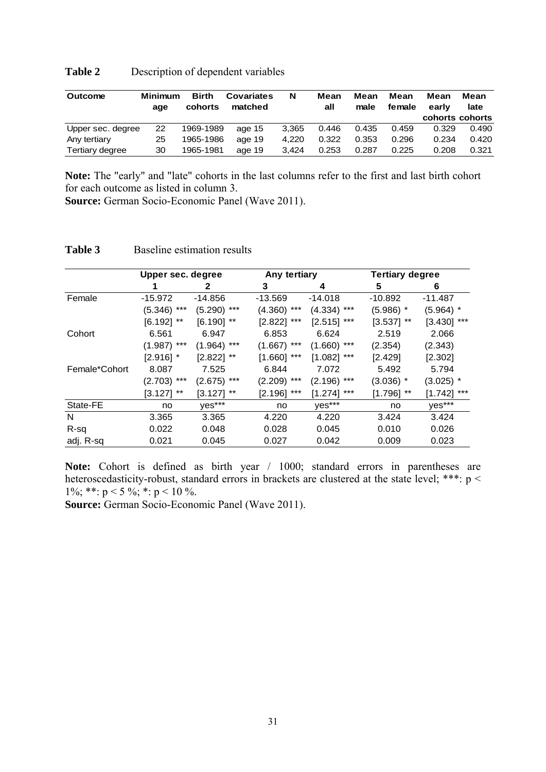**Table 2** Description of dependent variables

| Outcome | Minimum age | Birth cohorts | Covariates matched | N | Mean all | Mean male | Mean female | Mean early cohorts | Mean late cohorts |
|---|---|---|---|---|---|---|---|---|---|
| Upper sec. degree | 22 | 1969-1989 | age 15 | 3,365 | 0.446 | 0.435 | 0.459 | 0.329 | 0.490 |
| Any tertiary | 25 | 1965-1986 | age 19 | 4,220 | 0.322 | 0.353 | 0.296 | 0.234 | 0.420 |
| Tertiary degree | 30 | 1965-1981 | age 19 | 3,424 | 0.253 | 0.287 | 0.225 | 0.208 | 0.321 |

**Note:** The "early" and "late" cohorts in the last columns refer to the first and last birth cohort for each outcome as listed in column 3.
**Source:** German Socio-Economic Panel (Wave 2011).

**Table 3** Baseline estimation results

| | Upper sec. degree | | Any tertiary | | Tertiary degree | |
|---|---|---|---|---|---|---|
| | 1 | 2 | 3 | 4 | 5 | 6 |
| Female | -15.972 | -14.856 | -13.569 | -14.018 | -10.892 | -11.487 |
| | (5.346) *** | (5.290) *** | (4.360) *** | (4.334) *** | (5.986) * | (5.964) * |
| | [6.192] ** | [6.190] ** | [2.822] *** | [2.515] *** | [3.537] ** | [3.430] *** |
| Cohort | 6.561 | 6.947 | 6.853 | 6.624 | 2.519 | 2.066 |
| | (1.987) *** | (1.964) *** | (1.667) *** | (1.660) *** | (2.354) | (2.343) |
| | [2.916] * | [2.822] ** | [1.660] *** | [1.082] *** | [2.429] | [2.302] |
| Female*Cohort | 8.087 | 7.525 | 6.844 | 7.072 | 5.492 | 5.794 |
| | (2.703) *** | (2.675) *** | (2.209) *** | (2.196) *** | (3.036) * | (3.025) * |
| | [3.127] ** | [3.127] ** | [2.196] *** | [1.274] *** | [1.796] ** | [1.742] *** |
| State-FE | no | yes*** | no | yes*** | no | yes*** |
| N | 3.365 | 3.365 | 4.220 | 4.220 | 3.424 | 3.424 |
| R-sq | 0.022 | 0.048 | 0.028 | 0.045 | 0.010 | 0.026 |
| adj. R-sq | 0.021 | 0.045 | 0.027 | 0.042 | 0.009 | 0.023 |

**Note:** Cohort is defined as birth year / 1000; standard errors in parentheses are heteroscedasticity-robust, standard errors in brackets are clustered at the state level; ***: $p < 1\%$; **: $p < 5\%$; *: $p < 10\%$.
**Source:** German Socio-Economic Panel (Wave 2011).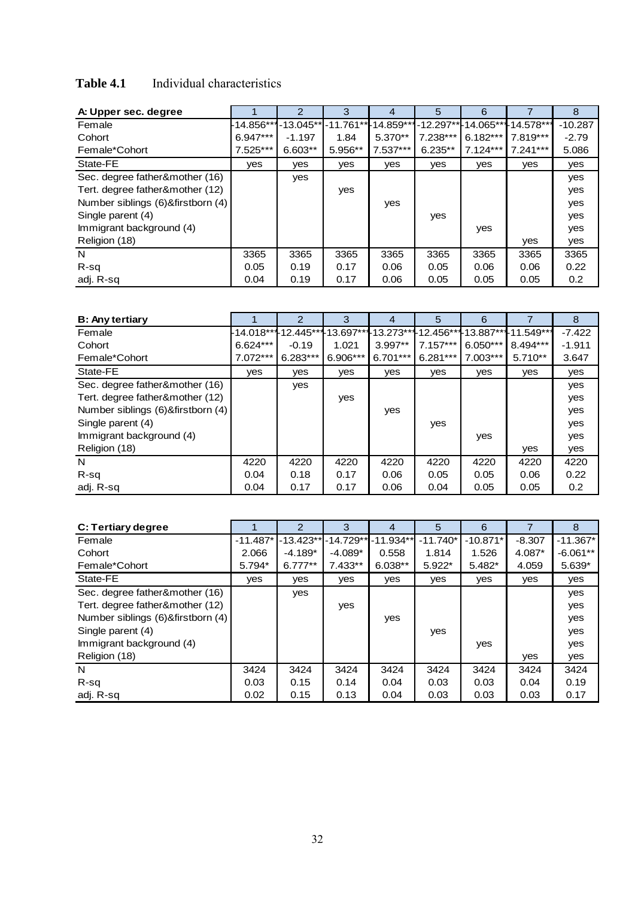**Table 4.1** Individual characteristics

| A: Upper sec. degree | 1 | 2 | 3 | 4 | 5 | 6 | 7 | 8 |
|---|---|---|---|---|---|---|---|---|
| Female | -14.856*** | -13.045** | -11.761** | -14.859*** | -12.297** | -14.065*** | -14.578*** | -10.287 |
| Cohort | 6.947*** | -1.197 | 1.84 | 5.370** | 7.238*** | 6.182*** | 7.819*** | -2.79 |
| Female*Cohort | 7.525*** | 6.603** | 5.956** | 7.537*** | 6.235** | 7.124*** | 7.241*** | 5.086 |
| State-FE | yes | yes | yes | yes | yes | yes | yes | yes |
| Sec. degree father&mother (16) | | yes | | | | | | yes |
| Tert. degree father&mother (12) | | | yes | | | | | yes |
| Number siblings (6)&firstborn (4) | | | | yes | | | | yes |
| Single parent (4) | | | | | yes | | | yes |
| Immigrant background (4) | | | | | | yes | | yes |
| Religion (18) | | | | | | | yes | yes |
| N | 3365 | 3365 | 3365 | 3365 | 3365 | 3365 | 3365 | 3365 |
| R-sq | 0.05 | 0.19 | 0.17 | 0.06 | 0.05 | 0.06 | 0.06 | 0.22 |
| adj. R-sq | 0.04 | 0.19 | 0.17 | 0.06 | 0.05 | 0.05 | 0.05 | 0.2 |

| B: Any tertiary | 1 | 2 | 3 | 4 | 5 | 6 | 7 | 8 |
|---|---|---|---|---|---|---|---|---|
| Female | -14.018*** | -12.445*** | -13.697*** | -13.273*** | -12.456*** | -13.887*** | -11.549*** | -7.422 |
| Cohort | 6.624*** | -0.19 | 1.021 | 3.997** | 7.157*** | 6.050*** | 8.494*** | -1.911 |
| Female*Cohort | 7.072*** | 6.283*** | 6.906*** | 6.701*** | 6.281*** | 7.003*** | 5.710** | 3.647 |
| State-FE | yes | yes | yes | yes | yes | yes | yes | yes |
| Sec. degree father&mother (16) | | yes | | | | | | yes |
| Tert. degree father&mother (12) | | | yes | | | | | yes |
| Number siblings (6)&firstborn (4) | | | | yes | | | | yes |
| Single parent (4) | | | | | yes | | | yes |
| Immigrant background (4) | | | | | | yes | | yes |
| Religion (18) | | | | | | | yes | yes |
| N | 4220 | 4220 | 4220 | 4220 | 4220 | 4220 | 4220 | 4220 |
| R-sq | 0.04 | 0.18 | 0.17 | 0.06 | 0.05 | 0.05 | 0.06 | 0.22 |
| adj. R-sq | 0.04 | 0.17 | 0.17 | 0.06 | 0.04 | 0.05 | 0.05 | 0.2 |

| C: Tertiary degree | 1 | 2 | 3 | 4 | 5 | 6 | 7 | 8 |
|---|---|---|---|---|---|---|---|---|
| Female | -11.487* | -13.423** | -14.729** | -11.934** | -11.740* | -10.871* | -8.307 | -11.367* |
| Cohort | 2.066 | -4.189* | -4.089* | 0.558 | 1.814 | 1.526 | 4.087* | -6.061** |
| Female*Cohort | 5.794* | 6.777** | 7.433** | 6.038** | 5.922* | 5.482* | 4.059 | 5.639* |
| State-FE | yes | yes | yes | yes | yes | yes | yes | yes |
| Sec. degree father&mother (16) | | yes | | | | | | yes |
| Tert. degree father&mother (12) | | | yes | | | | | yes |
| Number siblings (6)&firstborn (4) | | | | yes | | | | yes |
| Single parent (4) | | | | | yes | | | yes |
| Immigrant background (4) | | | | | | yes | | yes |
| Religion (18) | | | | | | | yes | yes |
| N | 3424 | 3424 | 3424 | 3424 | 3424 | 3424 | 3424 | 3424 |
| R-sq | 0.03 | 0.15 | 0.14 | 0.04 | 0.03 | 0.03 | 0.04 | 0.19 |
| adj. R-sq | 0.02 | 0.15 | 0.13 | 0.04 | 0.03 | 0.03 | 0.03 | 0.17 |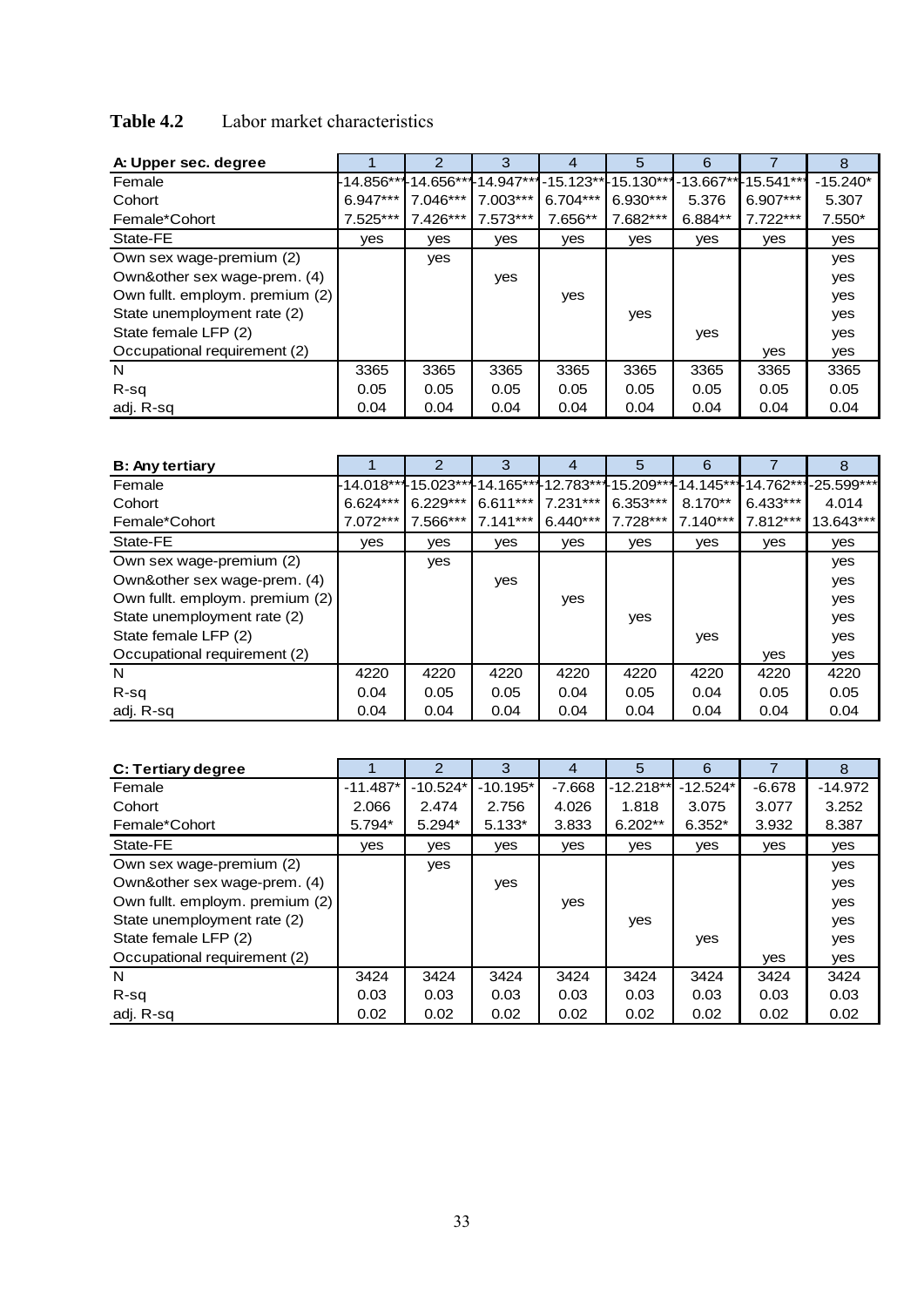**Table 4.2** Labor market characteristics

| A: Upper sec. degree | 1 | 2 | 3 | 4 | 5 | 6 | 7 | 8 |
|---|---|---|---|---|---|---|---|---|
| Female | -14.856*** | -14.656*** | -14.947*** | -15.123** | -15.130*** | -13.667** | -15.541*** | -15.240* |
| Cohort | 6.947*** | 7.046*** | 7.003*** | 6.704*** | 6.930*** | 5.376 | 6.907*** | 5.307 |
| Female*Cohort | 7.525*** | 7.426*** | 7.573*** | 7.656** | 7.682*** | 6.884** | 7.722*** | 7.550* |
| State-FE | yes | yes | yes | yes | yes | yes | yes | yes |
| Own sex wage-premium (2) | | yes | | | | | | yes |
| Own&other sex wage-prem. (4) | | | yes | | | | | yes |
| Own fullt. employm. premium (2) | | | | yes | | | | yes |
| State unemployment rate (2) | | | | | yes | | | yes |
| State female LFP (2) | | | | | | yes | | yes |
| Occupational requirement (2) | | | | | | | yes | yes |
| N | 3365 | 3365 | 3365 | 3365 | 3365 | 3365 | 3365 | 3365 |
| R-sq | 0.05 | 0.05 | 0.05 | 0.05 | 0.05 | 0.05 | 0.05 | 0.05 |
| adj. R-sq | 0.04 | 0.04 | 0.04 | 0.04 | 0.04 | 0.04 | 0.04 | 0.04 |

| B: Any tertiary | 1 | 2 | 3 | 4 | 5 | 6 | 7 | 8 |
|---|---|---|---|---|---|---|---|---|
| Female | -14.018*** | -15.023*** | -14.165*** | -12.783*** | -15.209*** | -14.145*** | -14.762*** | -25.599*** |
| Cohort | 6.624*** | 6.229*** | 6.611*** | 7.231*** | 6.353*** | 8.170** | 6.433*** | 4.014 |
| Female*Cohort | 7.072*** | 7.566*** | 7.141*** | 6.440*** | 7.728*** | 7.140*** | 7.812*** | 13.643*** |
| State-FE | yes | yes | yes | yes | yes | yes | yes | yes |
| Own sex wage-premium (2) | | yes | | | | | | yes |
| Own&other sex wage-prem. (4) | | | yes | | | | | yes |
| Own fullt. employm. premium (2) | | | | yes | | | | yes |
| State unemployment rate (2) | | | | | yes | | | yes |
| State female LFP (2) | | | | | | yes | | yes |
| Occupational requirement (2) | | | | | | | yes | yes |
| N | 4220 | 4220 | 4220 | 4220 | 4220 | 4220 | 4220 | 4220 |
| R-sq | 0.04 | 0.05 | 0.05 | 0.04 | 0.05 | 0.04 | 0.05 | 0.05 |
| adj. R-sq | 0.04 | 0.04 | 0.04 | 0.04 | 0.04 | 0.04 | 0.04 | 0.04 |

| C: Tertiary degree | 1 | 2 | 3 | 4 | 5 | 6 | 7 | 8 |
|---|---|---|---|---|---|---|---|---|
| Female | -11.487* | -10.524* | -10.195* | -7.668 | -12.218** | -12.524* | -6.678 | -14.972 |
| Cohort | 2.066 | 2.474 | 2.756 | 4.026 | 1.818 | 3.075 | 3.077 | 3.252 |
| Female*Cohort | 5.794* | 5.294* | 5.133* | 3.833 | 6.202** | 6.352* | 3.932 | 8.387 |
| State-FE | yes | yes | yes | yes | yes | yes | yes | yes |
| Own sex wage-premium (2) | | yes | | | | | | yes |
| Own&other sex wage-prem. (4) | | | yes | | | | | yes |
| Own fullt. employm. premium (2) | | | | yes | | | | yes |
| State unemployment rate (2) | | | | | yes | | | yes |
| State female LFP (2) | | | | | | yes | | yes |
| Occupational requirement (2) | | | | | | | yes | yes |
| N | 3424 | 3424 | 3424 | 3424 | 3424 | 3424 | 3424 | 3424 |
| R-sq | 0.03 | 0.03 | 0.03 | 0.03 | 0.03 | 0.03 | 0.03 | 0.03 |
| adj. R-sq | 0.02 | 0.02 | 0.02 | 0.02 | 0.02 | 0.02 | 0.02 | 0.02 |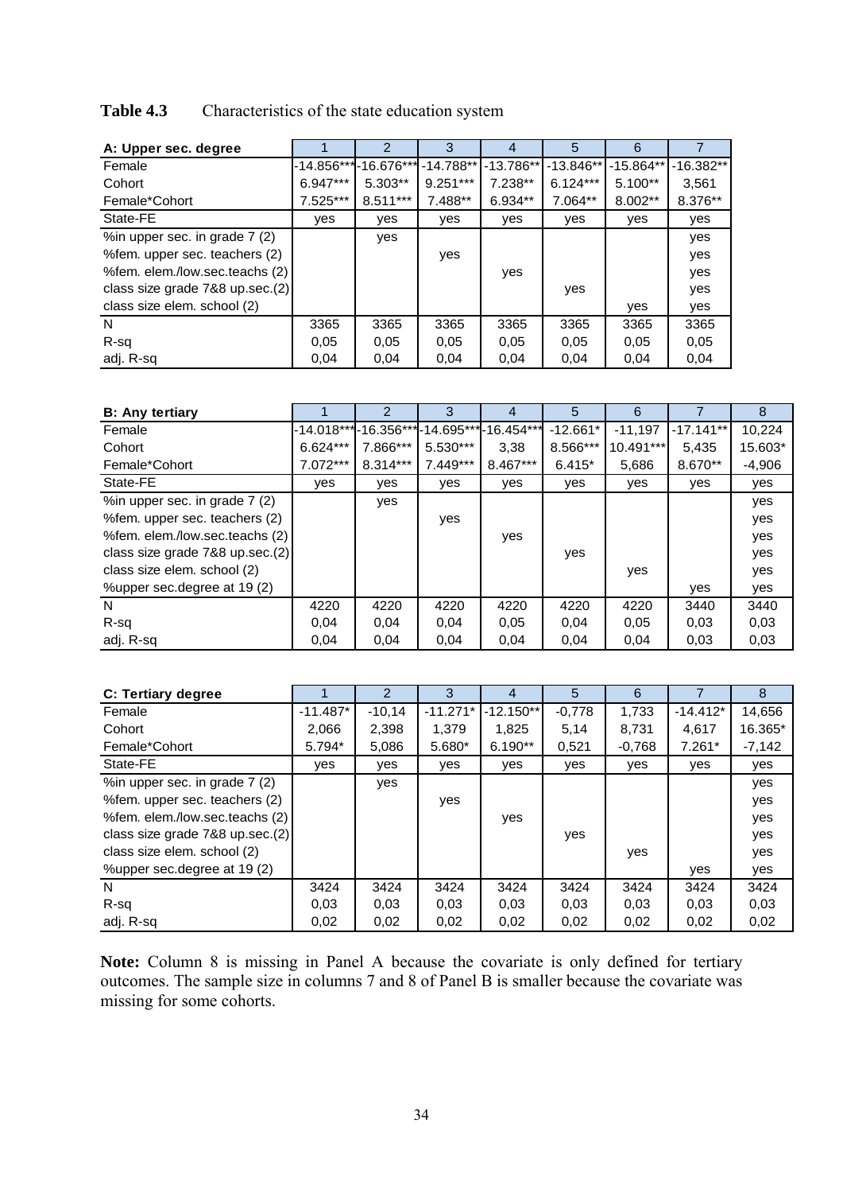**Table 4.3** Characteristics of the state education system

| A: Upper sec. degree | 1 | 2 | 3 | 4 | 5 | 6 | 7 |
|---|---|---|---|---|---|---|---|
| Female | -14.856*** | -16.676*** | -14.788** | -13.786** | -13.846** | -15.864** | -16.382** |
| Cohort | 6.947*** | 5.303** | 9.251*** | 7.238** | 6.124*** | 5.100** | 3,561 |
| Female*Cohort | 7.525*** | 8.511*** | 7.488** | 6.934** | 7.064** | 8.002** | 8.376** |
| State-FE | yes | yes | yes | yes | yes | yes | yes |
| %in upper sec. in grade 7 (2) | | yes | | | | | yes |
| %fem. upper sec. teachers (2) | | | yes | | | | yes |
| %fem. elem./low.sec.teachs (2) | | | | yes | | | yes |
| class size grade 7&8 up.sec.(2) | | | | | yes | | yes |
| class size elem. school (2) | | | | | | yes | yes |
| N | 3365 | 3365 | 3365 | 3365 | 3365 | 3365 | 3365 |
| R-sq | 0,05 | 0,05 | 0,05 | 0,05 | 0,05 | 0,05 | 0,05 |
| adj. R-sq | 0,04 | 0,04 | 0,04 | 0,04 | 0,04 | 0,04 | 0,04 |

| B: Any tertiary | 1 | 2 | 3 | 4 | 5 | 6 | 7 | 8 |
|---|---|---|---|---|---|---|---|---|
| Female | -14.018*** | -16.356*** | -14.695*** | -16.454*** | -12.661* | -11,197 | -17.141** | 10,224 |
| Cohort | 6.624*** | 7.866*** | 5.530*** | 3,38 | 8.566*** | 10.491*** | 5,435 | 15.603* |
| Female*Cohort | 7.072*** | 8.314*** | 7.449*** | 8.467*** | 6.415* | 5,686 | 8.670** | -4,906 |
| State-FE | yes | yes | yes | yes | yes | yes | yes | yes |
| %in upper sec. in grade 7 (2) | | yes | | | | | | yes |
| %fem. upper sec. teachers (2) | | | yes | | | | | yes |
| %fem. elem./low.sec.teachs (2) | | | | yes | | | | yes |
| class size grade 7&8 up.sec.(2) | | | | | yes | | | yes |
| class size elem. school (2) | | | | | | yes | | yes |
| %upper sec.degree at 19 (2) | | | | | | | yes | yes |
| N | 4220 | 4220 | 4220 | 4220 | 4220 | 4220 | 3440 | 3440 |
| R-sq | 0,04 | 0,04 | 0,04 | 0,05 | 0,04 | 0,05 | 0,03 | 0,03 |
| adj. R-sq | 0,04 | 0,04 | 0,04 | 0,04 | 0,04 | 0,04 | 0,03 | 0,03 |

| C: Tertiary degree | 1 | 2 | 3 | 4 | 5 | 6 | 7 | 8 |
|---|---|---|---|---|---|---|---|---|
| Female | -11.487* | -10,14 | -11.271* | -12.150** | -0,778 | 1,733 | -14.412* | 14,656 |
| Cohort | 2,066 | 2,398 | 1,379 | 1,825 | 5,14 | 8,731 | 4,617 | 16.365* |
| Female*Cohort | 5.794* | 5,086 | 5.680* | 6.190** | 0,521 | -0,768 | 7.261* | -7,142 |
| State-FE | yes | yes | yes | yes | yes | yes | yes | yes |
| %in upper sec. in grade 7 (2) | | yes | | | | | | yes |
| %fem. upper sec. teachers (2) | | | yes | | | | | yes |
| %fem. elem./low.sec.teachs (2) | | | | yes | | | | yes |
| class size grade 7&8 up.sec.(2) | | | | | yes | | | yes |
| class size elem. school (2) | | | | | | yes | | yes |
| %upper sec.degree at 19 (2) | | | | | | | yes | yes |
| N | 3424 | 3424 | 3424 | 3424 | 3424 | 3424 | 3424 | 3424 |
| R-sq | 0,03 | 0,03 | 0,03 | 0,03 | 0,03 | 0,03 | 0,03 | 0,03 |
| adj. R-sq | 0,02 | 0,02 | 0,02 | 0,02 | 0,02 | 0,02 | 0,02 | 0,02 |

**Note:** Column 8 is missing in Panel A because the covariate is only defined for tertiary outcomes. The sample size in columns 7 and 8 of Panel B is smaller because the covariate was missing for some cohorts.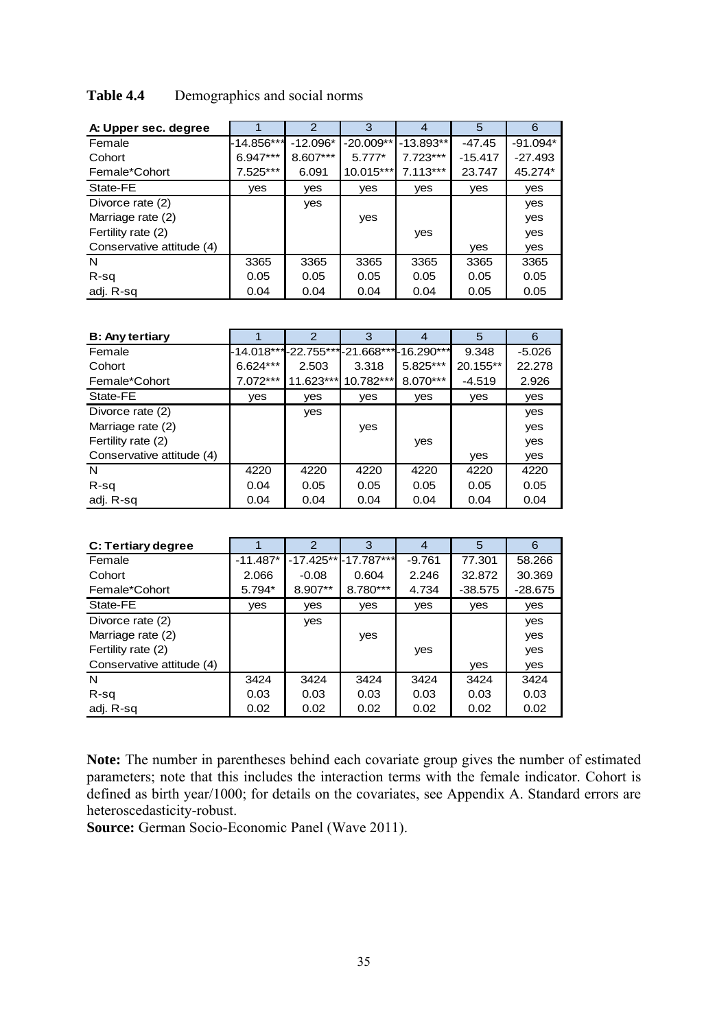**Table 4.4** Demographics and social norms

| A: Upper sec. degree | 1 | 2 | 3 | 4 | 5 | 6 |
|---|---|---|---|---|---|---|
| Female | -14.856*** | -12.096* | -20.009** | -13.893** | -47.45 | -91.094* |
| Cohort | 6.947*** | 8.607*** | 5.777* | 7.723*** | -15.417 | -27.493 |
| Female*Cohort | 7.525*** | 6.091 | 10.015*** | 7.113*** | 23.747 | 45.274* |
| State-FE | yes | yes | yes | yes | yes | yes |
| Divorce rate (2) | | yes | | | | yes |
| Marriage rate (2) | | | yes | | | yes |
| Fertility rate (2) | | | | yes | | yes |
| Conservative attitude (4) | | | | | yes | yes |
| N | 3365 | 3365 | 3365 | 3365 | 3365 | 3365 |
| R-sq | 0.05 | 0.05 | 0.05 | 0.05 | 0.05 | 0.05 |
| adj. R-sq | 0.04 | 0.04 | 0.04 | 0.04 | 0.05 | 0.05 |

| B: Any tertiary | 1 | 2 | 3 | 4 | 5 | 6 |
|---|---|---|---|---|---|---|
| Female | -14.018*** | -22.755*** | -21.668*** | -16.290*** | 9.348 | -5.026 |
| Cohort | 6.624*** | 2.503 | 3.318 | 5.825*** | 20.155** | 22.278 |
| Female*Cohort | 7.072*** | 11.623*** | 10.782*** | 8.070*** | -4.519 | 2.926 |
| State-FE | yes | yes | yes | yes | yes | yes |
| Divorce rate (2) | | yes | | | | yes |
| Marriage rate (2) | | | yes | | | yes |
| Fertility rate (2) | | | | yes | | yes |
| Conservative attitude (4) | | | | | yes | yes |
| N | 4220 | 4220 | 4220 | 4220 | 4220 | 4220 |
| R-sq | 0.04 | 0.05 | 0.05 | 0.05 | 0.05 | 0.05 |
| adj. R-sq | 0.04 | 0.04 | 0.04 | 0.04 | 0.04 | 0.04 |

| C: Tertiary degree | 1 | 2 | 3 | 4 | 5 | 6 |
|---|---|---|---|---|---|---|
| Female | -11.487* | -17.425** | -17.787*** | -9.761 | 77.301 | 58.266 |
| Cohort | 2.066 | -0.08 | 0.604 | 2.246 | 32.872 | 30.369 |
| Female*Cohort | 5.794* | 8.907** | 8.780*** | 4.734 | -38.575 | -28.675 |
| State-FE | yes | yes | yes | yes | yes | yes |
| Divorce rate (2) | | yes | | | | yes |
| Marriage rate (2) | | | yes | | | yes |
| Fertility rate (2) | | | | yes | | yes |
| Conservative attitude (4) | | | | | yes | yes |
| N | 3424 | 3424 | 3424 | 3424 | 3424 | 3424 |
| R-sq | 0.03 | 0.03 | 0.03 | 0.03 | 0.03 | 0.03 |
| adj. R-sq | 0.02 | 0.02 | 0.02 | 0.02 | 0.02 | 0.02 |

**Note:** The number in parentheses behind each covariate group gives the number of estimated parameters; note that this includes the interaction terms with the female indicator. Cohort is defined as birth year/1000; for details on the covariates, see Appendix A. Standard errors are heteroscedasticity-robust.

**Source:** German Socio-Economic Panel (Wave 2011).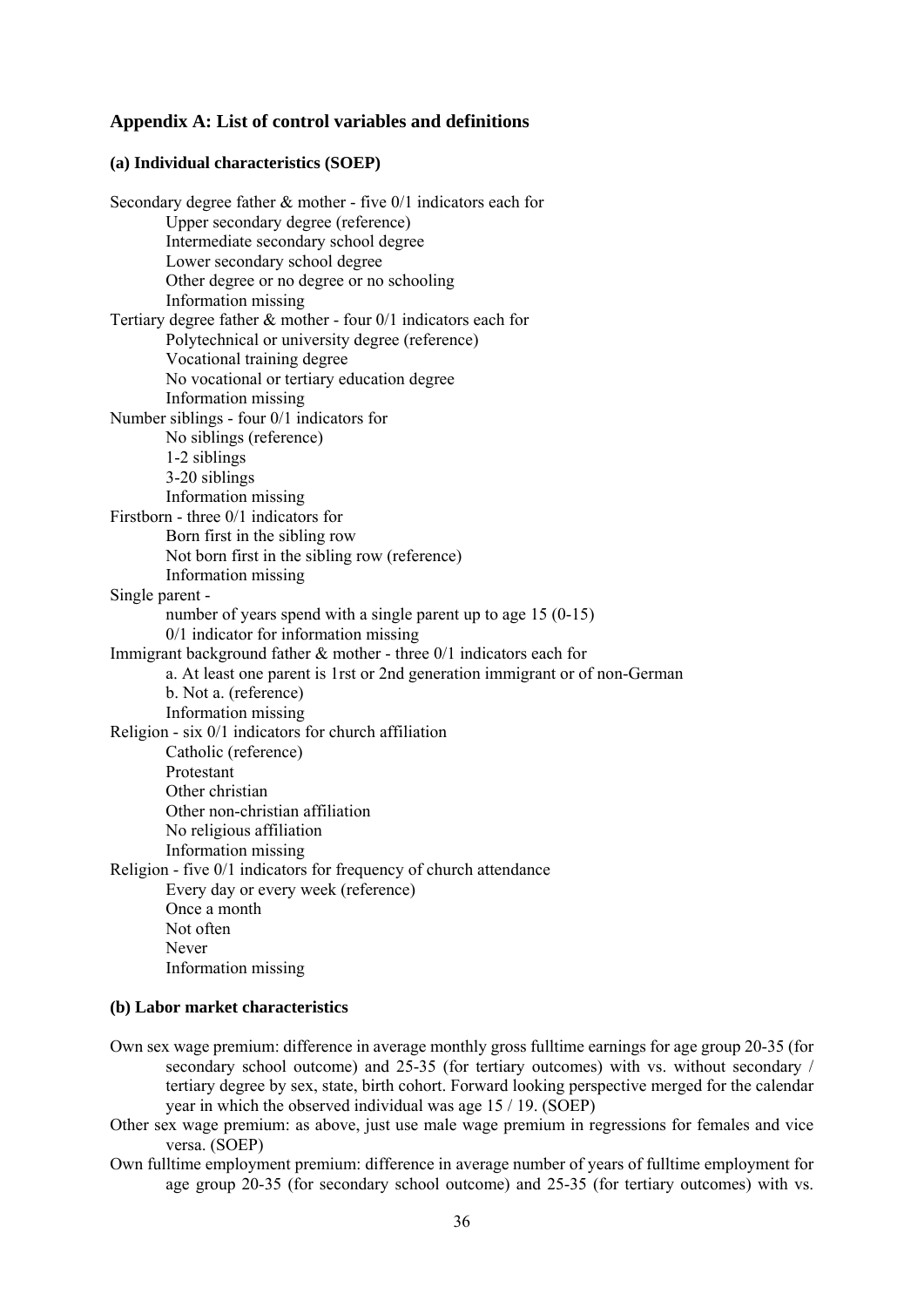## Appendix A: List of control variables and definitions

### (a) Individual characteristics (SOEP)

Secondary degree father & mother - five 0/1 indicators each for
- Upper secondary degree (reference)
- Intermediate secondary school degree
- Lower secondary school degree
- Other degree or no degree or no schooling
- Information missing

Tertiary degree father & mother - four 0/1 indicators each for
- Polytechnical or university degree (reference)
- Vocational training degree
- No vocational or tertiary education degree
- Information missing

Number siblings - four 0/1 indicators for
- No siblings (reference)
- 1-2 siblings
- 3-20 siblings
- Information missing

Firstborn - three 0/1 indicators for
- Born first in the sibling row
- Not born first in the sibling row (reference)
- Information missing

Single parent -
- number of years spend with a single parent up to age 15 (0-15)
- 0/1 indicator for information missing

Immigrant background father & mother - three 0/1 indicators each for
- a. At least one parent is 1rst or 2nd generation immigrant or of non-German
- b. Not a. (reference)
- Information missing

Religion - six 0/1 indicators for church affiliation
- Catholic (reference)
- Protestant
- Other christian
- Other non-christian affiliation
- No religious affiliation
- Information missing

Religion - five 0/1 indicators for frequency of church attendance
- Every day or every week (reference)
- Once a month
- Not often
- Never
- Information missing

### (b) Labor market characteristics

Own sex wage premium: difference in average monthly gross fulltime earnings for age group 20-35 (for secondary school outcome) and 25-35 (for tertiary outcomes) with vs. without secondary / tertiary degree by sex, state, birth cohort. Forward looking perspective merged for the calendar year in which the observed individual was age 15 / 19. (SOEP)

Other sex wage premium: as above, just use male wage premium in regressions for females and vice versa. (SOEP)

Own fulltime employment premium: difference in average number of years of fulltime employment for age group 20-35 (for secondary school outcome) and 25-35 (for tertiary outcomes) with vs.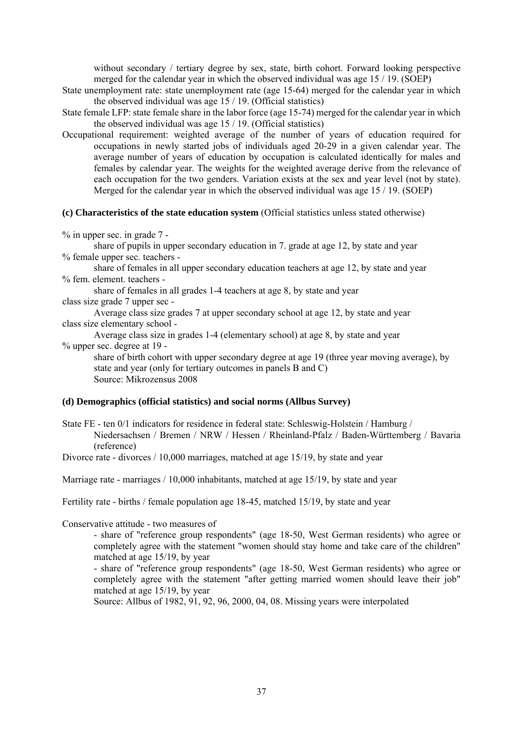without secondary / tertiary degree by sex, state, birth cohort. Forward looking perspective merged for the calendar year in which the observed individual was age 15 / 19. (SOEP)

State unemployment rate: state unemployment rate (age 15-64) merged for the calendar year in which the observed individual was age 15 / 19. (Official statistics)

State female LFP: state female share in the labor force (age 15-74) merged for the calendar year in which the observed individual was age 15 / 19. (Official statistics)

Occupational requirement: weighted average of the number of years of education required for occupations in newly started jobs of individuals aged 20-29 in a given calendar year. The average number of years of education by occupation is calculated identically for males and females by calendar year. The weights for the weighted average derive from the relevance of each occupation for the two genders. Variation exists at the sex and year level (not by state). Merged for the calendar year in which the observed individual was age 15 / 19. (SOEP)

**(c) Characteristics of the state education system** (Official statistics unless stated otherwise)

% in upper sec. in grade 7 -
    share of pupils in upper secondary education in 7. grade at age 12, by state and year

% female upper sec. teachers -
    share of females in all upper secondary education teachers at age 12, by state and year

% fem. element. teachers -
    share of females in all grades 1-4 teachers at age 8, by state and year

class size grade 7 upper sec -
    Average class size grades 7 at upper secondary school at age 12, by state and year

class size elementary school -
    Average class size in grades 1-4 (elementary school) at age 8, by state and year

% upper sec. degree at 19 -
    share of birth cohort with upper secondary degree at age 19 (three year moving average), by state and year (only for tertiary outcomes in panels B and C)
    Source: Mikrozensus 2008

**(d) Demographics (official statistics) and social norms (Allbus Survey)**

State FE - ten 0/1 indicators for residence in federal state: Schleswig-Holstein / Hamburg / Niedersachsen / Bremen / NRW / Hessen / Rheinland-Pfalz / Baden-Württemberg / Bavaria (reference)

Divorce rate - divorces / 10,000 marriages, matched at age 15/19, by state and year

Marriage rate - marriages / 10,000 inhabitants, matched at age 15/19, by state and year

Fertility rate - births / female population age 18-45, matched 15/19, by state and year

Conservative attitude - two measures of

- share of "reference group respondents" (age 18-50, West German residents) who agree or completely agree with the statement "women should stay home and take care of the children" matched at age 15/19, by year
- share of "reference group respondents" (age 18-50, West German residents) who agree or completely agree with the statement "after getting married women should leave their job" matched at age 15/19, by year

Source: Allbus of 1982, 91, 92, 96, 2000, 04, 08. Missing years were interpolated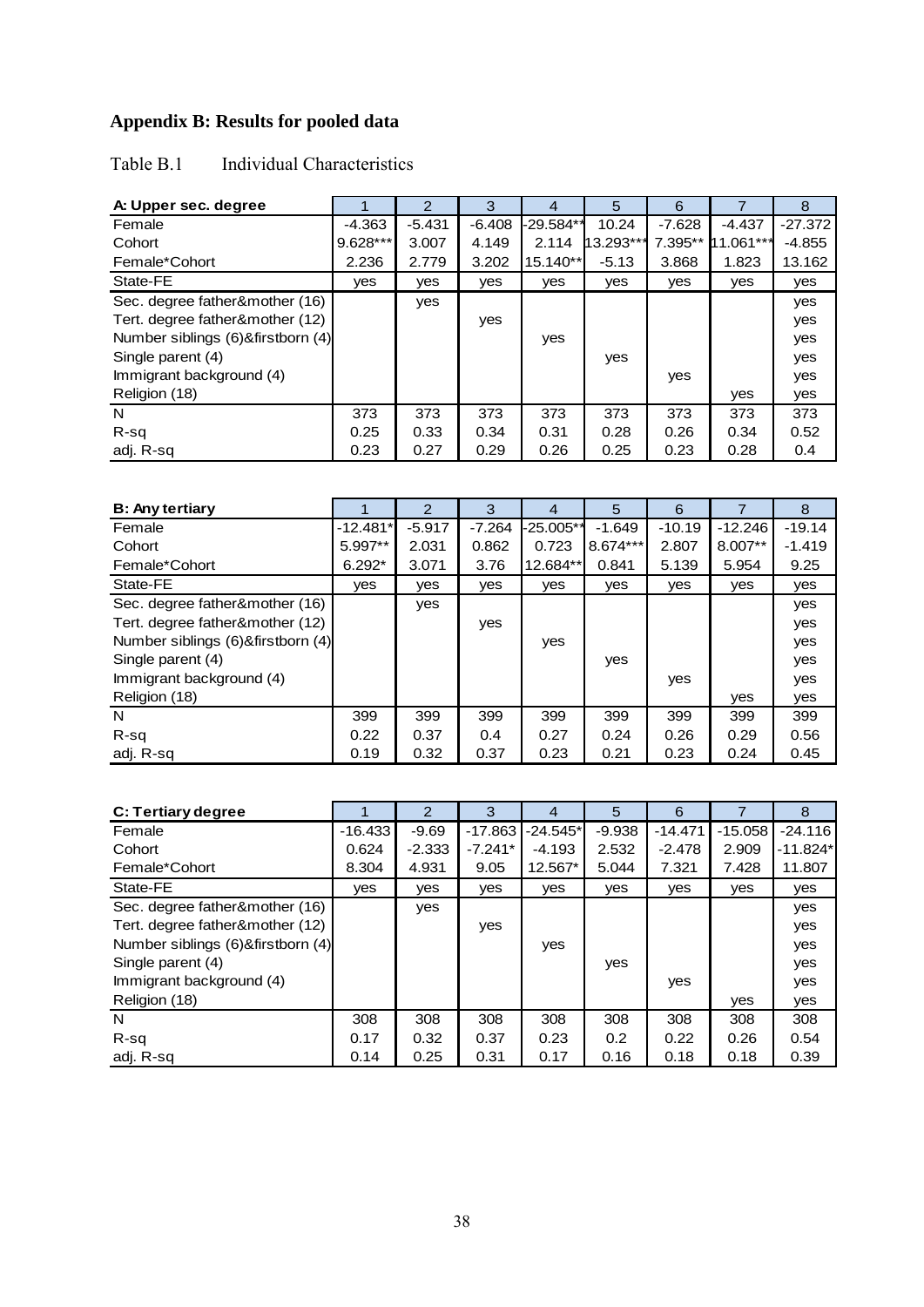## Appendix B: Results for pooled data

Table B.1 Individual Characteristics

| A: Upper sec. degree | 1 | 2 | 3 | 4 | 5 | 6 | 7 | 8 |
|---|---|---|---|---|---|---|---|---|
| Female | -4.363 | -5.431 | -6.408 | -29.584** | 10.24 | -7.628 | -4.437 | -27.372 |
| Cohort | 9.628*** | 3.007 | 4.149 | 2.114 | 13.293*** | 7.395** | 11.061*** | -4.855 |
| Female*Cohort | 2.236 | 2.779 | 3.202 | 15.140** | -5.13 | 3.868 | 1.823 | 13.162 |
| State-FE | yes | yes | yes | yes | yes | yes | yes | yes |
| Sec. degree father&mother (16) | | yes | | | | | | yes |
| Tert. degree father&mother (12) | | | yes | | | | | yes |
| Number siblings (6)&firstborn (4) | | | | yes | | | | yes |
| Single parent (4) | | | | | yes | | | yes |
| Immigrant background (4) | | | | | | yes | | yes |
| Religion (18) | | | | | | | yes | yes |
| N | 373 | 373 | 373 | 373 | 373 | 373 | 373 | 373 |
| R-sq | 0.25 | 0.33 | 0.34 | 0.31 | 0.28 | 0.26 | 0.34 | 0.52 |
| adj. R-sq | 0.23 | 0.27 | 0.29 | 0.26 | 0.25 | 0.23 | 0.28 | 0.4 |

| B: Any tertiary | 1 | 2 | 3 | 4 | 5 | 6 | 7 | 8 |
|---|---|---|---|---|---|---|---|---|
| Female | -12.481* | -5.917 | -7.264 | -25.005** | -1.649 | -10.19 | -12.246 | -19.14 |
| Cohort | 5.997** | 2.031 | 0.862 | 0.723 | 8.674*** | 2.807 | 8.007** | -1.419 |
| Female*Cohort | 6.292* | 3.071 | 3.76 | 12.684** | 0.841 | 5.139 | 5.954 | 9.25 |
| State-FE | yes | yes | yes | yes | yes | yes | yes | yes |
| Sec. degree father&mother (16) | | yes | | | | | | yes |
| Tert. degree father&mother (12) | | | yes | | | | | yes |
| Number siblings (6)&firstborn (4) | | | | yes | | | | yes |
| Single parent (4) | | | | | yes | | | yes |
| Immigrant background (4) | | | | | | yes | | yes |
| Religion (18) | | | | | | | yes | yes |
| N | 399 | 399 | 399 | 399 | 399 | 399 | 399 | 399 |
| R-sq | 0.22 | 0.37 | 0.4 | 0.27 | 0.24 | 0.26 | 0.29 | 0.56 |
| adj. R-sq | 0.19 | 0.32 | 0.37 | 0.23 | 0.21 | 0.23 | 0.24 | 0.45 |

| C: Tertiary degree | 1 | 2 | 3 | 4 | 5 | 6 | 7 | 8 |
|---|---|---|---|---|---|---|---|---|
| Female | -16.433 | -9.69 | -17.863 | -24.545* | -9.938 | -14.471 | -15.058 | -24.116 |
| Cohort | 0.624 | -2.333 | -7.241* | -4.193 | 2.532 | -2.478 | 2.909 | -11.824* |
| Female*Cohort | 8.304 | 4.931 | 9.05 | 12.567* | 5.044 | 7.321 | 7.428 | 11.807 |
| State-FE | yes | yes | yes | yes | yes | yes | yes | yes |
| Sec. degree father&mother (16) | | yes | | | | | | yes |
| Tert. degree father&mother (12) | | | yes | | | | | yes |
| Number siblings (6)&firstborn (4) | | | | yes | | | | yes |
| Single parent (4) | | | | | yes | | | yes |
| Immigrant background (4) | | | | | | yes | | yes |
| Religion (18) | | | | | | | yes | yes |
| N | 308 | 308 | 308 | 308 | 308 | 308 | 308 | 308 |
| R-sq | 0.17 | 0.32 | 0.37 | 0.23 | 0.2 | 0.22 | 0.26 | 0.54 |
| adj. R-sq | 0.14 | 0.25 | 0.31 | 0.17 | 0.16 | 0.18 | 0.18 | 0.39 |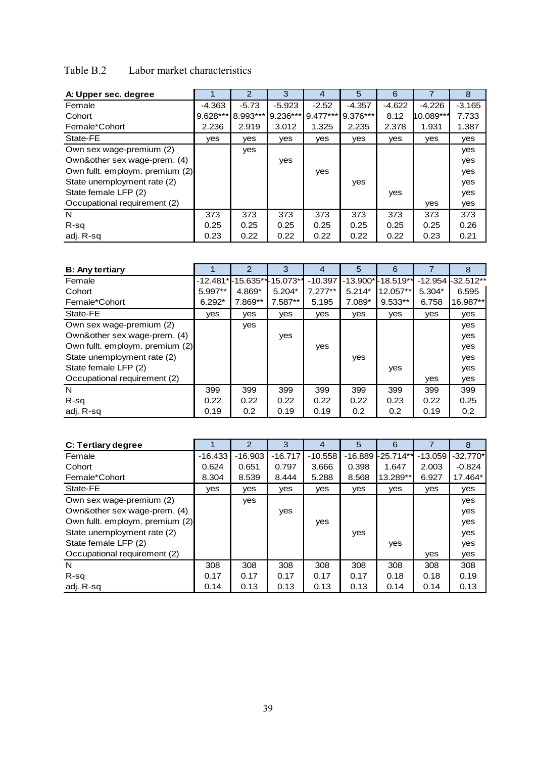Table B.2 Labor market characteristics

| A: Upper sec. degree | 1 | 2 | 3 | 4 | 5 | 6 | 7 | 8 |
|---|---|---|---|---|---|---|---|---|
| Female | -4.363 | -5.73 | -5.923 | -2.52 | -4.357 | -4.622 | -4.226 | -3.165 |
| Cohort | 9.628*** | 8.993*** | 9.236*** | 9.477*** | 9.376*** | 8.12 | 10.089*** | 7.733 |
| Female*Cohort | 2.236 | 2.919 | 3.012 | 1.325 | 2.235 | 2.378 | 1.931 | 1.387 |
| State-FE | yes | yes | yes | yes | yes | yes | yes | yes |
| Own sex wage-premium (2) | | yes | | | | | | yes |
| Own&other sex wage-prem. (4) | | | yes | | | | | yes |
| Own fullt. employm. premium (2) | | | | yes | | | | yes |
| State unemployment rate (2) | | | | | yes | | | yes |
| State female LFP (2) | | | | | | yes | | yes |
| Occupational requirement (2) | | | | | | | yes | yes |
| N | 373 | 373 | 373 | 373 | 373 | 373 | 373 | 373 |
| R-sq | 0.25 | 0.25 | 0.25 | 0.25 | 0.25 | 0.25 | 0.25 | 0.26 |
| adj. R-sq | 0.23 | 0.22 | 0.22 | 0.22 | 0.22 | 0.22 | 0.23 | 0.21 |

| B: Any tertiary | 1 | 2 | 3 | 4 | 5 | 6 | 7 | 8 |
|---|---|---|---|---|---|---|---|---|
| Female | -12.481* | -15.635** | -15.073** | -10.397 | -13.900* | -18.519** | -12.954 | -32.512** |
| Cohort | 5.997** | 4.869* | 5.204* | 7.277** | 5.214* | 12.057** | 5.304* | 6.595 |
| Female*Cohort | 6.292* | 7.869** | 7.587** | 5.195 | 7.089* | 9.533** | 6.758 | 16.987** |
| State-FE | yes | yes | yes | yes | yes | yes | yes | yes |
| Own sex wage-premium (2) | | yes | | | | | | yes |
| Own&other sex wage-prem. (4) | | | yes | | | | | yes |
| Own fullt. employm. premium (2) | | | | yes | | | | yes |
| State unemployment rate (2) | | | | | yes | | | yes |
| State female LFP (2) | | | | | | yes | | yes |
| Occupational requirement (2) | | | | | | | yes | yes |
| N | 399 | 399 | 399 | 399 | 399 | 399 | 399 | 399 |
| R-sq | 0.22 | 0.22 | 0.22 | 0.22 | 0.22 | 0.23 | 0.22 | 0.25 |
| adj. R-sq | 0.19 | 0.2 | 0.19 | 0.19 | 0.2 | 0.2 | 0.19 | 0.2 |

| C: Tertiary degree | 1 | 2 | 3 | 4 | 5 | 6 | 7 | 8 |
|---|---|---|---|---|---|---|---|---|
| Female | -16.433 | -16.903 | -16.717 | -10.558 | -16.889 | -25.714** | -13.059 | -32.770* |
| Cohort | 0.624 | 0.651 | 0.797 | 3.666 | 0.398 | 1.647 | 2.003 | -0.824 |
| Female*Cohort | 8.304 | 8.539 | 8.444 | 5.288 | 8.568 | 13.289** | 6.927 | 17.464* |
| State-FE | yes | yes | yes | yes | yes | yes | yes | yes |
| Own sex wage-premium (2) | | yes | | | | | | yes |
| Own&other sex wage-prem. (4) | | | yes | | | | | yes |
| Own fullt. employm. premium (2) | | | | yes | | | | yes |
| State unemployment rate (2) | | | | | yes | | | yes |
| State female LFP (2) | | | | | | yes | | yes |
| Occupational requirement (2) | | | | | | | yes | yes |
| N | 308 | 308 | 308 | 308 | 308 | 308 | 308 | 308 |
| R-sq | 0.17 | 0.17 | 0.17 | 0.17 | 0.17 | 0.18 | 0.18 | 0.19 |
| adj. R-sq | 0.14 | 0.13 | 0.13 | 0.13 | 0.13 | 0.14 | 0.14 | 0.13 |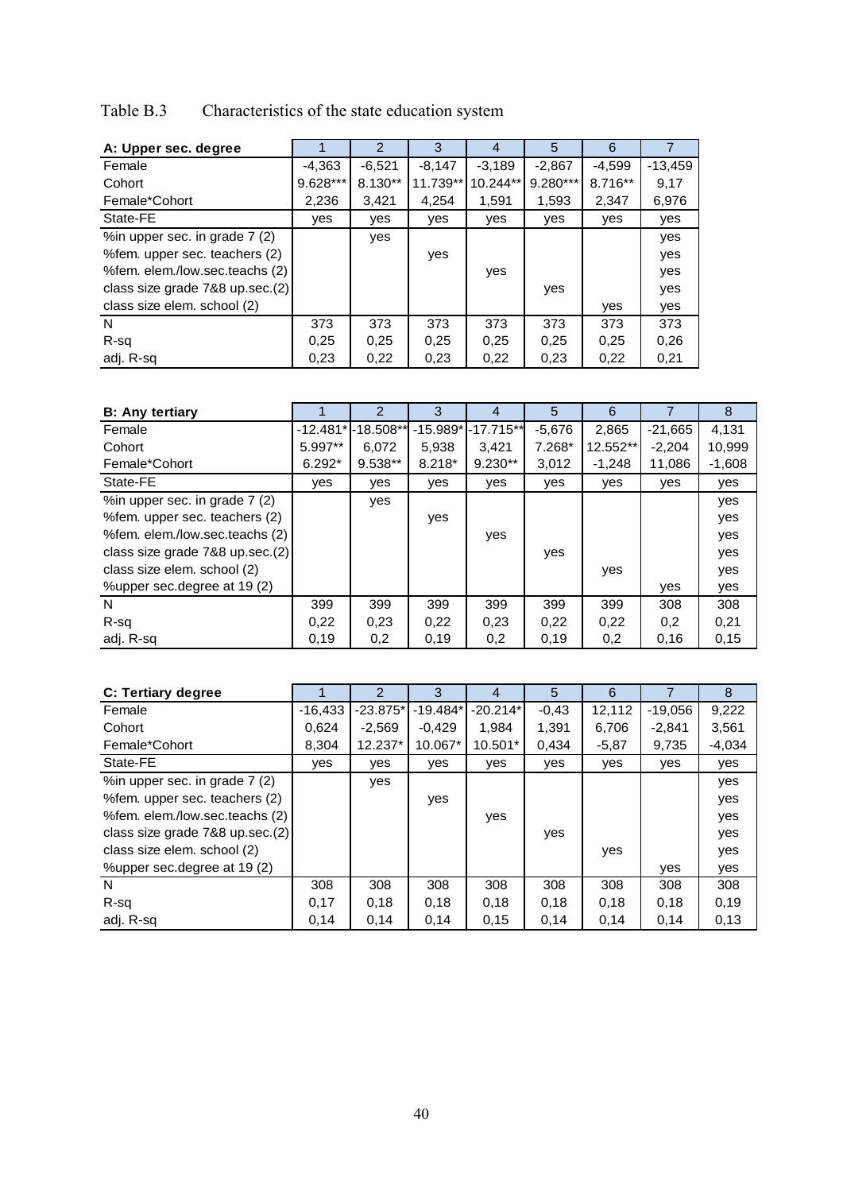Table B.3 Characteristics of the state education system

| A: Upper sec. degree | 1 | 2 | 3 | 4 | 5 | 6 | 7 |
|---|---|---|---|---|---|---|---|
| Female | -4,363 | -6,521 | -8,147 | -3,189 | -2,867 | -4,599 | -13,459 |
| Cohort | 9.628*** | 8.130** | 11.739** | 10.244** | 9.280*** | 8.716** | 9,17 |
| Female*Cohort | 2,236 | 3,421 | 4,254 | 1,591 | 1,593 | 2,347 | 6,976 |
| State-FE | yes | yes | yes | yes | yes | yes | yes |
| %in upper sec. in grade 7 (2) | | yes | | | | | yes |
| %fem. upper sec. teachers (2) | | | yes | | | | yes |
| %fem. elem./low.sec.teachs (2) | | | | yes | | | yes |
| class size grade 7&8 up.sec.(2) | | | | | yes | | yes |
| class size elem. school (2) | | | | | | yes | yes |
| N | 373 | 373 | 373 | 373 | 373 | 373 | 373 |
| R-sq | 0,25 | 0,25 | 0,25 | 0,25 | 0,25 | 0,25 | 0,26 |
| adj. R-sq | 0,23 | 0,22 | 0,23 | 0,22 | 0,23 | 0,22 | 0,21 |

| B: Any tertiary | 1 | 2 | 3 | 4 | 5 | 6 | 7 | 8 |
|---|---|---|---|---|---|---|---|---|
| Female | -12.481* | -18.508** | -15.989* | -17.715** | -5,676 | 2,865 | -21,665 | 4,131 |
| Cohort | 5.997** | 6,072 | 5,938 | 3,421 | 7.268* | 12.552** | -2,204 | 10,999 |
| Female*Cohort | 6.292* | 9.538** | 8.218* | 9.230** | 3,012 | -1,248 | 11,086 | -1,608 |
| State-FE | yes | yes | yes | yes | yes | yes | yes | yes |
| %in upper sec. in grade 7 (2) | | yes | | | | | | yes |
| %fem. upper sec. teachers (2) | | | yes | | | | | yes |
| %fem. elem./low.sec.teachs (2) | | | | yes | | | | yes |
| class size grade 7&8 up.sec.(2) | | | | | yes | | | yes |
| class size elem. school (2) | | | | | | yes | | yes |
| %upper sec.degree at 19 (2) | | | | | | | yes | yes |
| N | 399 | 399 | 399 | 399 | 399 | 399 | 308 | 308 |
| R-sq | 0,22 | 0,23 | 0,22 | 0,23 | 0,22 | 0,22 | 0,2 | 0,21 |
| adj. R-sq | 0,19 | 0,2 | 0,19 | 0,2 | 0,19 | 0,2 | 0,16 | 0,15 |

| C: Tertiary degree | 1 | 2 | 3 | 4 | 5 | 6 | 7 | 8 |
|---|---|---|---|---|---|---|---|---|
| Female | -16,433 | -23.875* | -19.484* | -20.214* | -0,43 | 12,112 | -19,056 | 9,222 |
| Cohort | 0,624 | -2,569 | -0,429 | 1,984 | 1,391 | 6,706 | -2,841 | 3,561 |
| Female*Cohort | 8,304 | 12.237* | 10.067* | 10.501* | 0,434 | -5,87 | 9,735 | -4,034 |
| State-FE | yes | yes | yes | yes | yes | yes | yes | yes |
| %in upper sec. in grade 7 (2) | | yes | | | | | | yes |
| %fem. upper sec. teachers (2) | | | yes | | | | | yes |
| %fem. elem./low.sec.teachs (2) | | | | yes | | | | yes |
| class size grade 7&8 up.sec.(2) | | | | | yes | | | yes |
| class size elem. school (2) | | | | | | yes | | yes |
| %upper sec.degree at 19 (2) | | | | | | | yes | yes |
| N | 308 | 308 | 308 | 308 | 308 | 308 | 308 | 308 |
| R-sq | 0,17 | 0,18 | 0,18 | 0,18 | 0,18 | 0,18 | 0,18 | 0,19 |
| adj. R-sq | 0,14 | 0,14 | 0,14 | 0,15 | 0,14 | 0,14 | 0,14 | 0,13 |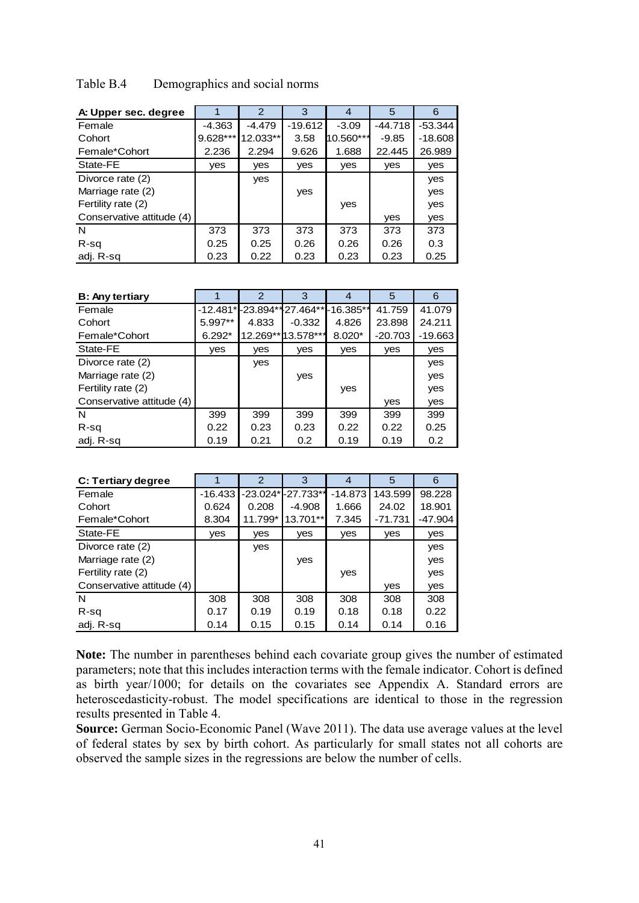Table B.4 Demographics and social norms

| A: Upper sec. degree | 1 | 2 | 3 | 4 | 5 | 6 |
|---|---|---|---|---|---|---|
| Female | -4.363 | -4.479 | -19.612 | -3.09 | -44.718 | -53.344 |
| Cohort | 9.628*** | 12.033** | 3.58 | 10.560*** | -9.85 | -18.608 |
| Female*Cohort | 2.236 | 2.294 | 9.626 | 1.688 | 22.445 | 26.989 |
| State-FE | yes | yes | yes | yes | yes | yes |
| Divorce rate (2) | | yes | | | | yes |
| Marriage rate (2) | | | yes | | | yes |
| Fertility rate (2) | | | | yes | | yes |
| Conservative attitude (4) | | | | | yes | yes |
| N | 373 | 373 | 373 | 373 | 373 | 373 |
| R-sq | 0.25 | 0.25 | 0.26 | 0.26 | 0.26 | 0.3 |
| adj. R-sq | 0.23 | 0.22 | 0.23 | 0.23 | 0.23 | 0.25 |

| B: Any tertiary | 1 | 2 | 3 | 4 | 5 | 6 |
|---|---|---|---|---|---|---|
| Female | -12.481* | -23.894** | -27.464** | -16.385** | 41.759 | 41.079 |
| Cohort | 5.997** | 4.833 | -0.332 | 4.826 | 23.898 | 24.211 |
| Female*Cohort | 6.292* | 12.269** | 13.578*** | 8.020* | -20.703 | -19.663 |
| State-FE | yes | yes | yes | yes | yes | yes |
| Divorce rate (2) | | yes | | | | yes |
| Marriage rate (2) | | | yes | | | yes |
| Fertility rate (2) | | | | yes | | yes |
| Conservative attitude (4) | | | | | yes | yes |
| N | 399 | 399 | 399 | 399 | 399 | 399 |
| R-sq | 0.22 | 0.23 | 0.23 | 0.22 | 0.22 | 0.25 |
| adj. R-sq | 0.19 | 0.21 | 0.2 | 0.19 | 0.19 | 0.2 |

| C: Tertiary degree | 1 | 2 | 3 | 4 | 5 | 6 |
|---|---|---|---|---|---|---|
| Female | -16.433 | -23.024* | -27.733** | -14.873 | 143.599 | 98.228 |
| Cohort | 0.624 | 0.208 | -4.908 | 1.666 | 24.02 | 18.901 |
| Female*Cohort | 8.304 | 11.799* | 13.701** | 7.345 | -71.731 | -47.904 |
| State-FE | yes | yes | yes | yes | yes | yes |
| Divorce rate (2) | | yes | | | | yes |
| Marriage rate (2) | | | yes | | | yes |
| Fertility rate (2) | | | | yes | | yes |
| Conservative attitude (4) | | | | | yes | yes |
| N | 308 | 308 | 308 | 308 | 308 | 308 |
| R-sq | 0.17 | 0.19 | 0.19 | 0.18 | 0.18 | 0.22 |
| adj. R-sq | 0.14 | 0.15 | 0.15 | 0.14 | 0.14 | 0.16 |

**Note:** The number in parentheses behind each covariate group gives the number of estimated parameters; note that this includes interaction terms with the female indicator. Cohort is defined as birth year/1000; for details on the covariates see Appendix A. Standard errors are heteroscedasticity-robust. The model specifications are identical to those in the regression results presented in Table 4.

**Source:** German Socio-Economic Panel (Wave 2011). The data use average values at the level of federal states by sex by birth cohort. As particularly for small states not all cohorts are observed the sample sizes in the regressions are below the number of cells.